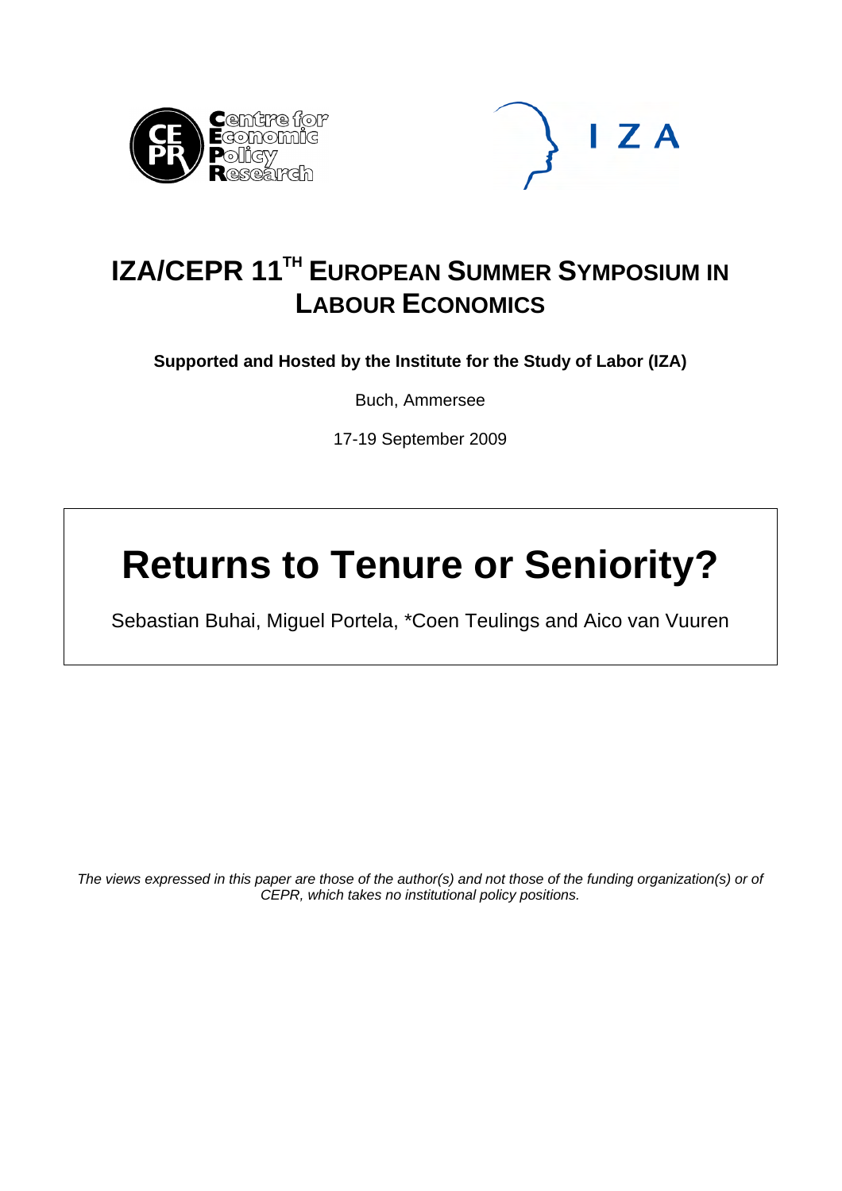# IZA/CEPR 11TH EUROPEAN SUMMER SYMPOSIUM IN LABOUR ECONOMICS

**Supported and Hosted by the Institute for the Study of Labor (IZA)**

Buch, Ammersee

17-19 September 2009

# Returns to Tenure or Seniority?

Sebastian Buhai, Miguel Portela, *Coen Teulings and Aico van Vuuren

*The views expressed in this paper are those of the author(s) and not those of the funding organization(s) or of CEPR, which takes no institutional policy positions.*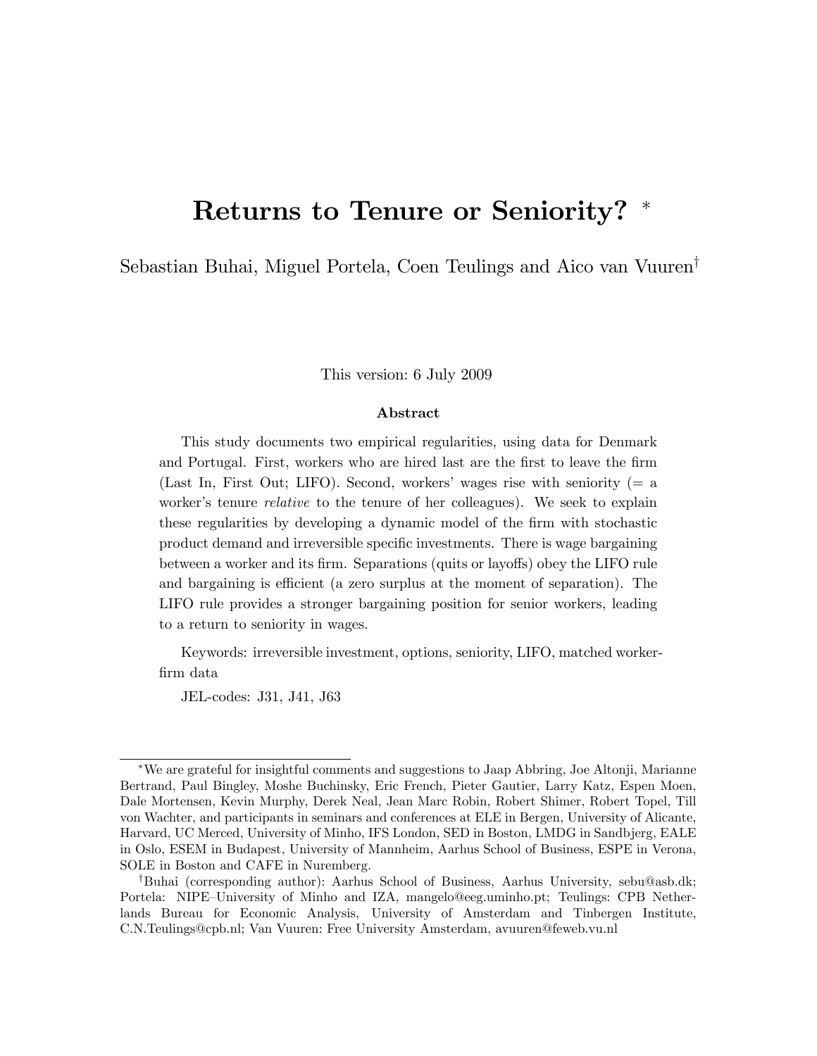# Returns to Tenure or Seniority? [*]

Sebastian Buhai, Miguel Portela, Coen Teulings and Aico van Vuuren[†]

This version: 6 July 2009

**Abstract**

This study documents two empirical regularities, using data for Denmark and Portugal. First, workers who are hired last are the first to leave the firm (Last In, First Out; LIFO). Second, workers' wages rise with seniority (= a worker's tenure *relative* to the tenure of her colleagues). We seek to explain these regularities by developing a dynamic model of the firm with stochastic product demand and irreversible specific investments. There is wage bargaining between a worker and its firm. Separations (quits or layoffs) obey the LIFO rule and bargaining is efficient (a zero surplus at the moment of separation). The LIFO rule provides a stronger bargaining position for senior workers, leading to a return to seniority in wages.

Keywords: irreversible investment, options, seniority, LIFO, matched worker-firm data

JEL-codes: J31, J41, J63

---

[*] We are grateful for insightful comments and suggestions to Jaap Abbring, Joe Altonji, Marianne Bertrand, Paul Bingley, Moshe Buchinsky, Eric French, Pieter Gautier, Larry Katz, Espen Moen, Dale Mortensen, Kevin Murphy, Derek Neal, Jean Marc Robin, Robert Shimer, Robert Topel, Till von Wachter, and participants in seminars and conferences at ELE in Bergen, University of Alicante, Harvard, UC Merced, University of Minho, IFS London, SED in Boston, LMDG in Sandbjerg, EALE in Oslo, ESEM in Budapest, University of Mannheim, Aarhus School of Business, ESPE in Verona, SOLE in Boston and CAFE in Nuremberg.

[†] Buhai (corresponding author): Aarhus School of Business, Aarhus University, sebu@asb.dk; Portela: NIPE–University of Minho and IZA, mangelo@eeg.uminho.pt; Teulings: CPB Netherlands Bureau for Economic Analysis, University of Amsterdam and Tinbergen Institute, C.N.Teulings@cpb.nl; Van Vuuren: Free University Amsterdam, avuuren@feweb.vu.nl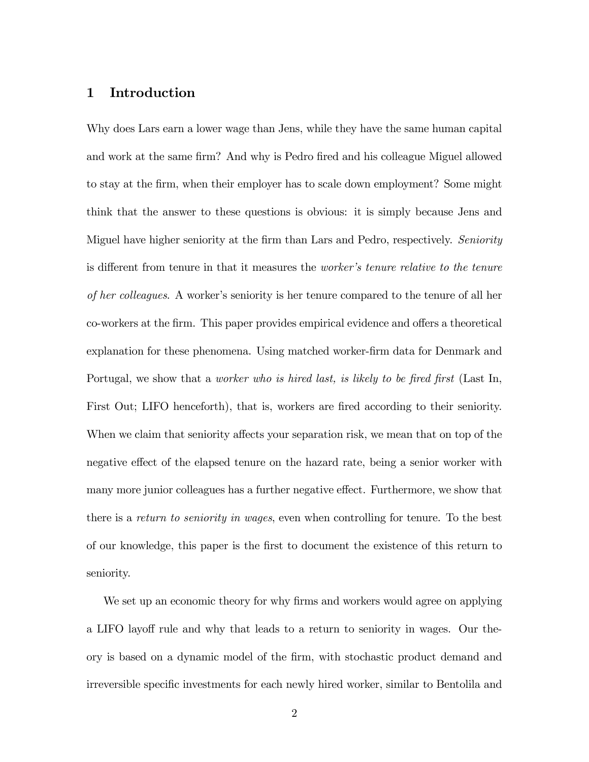# 1 Introduction

Why does Lars earn a lower wage than Jens, while they have the same human capital and work at the same firm? And why is Pedro fired and his colleague Miguel allowed to stay at the firm, when their employer has to scale down employment? Some might think that the answer to these questions is obvious: it is simply because Jens and Miguel have higher seniority at the firm than Lars and Pedro, respectively. *Seniority* is different from tenure in that it measures the *worker's tenure relative to the tenure of her colleagues*. A worker's seniority is her tenure compared to the tenure of all her co-workers at the firm. This paper provides empirical evidence and offers a theoretical explanation for these phenomena. Using matched worker-firm data for Denmark and Portugal, we show that a *worker who is hired last, is likely to be fired first* (Last In, First Out; LIFO henceforth), that is, workers are fired according to their seniority. When we claim that seniority affects your separation risk, we mean that on top of the negative effect of the elapsed tenure on the hazard rate, being a senior worker with many more junior colleagues has a further negative effect. Furthermore, we show that there is a *return to seniority in wages*, even when controlling for tenure. To the best of our knowledge, this paper is the first to document the existence of this return to seniority.

We set up an economic theory for why firms and workers would agree on applying a LIFO layoff rule and why that leads to a return to seniority in wages. Our theory is based on a dynamic model of the firm, with stochastic product demand and irreversible specific investments for each newly hired worker, similar to Bentolila and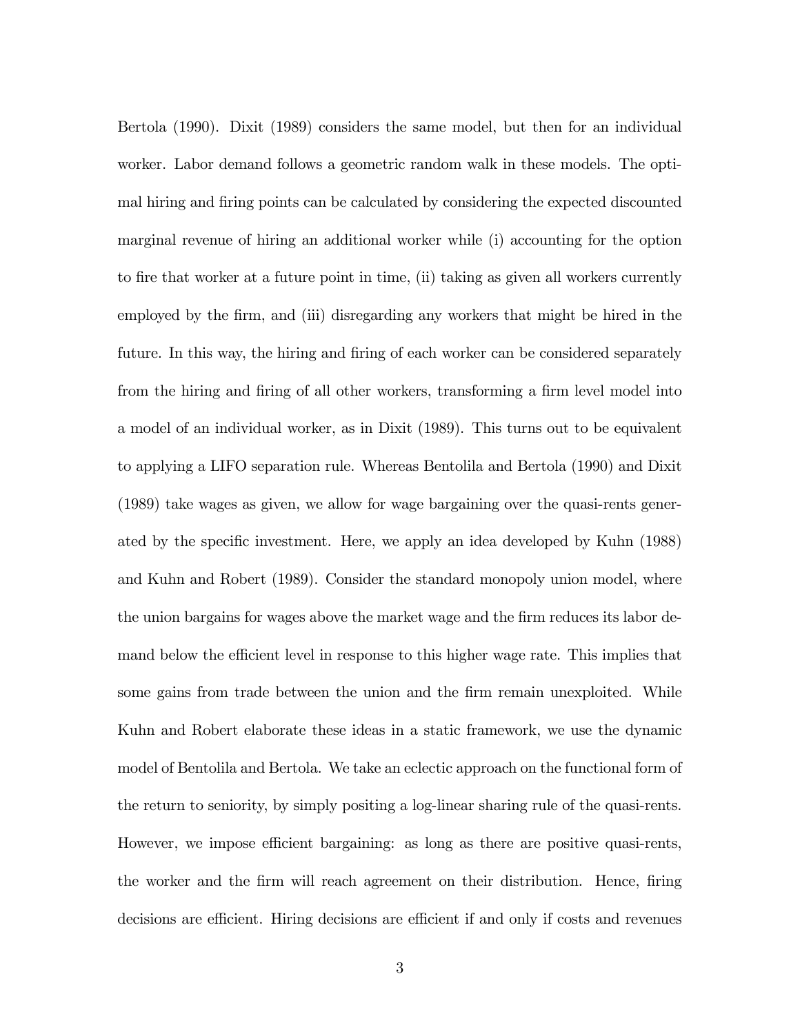Bertola (1990). Dixit (1989) considers the same model, but then for an individual worker. Labor demand follows a geometric random walk in these models. The optimal hiring and firing points can be calculated by considering the expected discounted marginal revenue of hiring an additional worker while (i) accounting for the option to fire that worker at a future point in time, (ii) taking as given all workers currently employed by the firm, and (iii) disregarding any workers that might be hired in the future. In this way, the hiring and firing of each worker can be considered separately from the hiring and firing of all other workers, transforming a firm level model into a model of an individual worker, as in Dixit (1989). This turns out to be equivalent to applying a LIFO separation rule. Whereas Bentolila and Bertola (1990) and Dixit (1989) take wages as given, we allow for wage bargaining over the quasi-rents generated by the specific investment. Here, we apply an idea developed by Kuhn (1988) and Kuhn and Robert (1989). Consider the standard monopoly union model, where the union bargains for wages above the market wage and the firm reduces its labor demand below the efficient level in response to this higher wage rate. This implies that some gains from trade between the union and the firm remain unexploited. While Kuhn and Robert elaborate these ideas in a static framework, we use the dynamic model of Bentolila and Bertola. We take an eclectic approach on the functional form of the return to seniority, by simply positing a log-linear sharing rule of the quasi-rents. However, we impose efficient bargaining: as long as there are positive quasi-rents, the worker and the firm will reach agreement on their distribution. Hence, firing decisions are efficient. Hiring decisions are efficient if and only if costs and revenues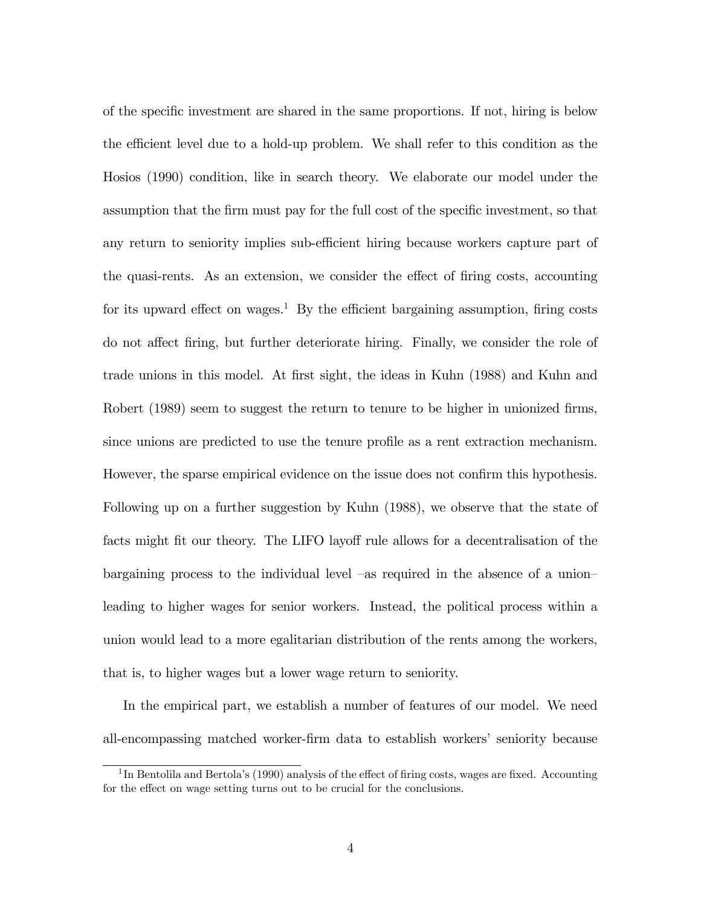of the specific investment are shared in the same proportions. If not, hiring is below the efficient level due to a hold-up problem. We shall refer to this condition as the Hosios (1990) condition, like in search theory. We elaborate our model under the assumption that the firm must pay for the full cost of the specific investment, so that any return to seniority implies sub-efficient hiring because workers capture part of the quasi-rents. As an extension, we consider the effect of firing costs, accounting for its upward effect on wages.[1] By the efficient bargaining assumption, firing costs do not affect firing, but further deteriorate hiring. Finally, we consider the role of trade unions in this model. At first sight, the ideas in Kuhn (1988) and Kuhn and Robert (1989) seem to suggest the return to tenure to be higher in unionized firms, since unions are predicted to use the tenure profile as a rent extraction mechanism. However, the sparse empirical evidence on the issue does not confirm this hypothesis. Following up on a further suggestion by Kuhn (1988), we observe that the state of facts might fit our theory. The LIFO layoff rule allows for a decentralisation of the bargaining process to the individual level –as required in the absence of a union– leading to higher wages for senior workers. Instead, the political process within a union would lead to a more egalitarian distribution of the rents among the workers, that is, to higher wages but a lower wage return to seniority.

In the empirical part, we establish a number of features of our model. We need all-encompassing matched worker-firm data to establish workers' seniority because

[1] In Bentolila and Bertola's (1990) analysis of the effect of firing costs, wages are fixed. Accounting for the effect on wage setting turns out to be crucial for the conclusions.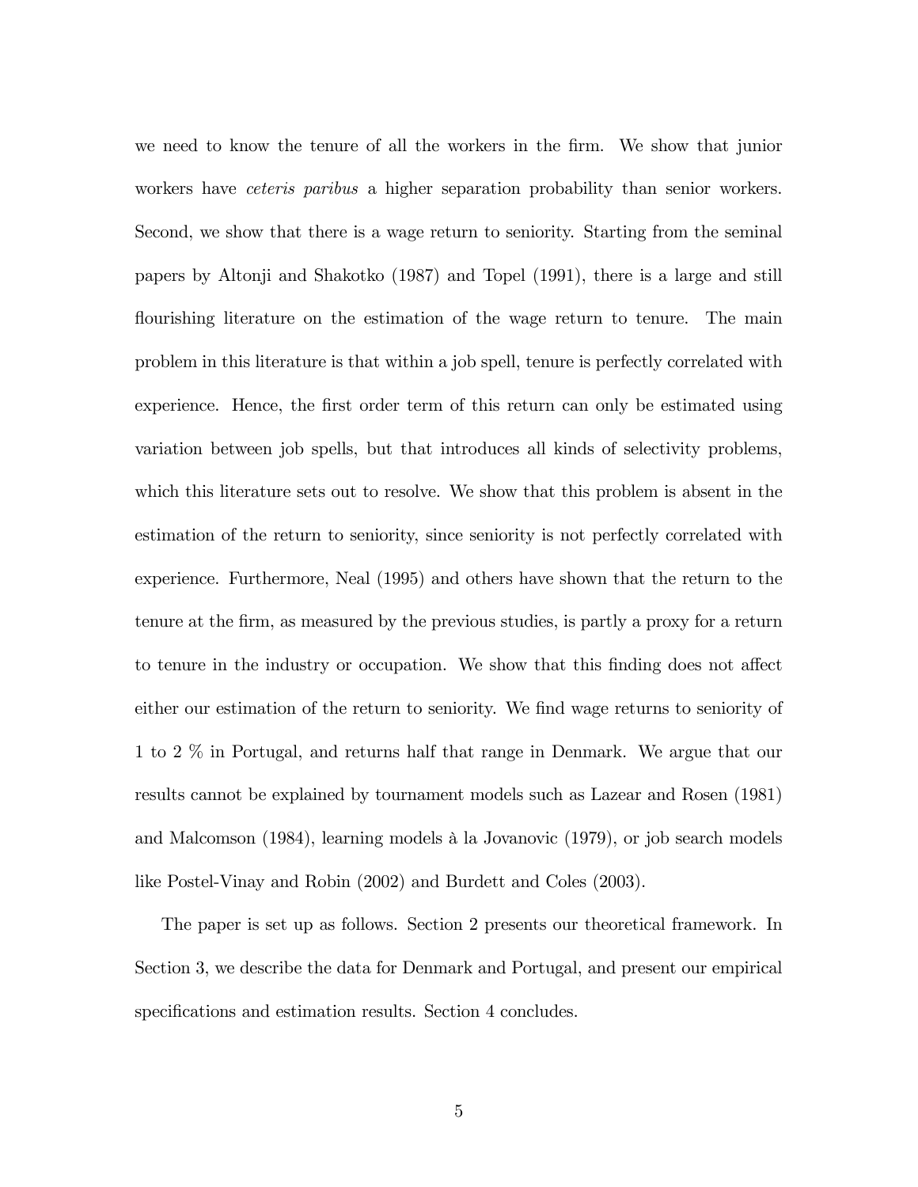we need to know the tenure of all the workers in the firm. We show that junior workers have *ceteris paribus* a higher separation probability than senior workers. Second, we show that there is a wage return to seniority. Starting from the seminal papers by Altonji and Shakotko (1987) and Topel (1991), there is a large and still flourishing literature on the estimation of the wage return to tenure. The main problem in this literature is that within a job spell, tenure is perfectly correlated with experience. Hence, the first order term of this return can only be estimated using variation between job spells, but that introduces all kinds of selectivity problems, which this literature sets out to resolve. We show that this problem is absent in the estimation of the return to seniority, since seniority is not perfectly correlated with experience. Furthermore, Neal (1995) and others have shown that the return to the tenure at the firm, as measured by the previous studies, is partly a proxy for a return to tenure in the industry or occupation. We show that this finding does not affect either our estimation of the return to seniority. We find wage returns to seniority of 1 to 2 % in Portugal, and returns half that range in Denmark. We argue that our results cannot be explained by tournament models such as Lazear and Rosen (1981) and Malcomson (1984), learning models à la Jovanovic (1979), or job search models like Postel-Vinay and Robin (2002) and Burdett and Coles (2003).

The paper is set up as follows. Section 2 presents our theoretical framework. In Section 3, we describe the data for Denmark and Portugal, and present our empirical specifications and estimation results. Section 4 concludes.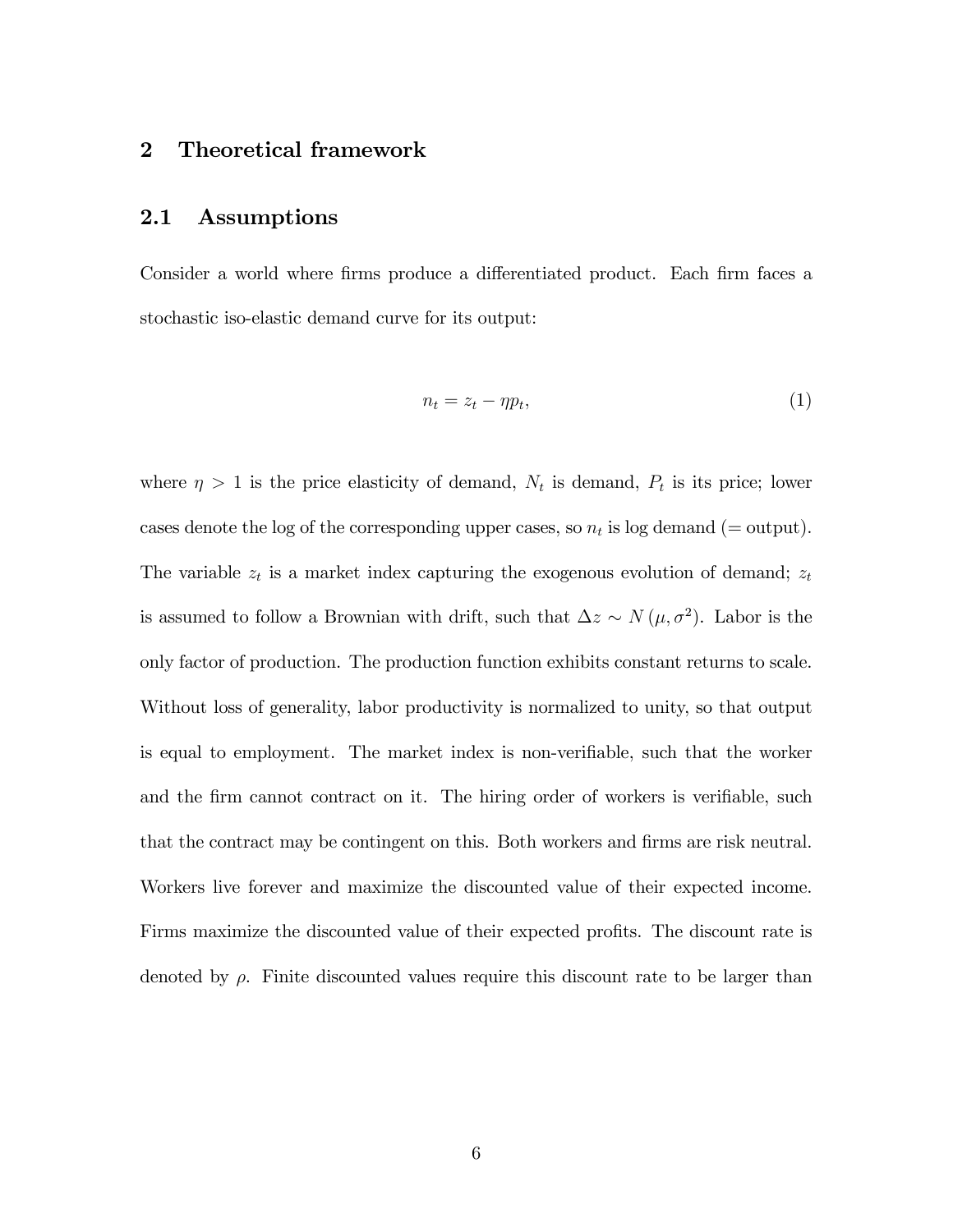## 2 Theoretical framework

### 2.1 Assumptions

Consider a world where firms produce a differentiated product. Each firm faces a stochastic iso-elastic demand curve for its output:

$$n_t = z_t - \eta p_t, \tag{1}$$

where $\eta > 1$ is the price elasticity of demand, $N_t$ is demand, $P_t$ is its price; lower cases denote the log of the corresponding upper cases, so $n_t$ is log demand (= output). The variable $z_t$ is a market index capturing the exogenous evolution of demand; $z_t$ is assumed to follow a Brownian with drift, such that $\Delta z \sim N(\mu, \sigma^2)$. Labor is the only factor of production. The production function exhibits constant returns to scale. Without loss of generality, labor productivity is normalized to unity, so that output is equal to employment. The market index is non-verifiable, such that the worker and the firm cannot contract on it. The hiring order of workers is verifiable, such that the contract may be contingent on this. Both workers and firms are risk neutral. Workers live forever and maximize the discounted value of their expected income. Firms maximize the discounted value of their expected profits. The discount rate is denoted by $\rho$. Finite discounted values require this discount rate to be larger than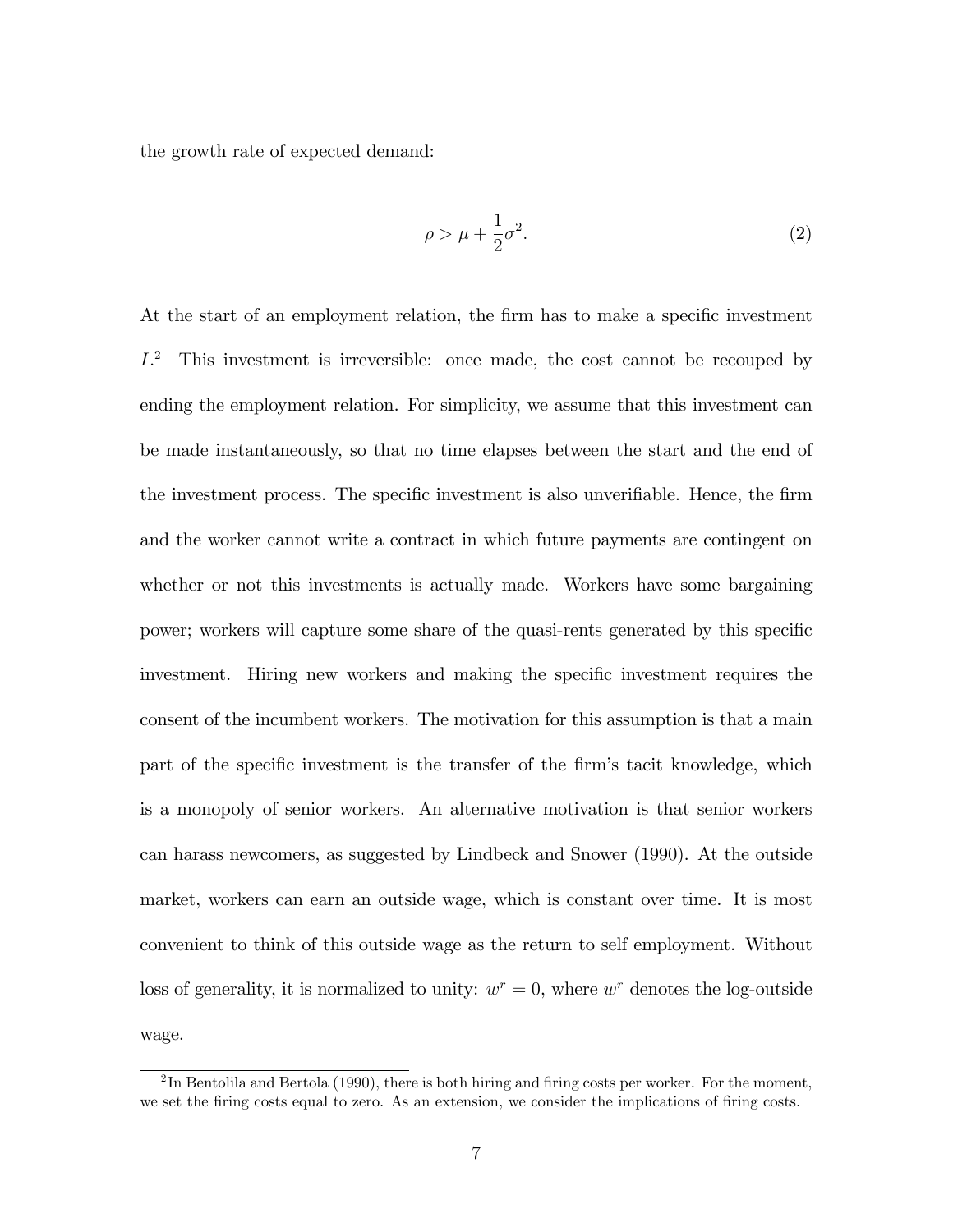the growth rate of expected demand:

$$\rho > \mu + \frac{1}{2}\sigma^2. \tag{2}$$

At the start of an employment relation, the firm has to make a specific investment $I$.[2] This investment is irreversible: once made, the cost cannot be recouped by ending the employment relation. For simplicity, we assume that this investment can be made instantaneously, so that no time elapses between the start and the end of the investment process. The specific investment is also unverifiable. Hence, the firm and the worker cannot write a contract in which future payments are contingent on whether or not this investments is actually made. Workers have some bargaining power; workers will capture some share of the quasi-rents generated by this specific investment. Hiring new workers and making the specific investment requires the consent of the incumbent workers. The motivation for this assumption is that a main part of the specific investment is the transfer of the firm's tacit knowledge, which is a monopoly of senior workers. An alternative motivation is that senior workers can harass newcomers, as suggested by Lindbeck and Snower (1990). At the outside market, workers can earn an outside wage, which is constant over time. It is most convenient to think of this outside wage as the return to self employment. Without loss of generality, it is normalized to unity: $w^r = 0$, where $w^r$ denotes the log-outside wage.

[2] In Bentolila and Bertola (1990), there is both hiring and firing costs per worker. For the moment, we set the firing costs equal to zero. As an extension, we consider the implications of firing costs.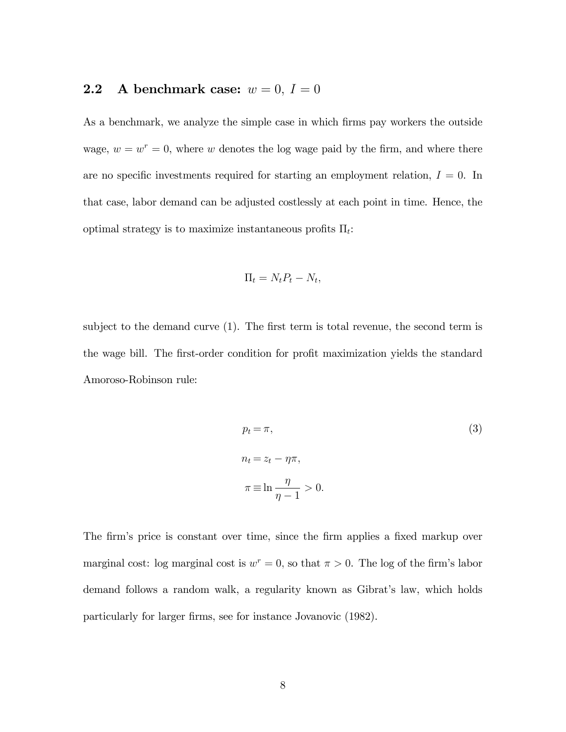## 2.2 A benchmark case: $w = 0,\ I = 0$

As a benchmark, we analyze the simple case in which firms pay workers the outside wage, $w = w^r = 0$, where $w$ denotes the log wage paid by the firm, and where there are no specific investments required for starting an employment relation, $I = 0$. In that case, labor demand can be adjusted costlessly at each point in time. Hence, the optimal strategy is to maximize instantaneous profits $\Pi_t$:

$$\Pi_t = N_t P_t - N_t,$$

subject to the demand curve (1). The first term is total revenue, the second term is the wage bill. The first-order condition for profit maximization yields the standard Amoroso-Robinson rule:

$$
\begin{aligned}
p_t &= \pi, \\
n_t &= z_t - \eta\pi, \\
\pi &\equiv \ln \frac{\eta}{\eta - 1} > 0.
\end{aligned}
\tag{3}
$$

The firm's price is constant over time, since the firm applies a fixed markup over marginal cost: log marginal cost is $w^r = 0$, so that $\pi > 0$. The log of the firm's labor demand follows a random walk, a regularity known as Gibrat's law, which holds particularly for larger firms, see for instance Jovanovic (1982).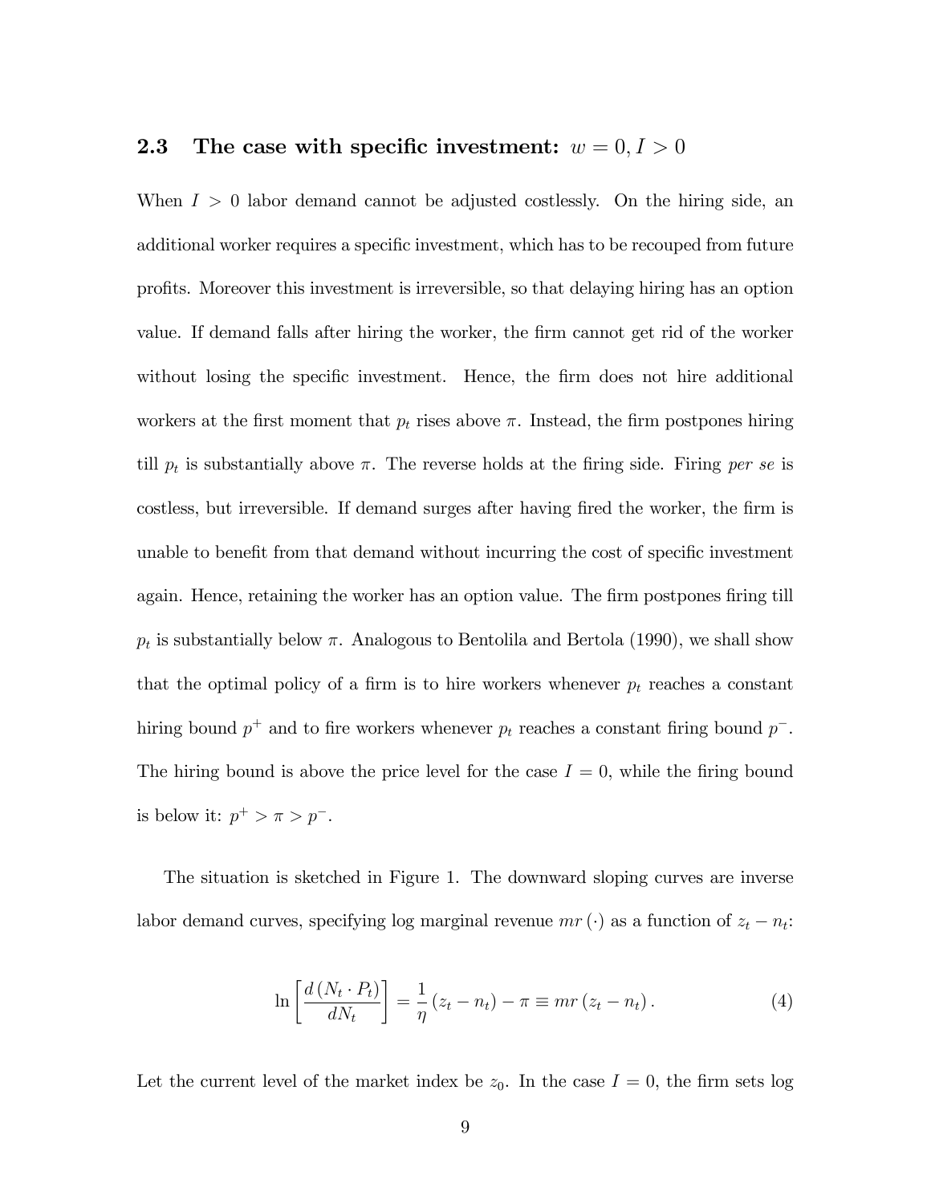### 2.3 The case with specific investment: $w = 0, I > 0$

When $I > 0$ labor demand cannot be adjusted costlessly. On the hiring side, an additional worker requires a specific investment, which has to be recouped from future profits. Moreover this investment is irreversible, so that delaying hiring has an option value. If demand falls after hiring the worker, the firm cannot get rid of the worker without losing the specific investment. Hence, the firm does not hire additional workers at the first moment that $p_t$ rises above $\pi$. Instead, the firm postpones hiring till $p_t$ is substantially above $\pi$. The reverse holds at the firing side. Firing *per se* is costless, but irreversible. If demand surges after having fired the worker, the firm is unable to benefit from that demand without incurring the cost of specific investment again. Hence, retaining the worker has an option value. The firm postpones firing till $p_t$ is substantially below $\pi$. Analogous to Bentolila and Bertola (1990), we shall show that the optimal policy of a firm is to hire workers whenever $p_t$ reaches a constant hiring bound $p^+$ and to fire workers whenever $p_t$ reaches a constant firing bound $p^-$. The hiring bound is above the price level for the case $I = 0$, while the firing bound is below it: $p^+ > \pi > p^-$.

The situation is sketched in Figure 1. The downward sloping curves are inverse labor demand curves, specifying log marginal revenue $mr(\cdot)$ as a function of $z_t - n_t$:

$$\ln\left[\frac{d(N_t \cdot P_t)}{dN_t}\right] = \frac{1}{\eta}(z_t - n_t) - \pi \equiv mr(z_t - n_t). \tag{4}$$

Let the current level of the market index be $z_0$. In the case $I = 0$, the firm sets log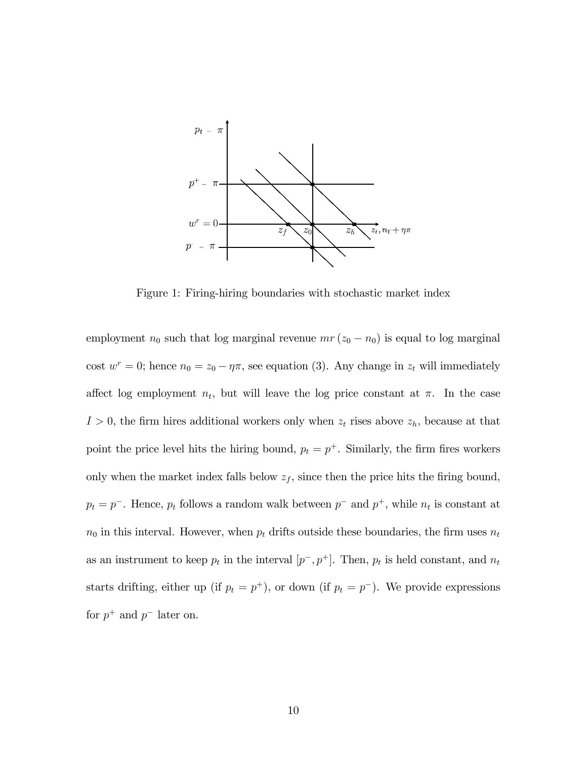Figure 1: Firing-hiring boundaries with stochastic market index

employment $n_0$ such that log marginal revenue $mr(z_0 - n_0)$ is equal to log marginal cost $w^r = 0$; hence $n_0 = z_0 - \eta\pi$, see equation (3). Any change in $z_t$ will immediately affect log employment $n_t$, but will leave the log price constant at $\pi$. In the case $I > 0$, the firm hires additional workers only when $z_t$ rises above $z_h$, because at that point the price level hits the hiring bound, $p_t = p^+$. Similarly, the firm fires workers only when the market index falls below $z_f$, since then the price hits the firing bound, $p_t = p^-$. Hence, $p_t$ follows a random walk between $p^-$ and $p^+$, while $n_t$ is constant at $n_0$ in this interval. However, when $p_t$ drifts outside these boundaries, the firm uses $n_t$ as an instrument to keep $p_t$ in the interval $[p^-, p^+]$. Then, $p_t$ is held constant, and $n_t$ starts drifting, either up (if $p_t = p^+$), or down (if $p_t = p^-$). We provide expressions for $p^+$ and $p^-$ later on.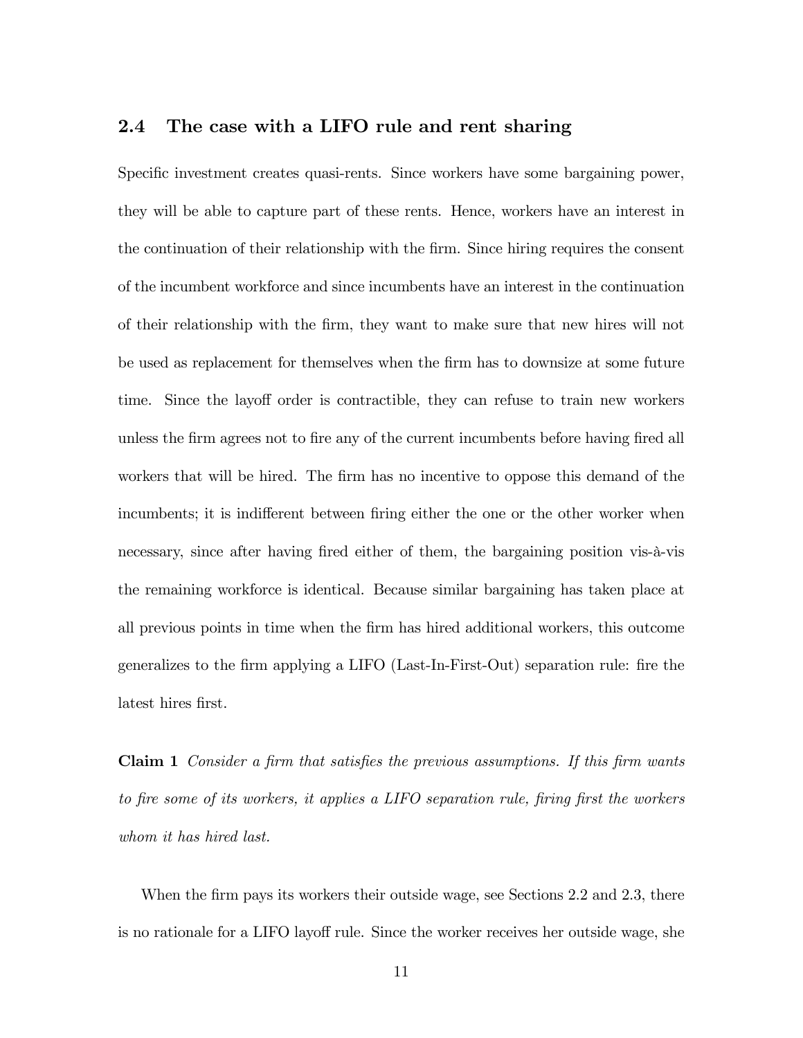## 2.4 The case with a LIFO rule and rent sharing

Specific investment creates quasi-rents. Since workers have some bargaining power, they will be able to capture part of these rents. Hence, workers have an interest in the continuation of their relationship with the firm. Since hiring requires the consent of the incumbent workforce and since incumbents have an interest in the continuation of their relationship with the firm, they want to make sure that new hires will not be used as replacement for themselves when the firm has to downsize at some future time. Since the layoff order is contractible, they can refuse to train new workers unless the firm agrees not to fire any of the current incumbents before having fired all workers that will be hired. The firm has no incentive to oppose this demand of the incumbents; it is indifferent between firing either the one or the other worker when necessary, since after having fired either of them, the bargaining position vis-à-vis the remaining workforce is identical. Because similar bargaining has taken place at all previous points in time when the firm has hired additional workers, this outcome generalizes to the firm applying a LIFO (Last-In-First-Out) separation rule: fire the latest hires first.

**Claim 1** *Consider a firm that satisfies the previous assumptions. If this firm wants to fire some of its workers, it applies a LIFO separation rule, firing first the workers whom it has hired last.*

When the firm pays its workers their outside wage, see Sections 2.2 and 2.3, there is no rationale for a LIFO layoff rule. Since the worker receives her outside wage, she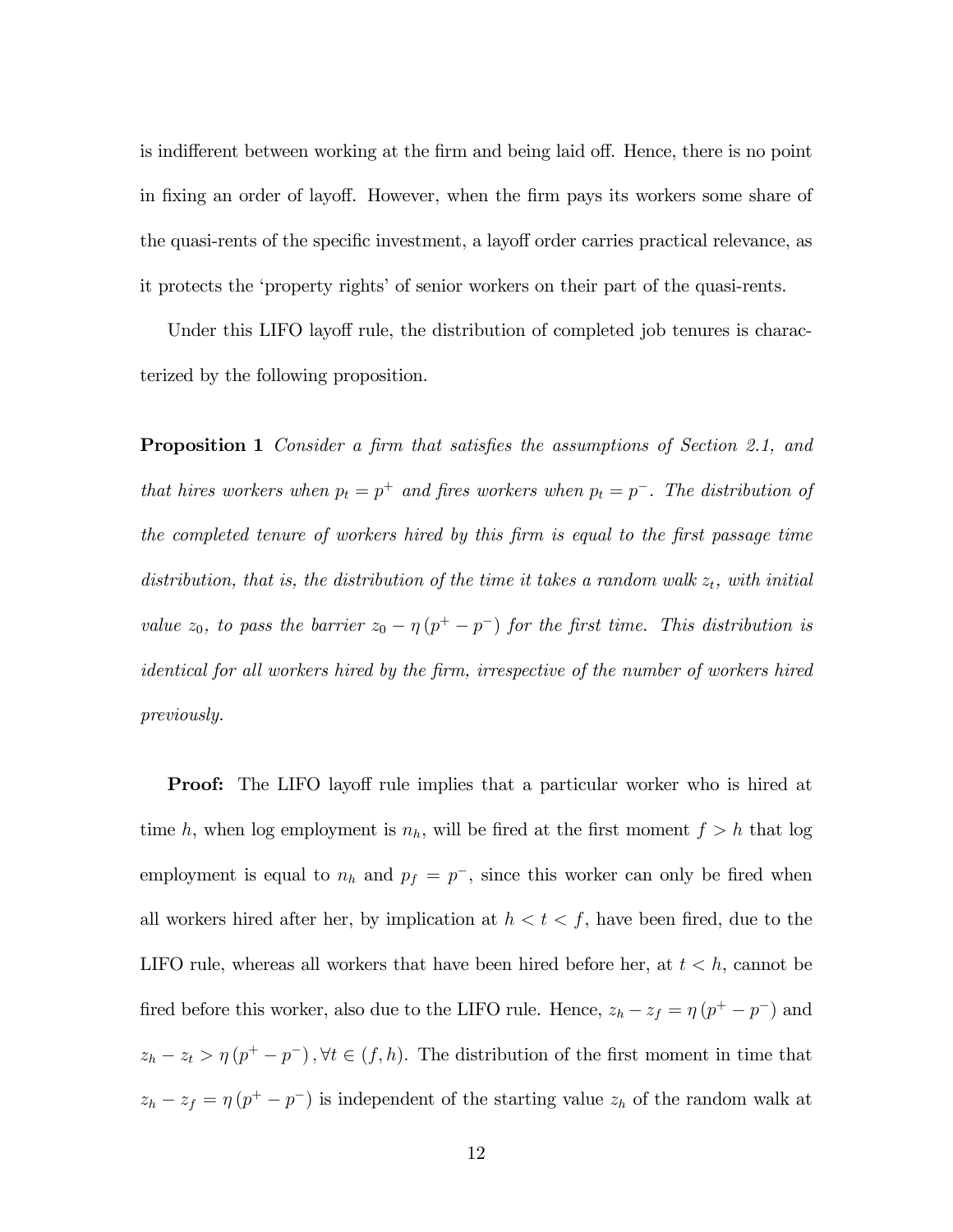is indifferent between working at the firm and being laid off. Hence, there is no point in fixing an order of layoff. However, when the firm pays its workers some share of the quasi-rents of the specific investment, a layoff order carries practical relevance, as it protects the 'property rights' of senior workers on their part of the quasi-rents.

Under this LIFO layoff rule, the distribution of completed job tenures is characterized by the following proposition.

**Proposition 1** *Consider a firm that satisfies the assumptions of Section 2.1, and that hires workers when $p_t = p^+$ and fires workers when $p_t = p^-$. The distribution of the completed tenure of workers hired by this firm is equal to the first passage time distribution, that is, the distribution of the time it takes a random walk $z_t$, with initial value $z_0$, to pass the barrier $z_0 - \eta(p^+ - p^-)$ for the first time. This distribution is identical for all workers hired by the firm, irrespective of the number of workers hired previously.*

**Proof:** The LIFO layoff rule implies that a particular worker who is hired at time $h$, when log employment is $n_h$, will be fired at the first moment $f > h$ that log employment is equal to $n_h$ and $p_f = p^-$, since this worker can only be fired when all workers hired after her, by implication at $h < t < f$, have been fired, due to the LIFO rule, whereas all workers that have been hired before her, at $t < h$, cannot be fired before this worker, also due to the LIFO rule. Hence, $z_h - z_f = \eta(p^+ - p^-)$ and $z_h - z_t > \eta(p^+ - p^-), \forall t \in (f, h)$. The distribution of the first moment in time that $z_h - z_f = \eta(p^+ - p^-)$ is independent of the starting value $z_h$ of the random walk at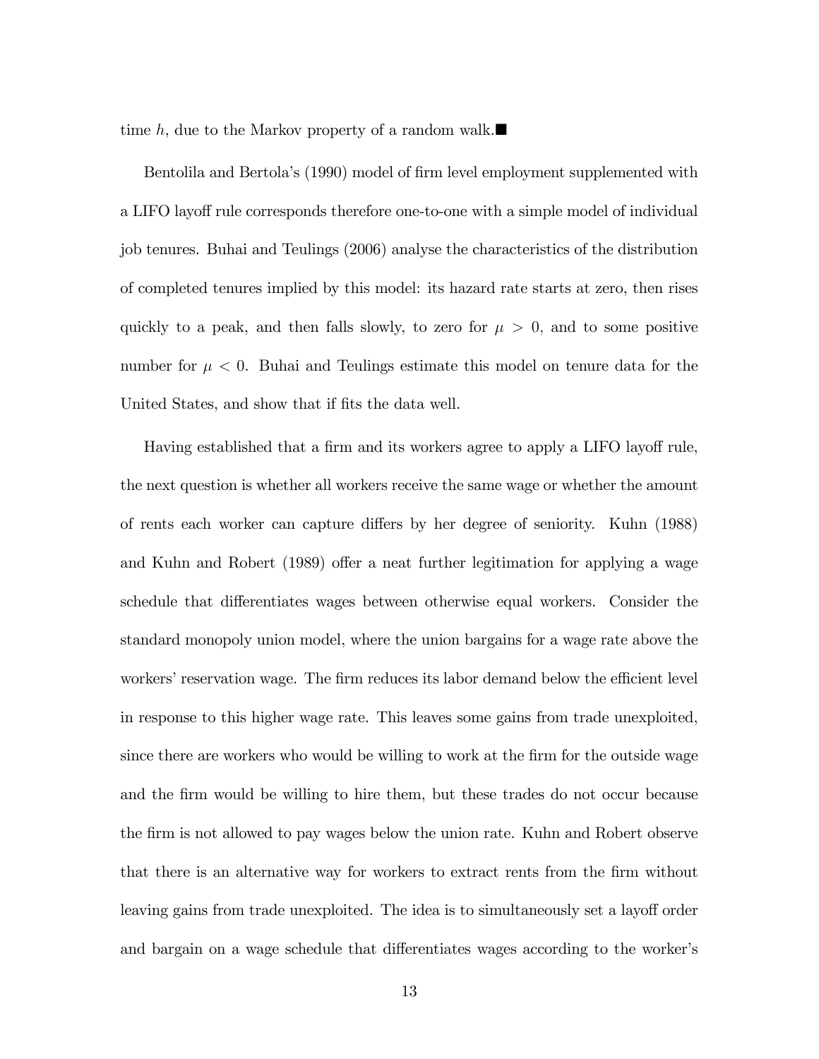time $h$, due to the Markov property of a random walk.■

Bentolila and Bertola's (1990) model of firm level employment supplemented with a LIFO layoff rule corresponds therefore one-to-one with a simple model of individual job tenures. Buhai and Teulings (2006) analyse the characteristics of the distribution of completed tenures implied by this model: its hazard rate starts at zero, then rises quickly to a peak, and then falls slowly, to zero for $\mu > 0$, and to some positive number for $\mu < 0$. Buhai and Teulings estimate this model on tenure data for the United States, and show that if fits the data well.

Having established that a firm and its workers agree to apply a LIFO layoff rule, the next question is whether all workers receive the same wage or whether the amount of rents each worker can capture differs by her degree of seniority. Kuhn (1988) and Kuhn and Robert (1989) offer a neat further legitimation for applying a wage schedule that differentiates wages between otherwise equal workers. Consider the standard monopoly union model, where the union bargains for a wage rate above the workers' reservation wage. The firm reduces its labor demand below the efficient level in response to this higher wage rate. This leaves some gains from trade unexploited, since there are workers who would be willing to work at the firm for the outside wage and the firm would be willing to hire them, but these trades do not occur because the firm is not allowed to pay wages below the union rate. Kuhn and Robert observe that there is an alternative way for workers to extract rents from the firm without leaving gains from trade unexploited. The idea is to simultaneously set a layoff order and bargain on a wage schedule that differentiates wages according to the worker's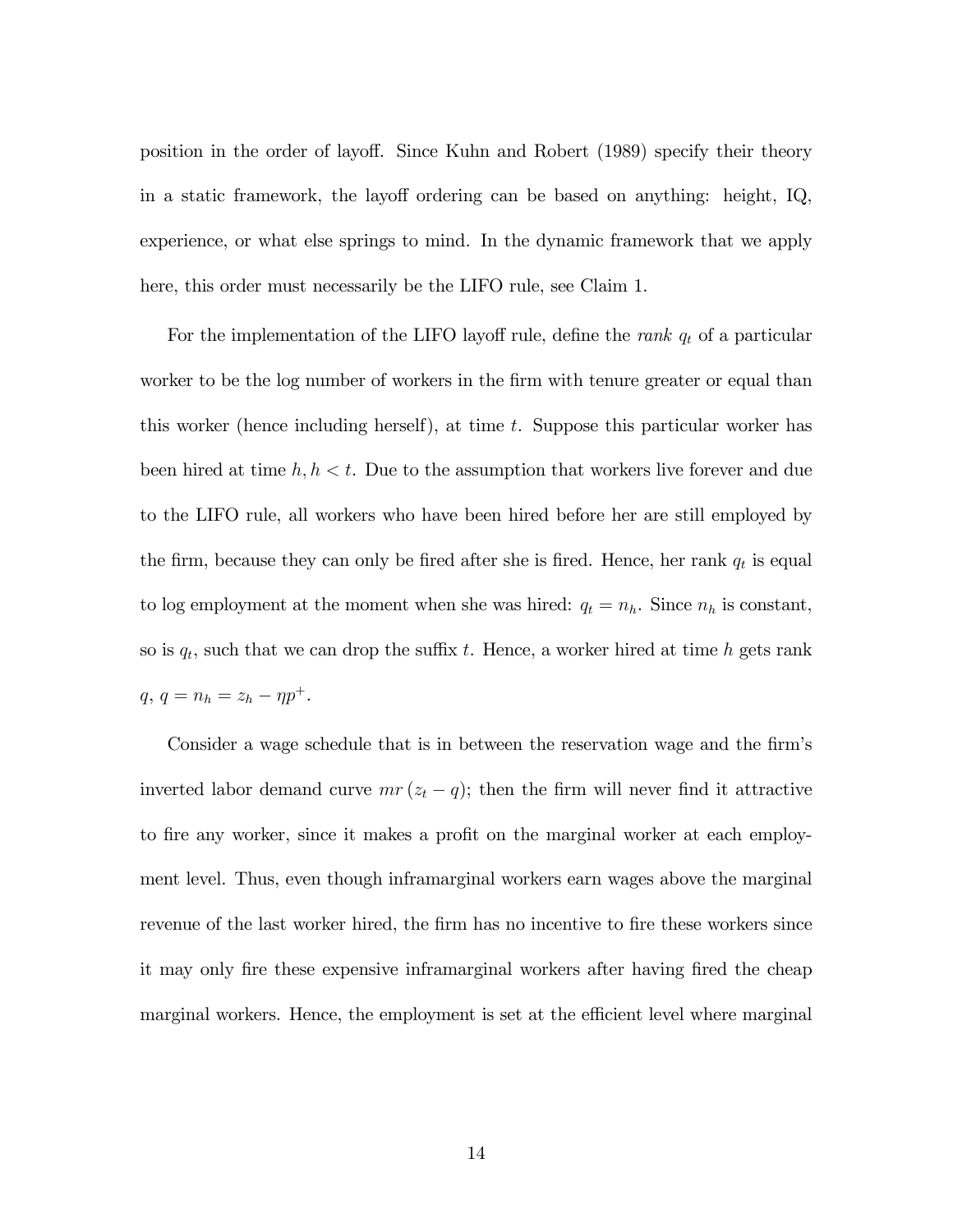position in the order of layoff. Since Kuhn and Robert (1989) specify their theory in a static framework, the layoff ordering can be based on anything: height, IQ, experience, or what else springs to mind. In the dynamic framework that we apply here, this order must necessarily be the LIFO rule, see Claim 1.

For the implementation of the LIFO layoff rule, define the *rank* $q_t$ of a particular worker to be the log number of workers in the firm with tenure greater or equal than this worker (hence including herself), at time $t$. Suppose this particular worker has been hired at time $h, h < t$. Due to the assumption that workers live forever and due to the LIFO rule, all workers who have been hired before her are still employed by the firm, because they can only be fired after she is fired. Hence, her rank $q_t$ is equal to log employment at the moment when she was hired: $q_t = n_h$. Since $n_h$ is constant, so is $q_t$, such that we can drop the suffix $t$. Hence, a worker hired at time $h$ gets rank $q$, $q = n_h = z_h - \eta p^+$.

Consider a wage schedule that is in between the reservation wage and the firm's inverted labor demand curve $mr(z_t - q)$; then the firm will never find it attractive to fire any worker, since it makes a profit on the marginal worker at each employment level. Thus, even though inframarginal workers earn wages above the marginal revenue of the last worker hired, the firm has no incentive to fire these workers since it may only fire these expensive inframarginal workers after having fired the cheap marginal workers. Hence, the employment is set at the efficient level where marginal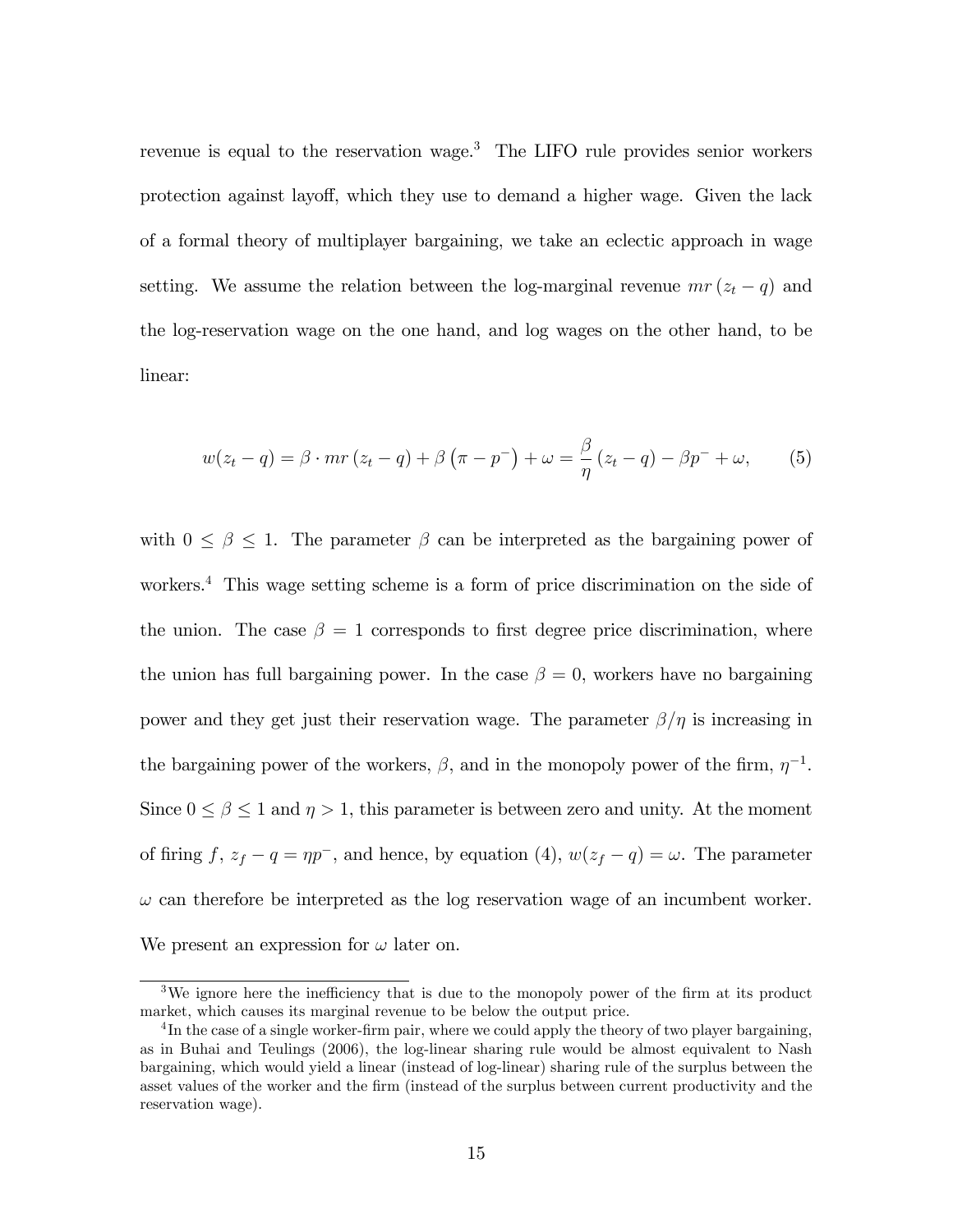revenue is equal to the reservation wage.[3] The LIFO rule provides senior workers protection against layoff, which they use to demand a higher wage. Given the lack of a formal theory of multiplayer bargaining, we take an eclectic approach in wage setting. We assume the relation between the log-marginal revenue $mr(z_t - q)$ and the log-reservation wage on the one hand, and log wages on the other hand, to be linear:

$$w(z_t - q) = \beta \cdot mr(z_t - q) + \beta\left(\pi - p^-\right) + \omega = \frac{\beta}{\eta}(z_t - q) - \beta p^- + \omega, \tag{5}$$

with $0 \leq \beta \leq 1$. The parameter $\beta$ can be interpreted as the bargaining power of workers.[4] This wage setting scheme is a form of price discrimination on the side of the union. The case $\beta = 1$ corresponds to first degree price discrimination, where the union has full bargaining power. In the case $\beta = 0$, workers have no bargaining power and they get just their reservation wage. The parameter $\beta/\eta$ is increasing in the bargaining power of the workers, $\beta$, and in the monopoly power of the firm, $\eta^{-1}$. Since $0 \leq \beta \leq 1$ and $\eta > 1$, this parameter is between zero and unity. At the moment of firing $f$, $z_f - q = \eta p^-$, and hence, by equation (4), $w(z_f - q) = \omega$. The parameter $\omega$ can therefore be interpreted as the log reservation wage of an incumbent worker. We present an expression for $\omega$ later on.

---

[3] We ignore here the inefficiency that is due to the monopoly power of the firm at its product market, which causes its marginal revenue to be below the output price.

[4] In the case of a single worker-firm pair, where we could apply the theory of two player bargaining, as in Buhai and Teulings (2006), the log-linear sharing rule would be almost equivalent to Nash bargaining, which would yield a linear (instead of log-linear) sharing rule of the surplus between the asset values of the worker and the firm (instead of the surplus between current productivity and the reservation wage).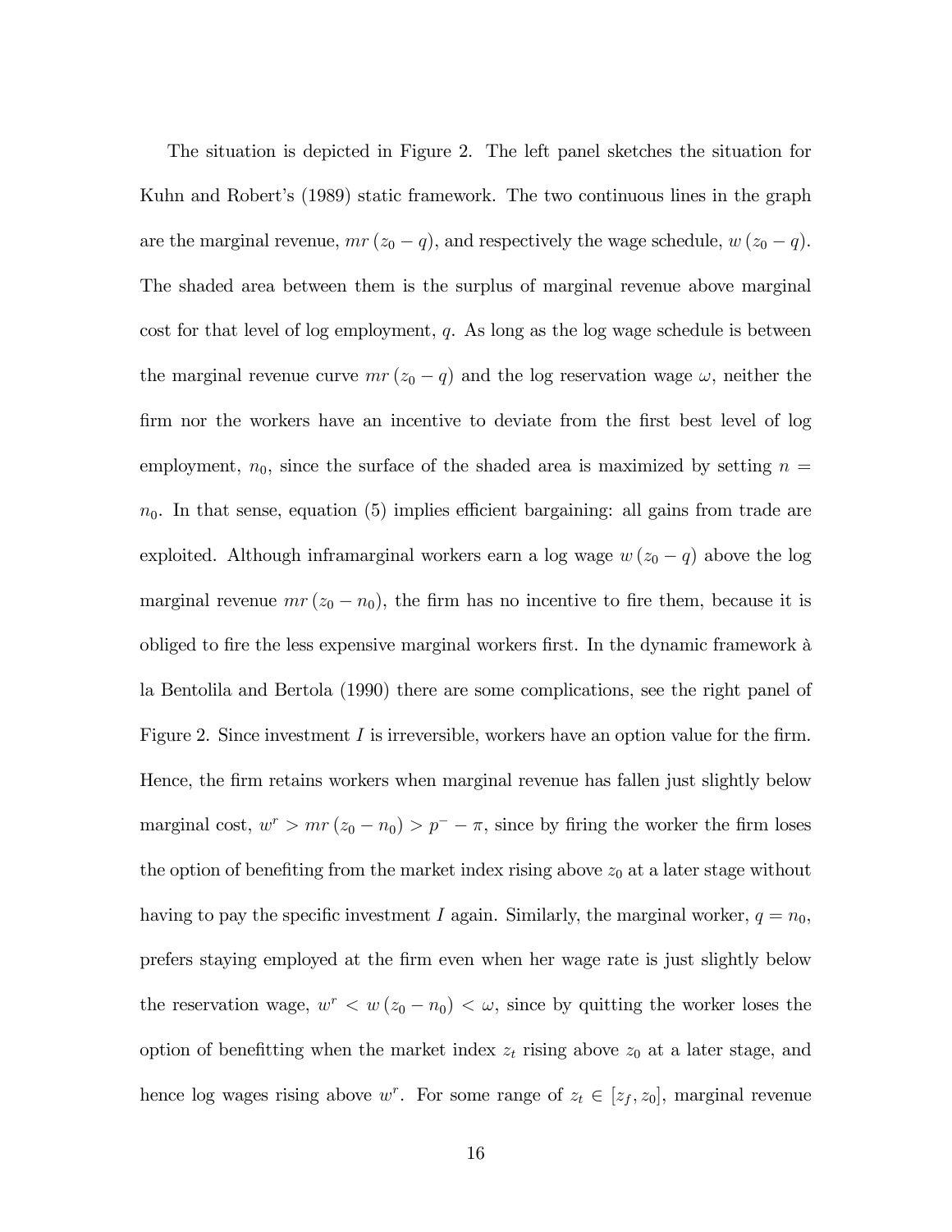The situation is depicted in Figure 2. The left panel sketches the situation for Kuhn and Robert's (1989) static framework. The two continuous lines in the graph are the marginal revenue, $mr(z_0 - q)$, and respectively the wage schedule, $w(z_0 - q)$. The shaded area between them is the surplus of marginal revenue above marginal cost for that level of log employment, $q$. As long as the log wage schedule is between the marginal revenue curve $mr(z_0 - q)$ and the log reservation wage $\omega$, neither the firm nor the workers have an incentive to deviate from the first best level of log employment, $n_0$, since the surface of the shaded area is maximized by setting $n = n_0$. In that sense, equation (5) implies efficient bargaining: all gains from trade are exploited. Although inframarginal workers earn a log wage $w(z_0 - q)$ above the log marginal revenue $mr(z_0 - n_0)$, the firm has no incentive to fire them, because it is obliged to fire the less expensive marginal workers first. In the dynamic framework à la Bentolila and Bertola (1990) there are some complications, see the right panel of Figure 2. Since investment $I$ is irreversible, workers have an option value for the firm. Hence, the firm retains workers when marginal revenue has fallen just slightly below marginal cost, $w^r > mr(z_0 - n_0) > p^- - \pi$, since by firing the worker the firm loses the option of benefiting from the market index rising above $z_0$ at a later stage without having to pay the specific investment $I$ again. Similarly, the marginal worker, $q = n_0$, prefers staying employed at the firm even when her wage rate is just slightly below the reservation wage, $w^r < w(z_0 - n_0) < \omega$, since by quitting the worker loses the option of benefitting when the market index $z_t$ rising above $z_0$ at a later stage, and hence log wages rising above $w^r$. For some range of $z_t \in [z_f, z_0]$, marginal revenue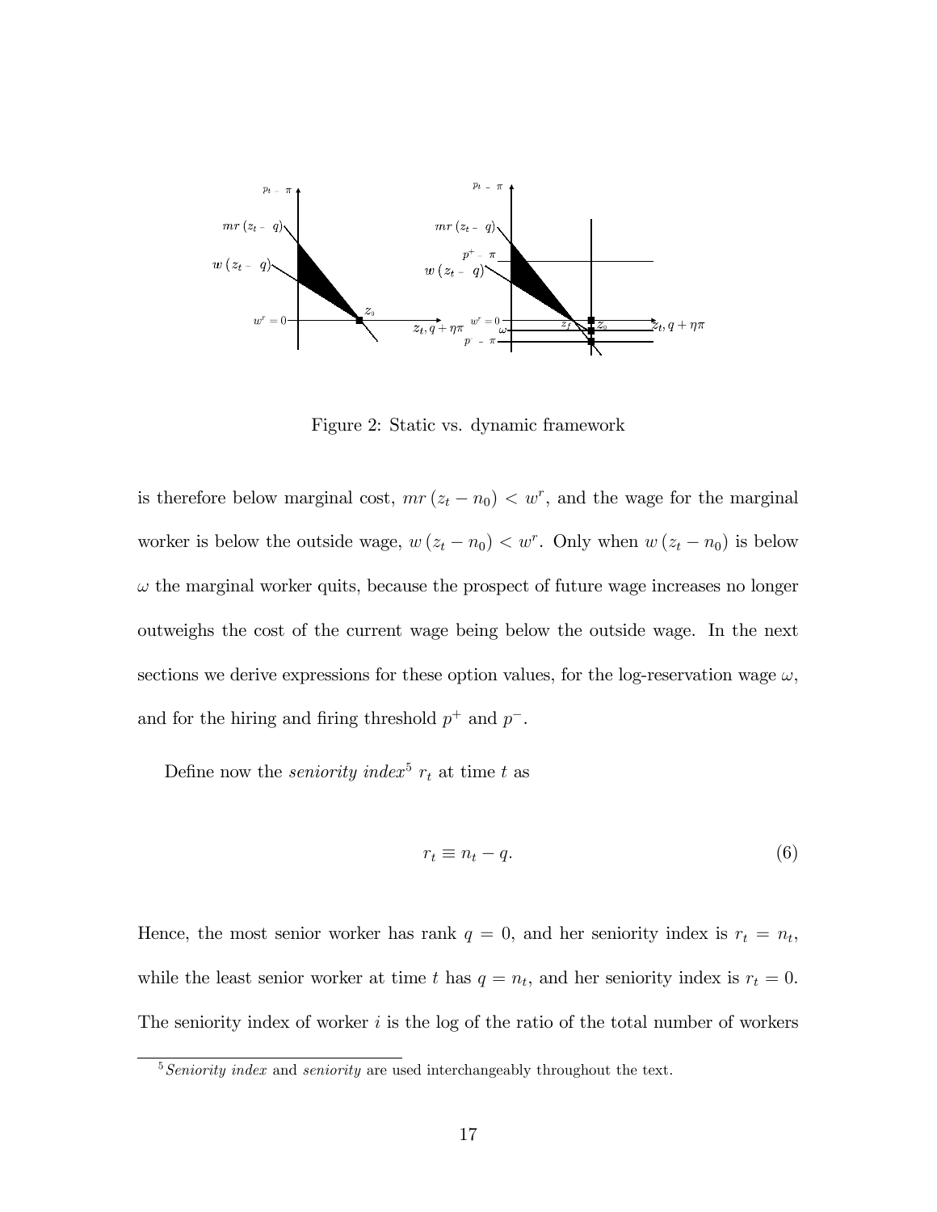Figure 2: Static vs. dynamic framework

is therefore below marginal cost, $mr(z_t - n_0) < w^r$, and the wage for the marginal worker is below the outside wage, $w(z_t - n_0) < w^r$. Only when $w(z_t - n_0)$ is below $\omega$ the marginal worker quits, because the prospect of future wage increases no longer outweighs the cost of the current wage being below the outside wage. In the next sections we derive expressions for these option values, for the log-reservation wage $\omega$, and for the hiring and firing threshold $p^+$ and $p^-$.

Define now the *seniority index*[5] $r_t$ at time $t$ as

$$r_t \equiv n_t - q. \tag{6}$$

Hence, the most senior worker has rank $q = 0$, and her seniority index is $r_t = n_t$, while the least senior worker at time $t$ has $q = n_t$, and her seniority index is $r_t = 0$. The seniority index of worker $i$ is the log of the ratio of the total number of workers

[5] *Seniority index* and *seniority* are used interchangeably throughout the text.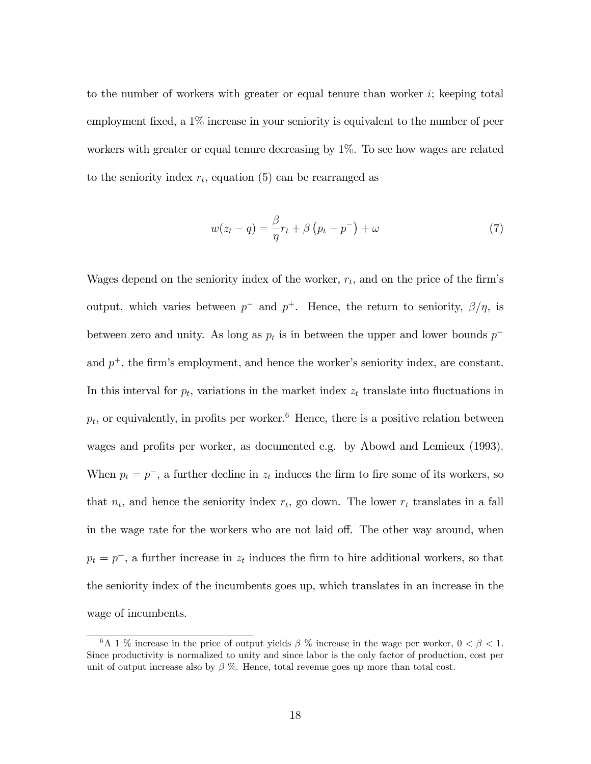to the number of workers with greater or equal tenure than worker $i$; keeping total employment fixed, a 1% increase in your seniority is equivalent to the number of peer workers with greater or equal tenure decreasing by 1%. To see how wages are related to the seniority index $r_t$, equation (5) can be rearranged as

$$w(z_t - q) = \frac{\beta}{\eta} r_t + \beta \left(p_t - p^-\right) + \omega \tag{7}$$

Wages depend on the seniority index of the worker, $r_t$, and on the price of the firm's output, which varies between $p^-$ and $p^+$. Hence, the return to seniority, $\beta/\eta$, is between zero and unity. As long as $p_t$ is in between the upper and lower bounds $p^-$ and $p^+$, the firm's employment, and hence the worker's seniority index, are constant. In this interval for $p_t$, variations in the market index $z_t$ translate into fluctuations in $p_t$, or equivalently, in profits per worker.[6] Hence, there is a positive relation between wages and profits per worker, as documented e.g. by Abowd and Lemieux (1993). When $p_t = p^-$, a further decline in $z_t$ induces the firm to fire some of its workers, so that $n_t$, and hence the seniority index $r_t$, go down. The lower $r_t$ translates in a fall in the wage rate for the workers who are not laid off. The other way around, when $p_t = p^+$, a further increase in $z_t$ induces the firm to hire additional workers, so that the seniority index of the incumbents goes up, which translates in an increase in the wage of incumbents.

[6] A 1 % increase in the price of output yields $\beta$ % increase in the wage per worker, $0 < \beta < 1$. Since productivity is normalized to unity and since labor is the only factor of production, cost per unit of output increase also by $\beta$ %. Hence, total revenue goes up more than total cost.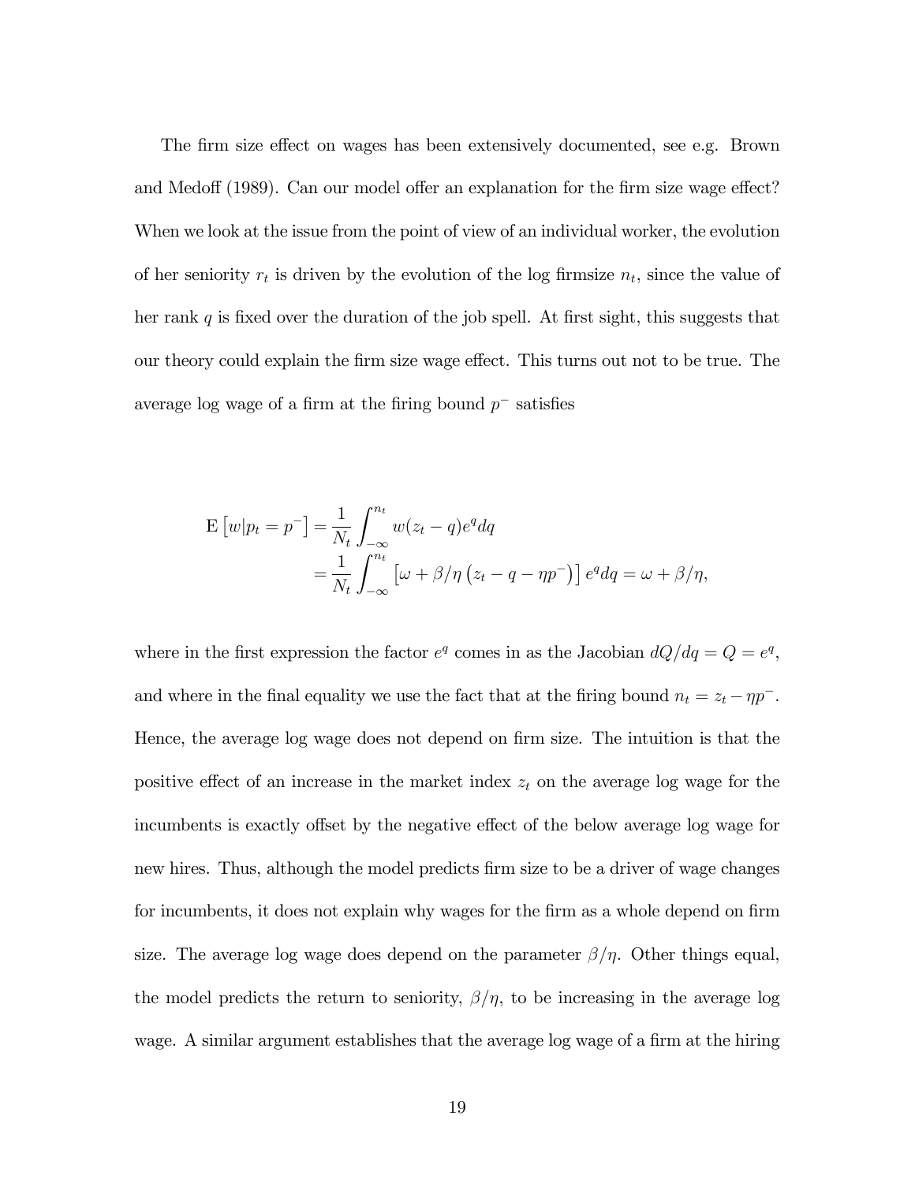The firm size effect on wages has been extensively documented, see e.g. Brown and Medoff (1989). Can our model offer an explanation for the firm size wage effect? When we look at the issue from the point of view of an individual worker, the evolution of her seniority $r_t$ is driven by the evolution of the log firmsize $n_t$, since the value of her rank $q$ is fixed over the duration of the job spell. At first sight, this suggests that our theory could explain the firm size wage effect. This turns out not to be true. The average log wage of a firm at the firing bound $p^-$ satisfies

$$
\begin{aligned}
\mathrm{E}\left[w|p_t = p^-\right] &= \frac{1}{N_t}\int_{-\infty}^{n_t} w(z_t - q)e^q dq \\
&= \frac{1}{N_t}\int_{-\infty}^{n_t} \left[\omega + \beta/\eta\left(z_t - q - \eta p^-\right)\right] e^q dq = \omega + \beta/\eta,
\end{aligned}
$$

where in the first expression the factor $e^q$ comes in as the Jacobian $dQ/dq = Q = e^q$, and where in the final equality we use the fact that at the firing bound $n_t = z_t - \eta p^-$. Hence, the average log wage does not depend on firm size. The intuition is that the positive effect of an increase in the market index $z_t$ on the average log wage for the incumbents is exactly offset by the negative effect of the below average log wage for new hires. Thus, although the model predicts firm size to be a driver of wage changes for incumbents, it does not explain why wages for the firm as a whole depend on firm size. The average log wage does depend on the parameter $\beta/\eta$. Other things equal, the model predicts the return to seniority, $\beta/\eta$, to be increasing in the average log wage. A similar argument establishes that the average log wage of a firm at the hiring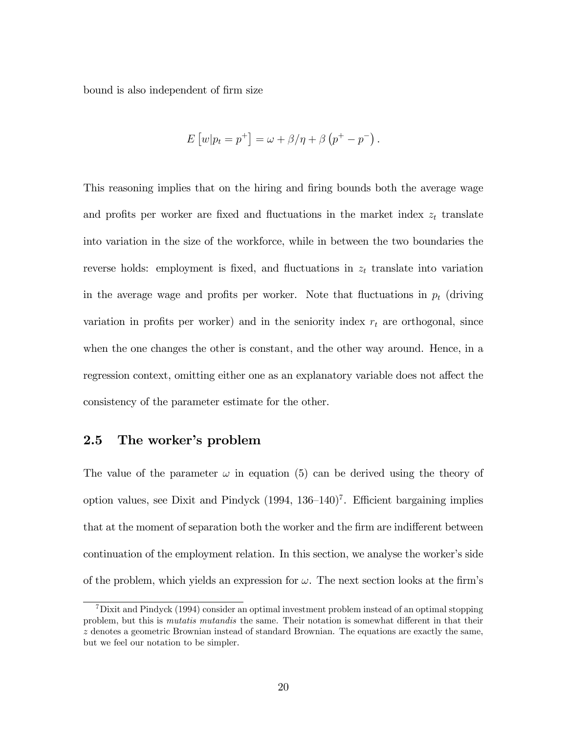bound is also independent of firm size

$$E\left[w|p_t = p^+\right] = \omega + \beta/\eta + \beta\left(p^+ - p^-\right).$$

This reasoning implies that on the hiring and firing bounds both the average wage and profits per worker are fixed and fluctuations in the market index $z_t$ translate into variation in the size of the workforce, while in between the two boundaries the reverse holds: employment is fixed, and fluctuations in $z_t$ translate into variation in the average wage and profits per worker. Note that fluctuations in $p_t$ (driving variation in profits per worker) and in the seniority index $r_t$ are orthogonal, since when the one changes the other is constant, and the other way around. Hence, in a regression context, omitting either one as an explanatory variable does not affect the consistency of the parameter estimate for the other.

## 2.5 The worker's problem

The value of the parameter $\omega$ in equation (5) can be derived using the theory of option values, see Dixit and Pindyck (1994, 136–140)[7]. Efficient bargaining implies that at the moment of separation both the worker and the firm are indifferent between continuation of the employment relation. In this section, we analyse the worker's side of the problem, which yields an expression for $\omega$. The next section looks at the firm's

[7] Dixit and Pindyck (1994) consider an optimal investment problem instead of an optimal stopping problem, but this is *mutatis mutandis* the same. Their notation is somewhat different in that their $z$ denotes a geometric Brownian instead of standard Brownian. The equations are exactly the same, but we feel our notation to be simpler.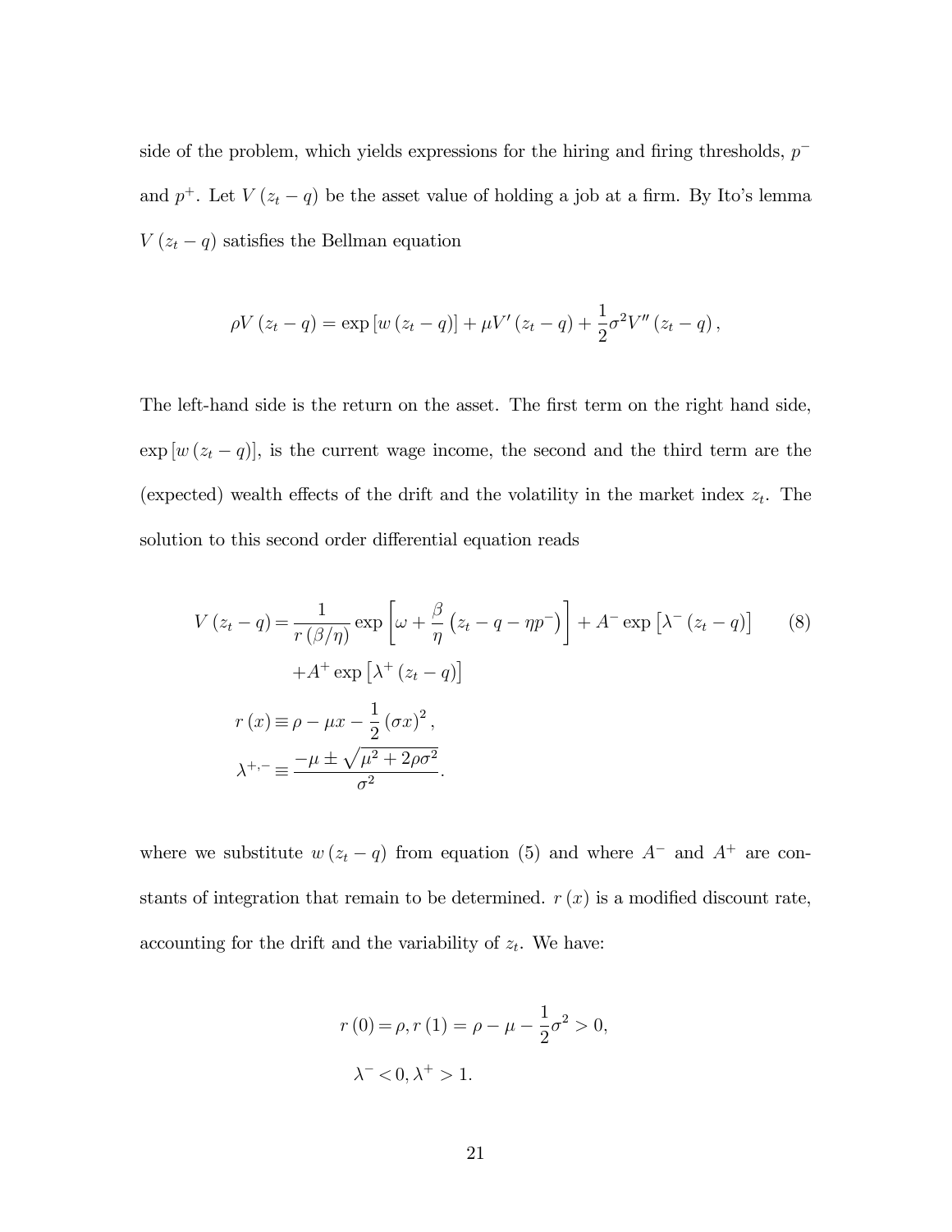side of the problem, which yields expressions for the hiring and firing thresholds, $p^-$ and $p^+$. Let $V(z_t - q)$ be the asset value of holding a job at a firm. By Ito's lemma $V(z_t - q)$ satisfies the Bellman equation

$$\rho V(z_t - q) = \exp[w(z_t - q)] + \mu V'(z_t - q) + \frac{1}{2}\sigma^2 V''(z_t - q),$$

The left-hand side is the return on the asset. The first term on the right hand side, $\exp[w(z_t - q)]$, is the current wage income, the second and the third term are the (expected) wealth effects of the drift and the volatility in the market index $z_t$. The solution to this second order differential equation reads

$$\begin{aligned}
V(z_t - q) &= \frac{1}{r(\beta/\eta)} \exp\left[\omega + \frac{\beta}{\eta}\left(z_t - q - \eta p^-\right)\right] + A^- \exp\left[\lambda^-(z_t - q)\right] \\
&\quad + A^+ \exp\left[\lambda^+(z_t - q)\right] \\
r(x) &\equiv \rho - \mu x - \frac{1}{2}(\sigma x)^2, \\
\lambda^{+,-} &\equiv \frac{-\mu \pm \sqrt{\mu^2 + 2\rho\sigma^2}}{\sigma^2}.
\end{aligned} \tag{8}$$

where we substitute $w(z_t - q)$ from equation (5) and where $A^-$ and $A^+$ are constants of integration that remain to be determined. $r(x)$ is a modified discount rate, accounting for the drift and the variability of $z_t$. We have:

$$\begin{aligned}
r(0) &= \rho, r(1) = \rho - \mu - \frac{1}{2}\sigma^2 > 0, \\
\lambda^- &< 0, \lambda^+ > 1.
\end{aligned}$$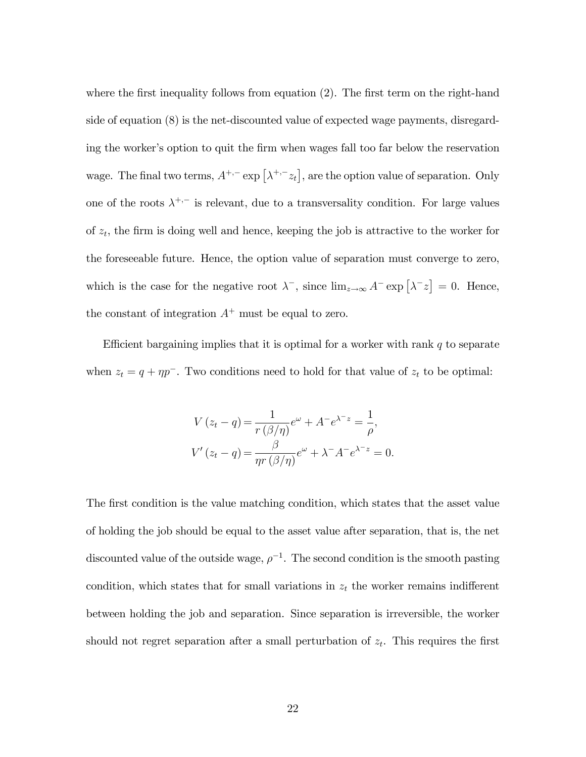where the first inequality follows from equation (2). The first term on the right-hand side of equation (8) is the net-discounted value of expected wage payments, disregarding the worker's option to quit the firm when wages fall too far below the reservation wage. The final two terms, $A^{+,-} \exp\left[\lambda^{+,-} z_t\right]$, are the option value of separation. Only one of the roots $\lambda^{+,-}$ is relevant, due to a transversality condition. For large values of $z_t$, the firm is doing well and hence, keeping the job is attractive to the worker for the foreseeable future. Hence, the option value of separation must converge to zero, which is the case for the negative root $\lambda^{-}$, since $\lim_{z \to \infty} A^{-} \exp\left[\lambda^{-} z\right] = 0$. Hence, the constant of integration $A^{+}$ must be equal to zero.

Efficient bargaining implies that it is optimal for a worker with rank $q$ to separate when $z_t = q + \eta p^{-}$. Two conditions need to hold for that value of $z_t$ to be optimal:

$$
\begin{aligned}
V\left(z_t - q\right) &= \frac{1}{r\left(\beta/\eta\right)} e^{\omega} + A^{-} e^{\lambda^{-} z} = \frac{1}{\rho}, \\
V'\left(z_t - q\right) &= \frac{\beta}{\eta r\left(\beta/\eta\right)} e^{\omega} + \lambda^{-} A^{-} e^{\lambda^{-} z} = 0.
\end{aligned}
$$

The first condition is the value matching condition, which states that the asset value of holding the job should be equal to the asset value after separation, that is, the net discounted value of the outside wage, $\rho^{-1}$. The second condition is the smooth pasting condition, which states that for small variations in $z_t$ the worker remains indifferent between holding the job and separation. Since separation is irreversible, the worker should not regret separation after a small perturbation of $z_t$. This requires the first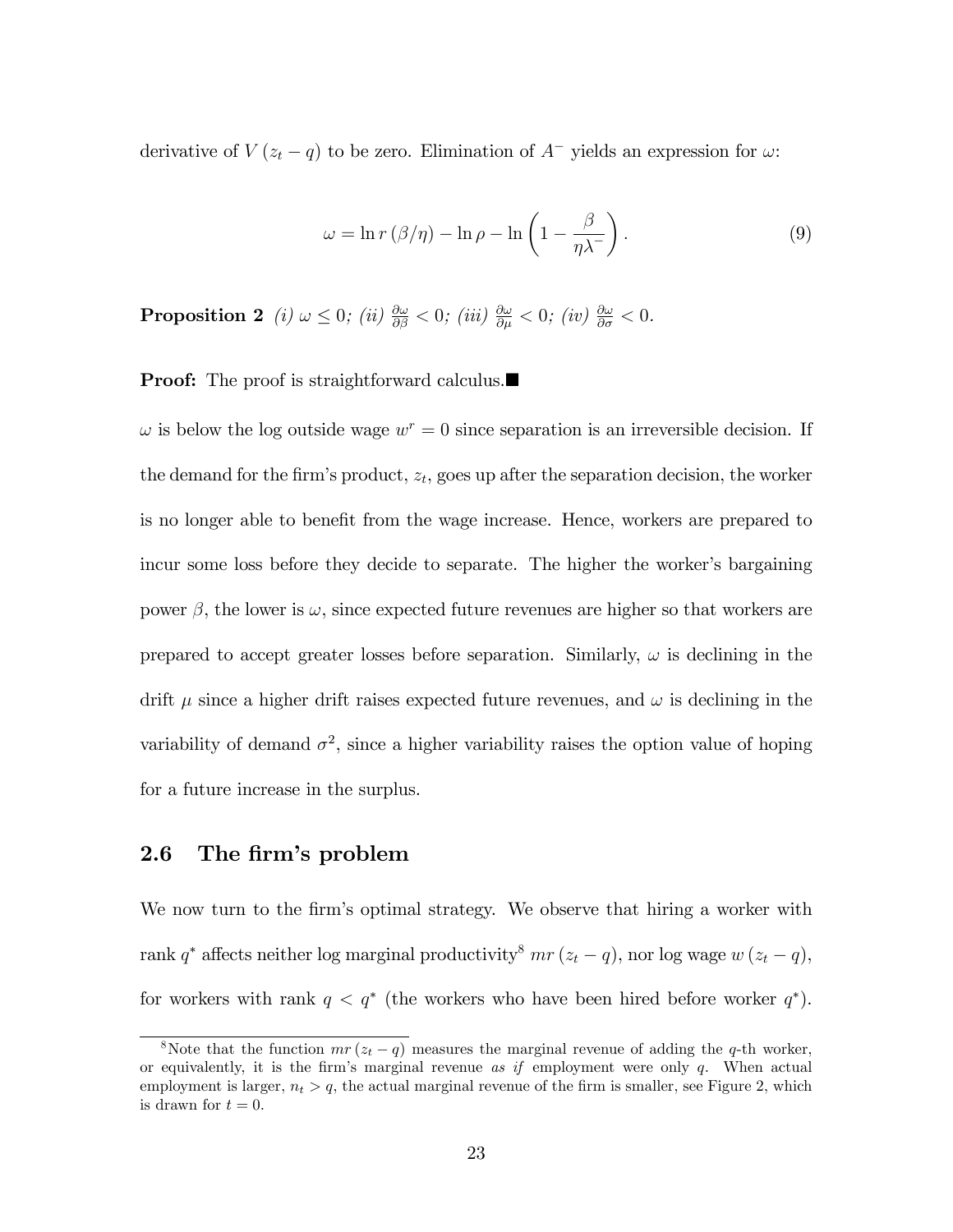derivative of $V(z_t - q)$ to be zero. Elimination of $A^-$ yields an expression for $\omega$:

$$\omega = \ln r(\beta/\eta) - \ln \rho - \ln\left(1 - \frac{\beta}{\eta\lambda^-}\right). \tag{9}$$

**Proposition 2** *(i)* $\omega \leq 0$; *(ii)* $\frac{\partial \omega}{\partial \beta} < 0$; *(iii)* $\frac{\partial \omega}{\partial \mu} < 0$; *(iv)* $\frac{\partial \omega}{\partial \sigma} < 0$.

**Proof:** The proof is straightforward calculus.■

$\omega$ is below the log outside wage $w^r = 0$ since separation is an irreversible decision. If the demand for the firm's product, $z_t$, goes up after the separation decision, the worker is no longer able to benefit from the wage increase. Hence, workers are prepared to incur some loss before they decide to separate. The higher the worker's bargaining power $\beta$, the lower is $\omega$, since expected future revenues are higher so that workers are prepared to accept greater losses before separation. Similarly, $\omega$ is declining in the drift $\mu$ since a higher drift raises expected future revenues, and $\omega$ is declining in the variability of demand $\sigma^2$, since a higher variability raises the option value of hoping for a future increase in the surplus.

## 2.6 The firm's problem

We now turn to the firm's optimal strategy. We observe that hiring a worker with rank $q^*$ affects neither log marginal productivity[8] $mr(z_t - q)$, nor log wage $w(z_t - q)$, for workers with rank $q < q^*$ (the workers who have been hired before worker $q^*$).

[8] Note that the function $mr(z_t - q)$ measures the marginal revenue of adding the $q$-th worker, or equivalently, it is the firm's marginal revenue *as if* employment were only $q$. When actual employment is larger, $n_t > q$, the actual marginal revenue of the firm is smaller, see Figure 2, which is drawn for $t = 0$.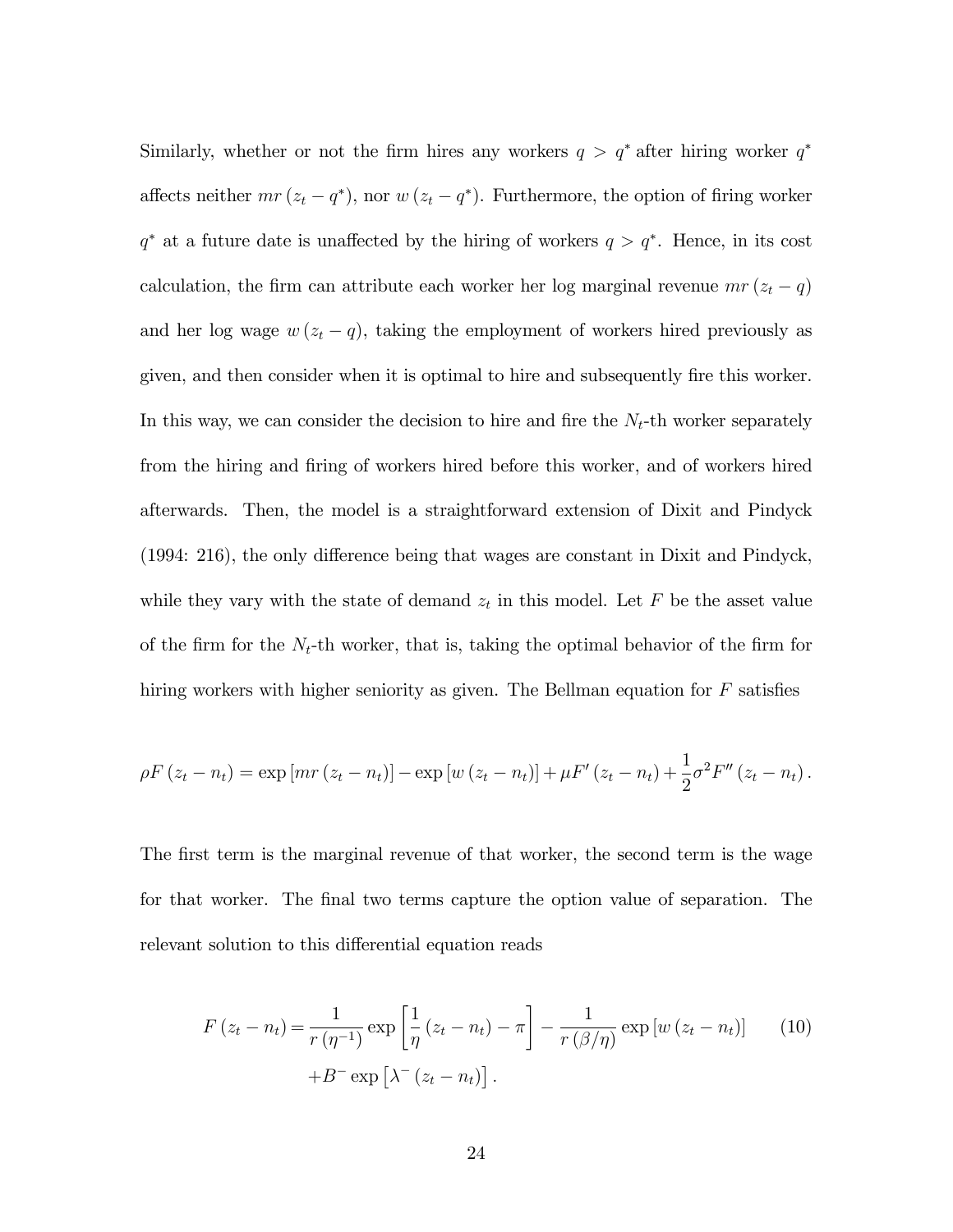Similarly, whether or not the firm hires any workers $q > q^*$ after hiring worker $q^*$ affects neither $mr(z_t - q^*)$, nor $w(z_t - q^*)$. Furthermore, the option of firing worker $q^*$ at a future date is unaffected by the hiring of workers $q > q^*$. Hence, in its cost calculation, the firm can attribute each worker her log marginal revenue $mr(z_t - q)$ and her log wage $w(z_t - q)$, taking the employment of workers hired previously as given, and then consider when it is optimal to hire and subsequently fire this worker. In this way, we can consider the decision to hire and fire the $N_t$-th worker separately from the hiring and firing of workers hired before this worker, and of workers hired afterwards. Then, the model is a straightforward extension of Dixit and Pindyck (1994: 216), the only difference being that wages are constant in Dixit and Pindyck, while they vary with the state of demand $z_t$ in this model. Let $F$ be the asset value of the firm for the $N_t$-th worker, that is, taking the optimal behavior of the firm for hiring workers with higher seniority as given. The Bellman equation for $F$ satisfies

$$\rho F(z_t - n_t) = \exp[mr(z_t - n_t)] - \exp[w(z_t - n_t)] + \mu F'(z_t - n_t) + \frac{1}{2}\sigma^2 F''(z_t - n_t).$$

The first term is the marginal revenue of that worker, the second term is the wage for that worker. The final two terms capture the option value of separation. The relevant solution to this differential equation reads

$$F(z_t - n_t) = \frac{1}{r(\eta^{-1})} \exp\left[\frac{1}{\eta}(z_t - n_t) - \pi\right] - \frac{1}{r(\beta/\eta)} \exp[w(z_t - n_t)] \qquad (10)$$
$$+ B^- \exp\left[\lambda^-(z_t - n_t)\right].$$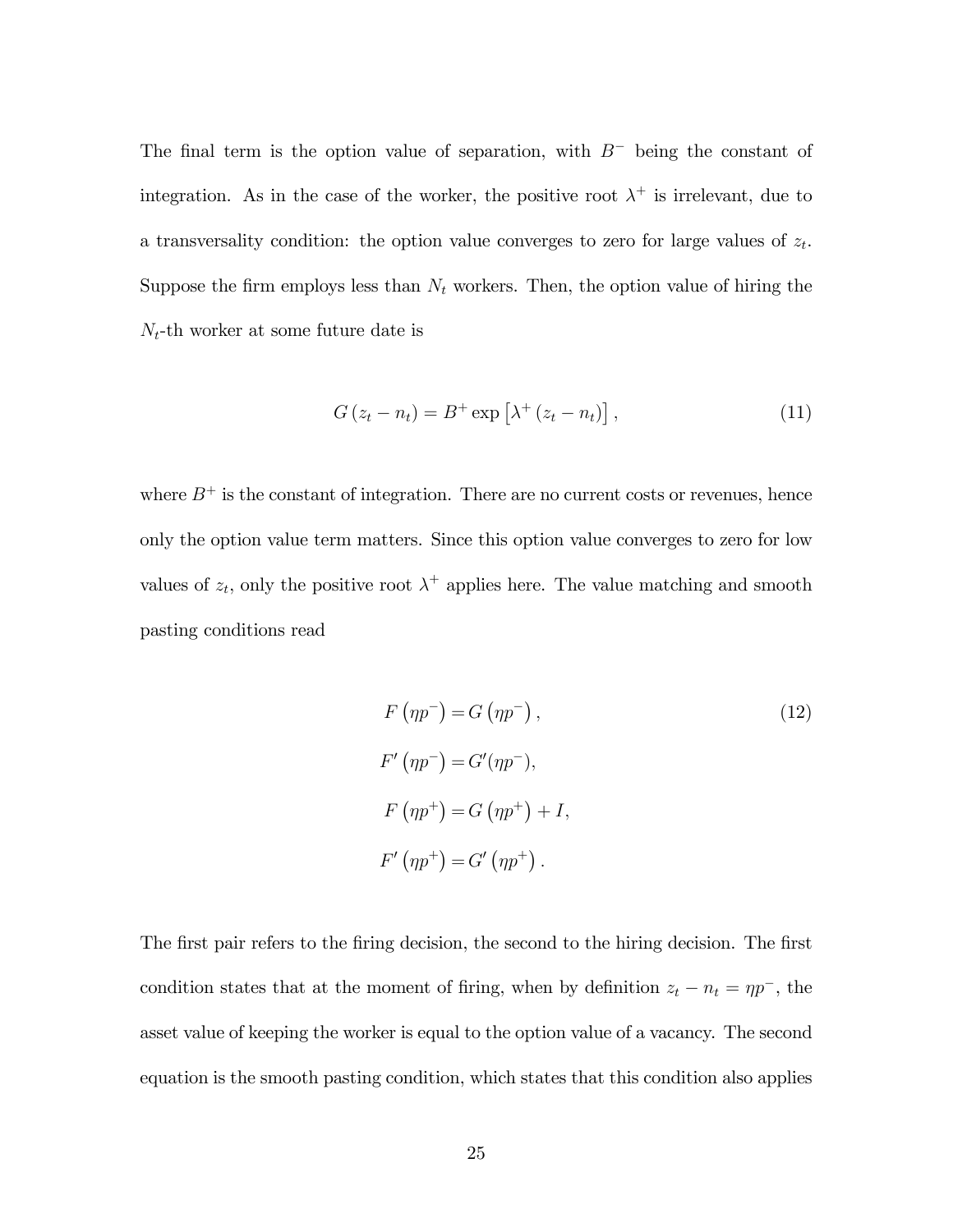The final term is the option value of separation, with $B^-$ being the constant of integration. As in the case of the worker, the positive root $\lambda^+$ is irrelevant, due to a transversality condition: the option value converges to zero for large values of $z_t$. Suppose the firm employs less than $N_t$ workers. Then, the option value of hiring the $N_t$-th worker at some future date is

$$G(z_t - n_t) = B^+ \exp\left[\lambda^+ (z_t - n_t)\right], \tag{11}$$

where $B^+$ is the constant of integration. There are no current costs or revenues, hence only the option value term matters. Since this option value converges to zero for low values of $z_t$, only the positive root $\lambda^+$ applies here. The value matching and smooth pasting conditions read

$$\begin{aligned}
F\left(\eta p^-\right) &= G\left(\eta p^-\right), \\
F'\left(\eta p^-\right) &= G'(\eta p^-), \\
F\left(\eta p^+\right) &= G\left(\eta p^+\right) + I, \\
F'\left(\eta p^+\right) &= G'\left(\eta p^+\right).
\end{aligned} \tag{12}$$

The first pair refers to the firing decision, the second to the hiring decision. The first condition states that at the moment of firing, when by definition $z_t - n_t = \eta p^-$, the asset value of keeping the worker is equal to the option value of a vacancy. The second equation is the smooth pasting condition, which states that this condition also applies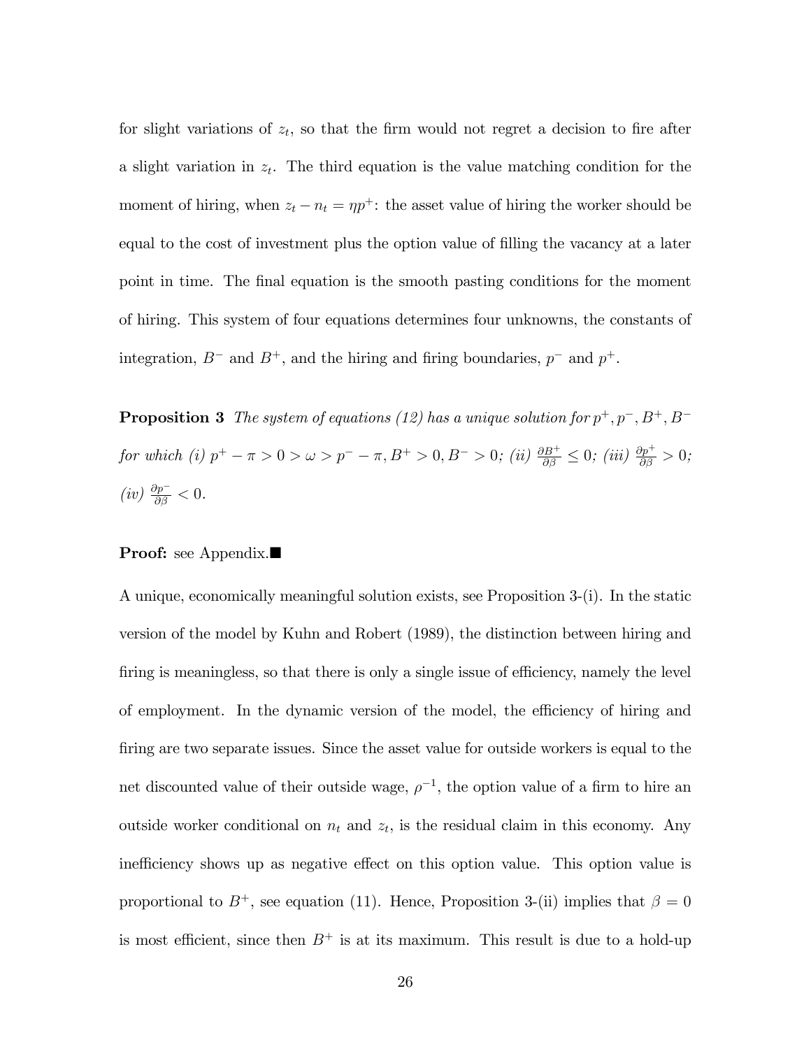for slight variations of $z_t$, so that the firm would not regret a decision to fire after a slight variation in $z_t$. The third equation is the value matching condition for the moment of hiring, when $z_t - n_t = \eta p^+$: the asset value of hiring the worker should be equal to the cost of investment plus the option value of filling the vacancy at a later point in time. The final equation is the smooth pasting conditions for the moment of hiring. This system of four equations determines four unknowns, the constants of integration, $B^-$ and $B^+$, and the hiring and firing boundaries, $p^-$ and $p^+$.

**Proposition 3** *The system of equations (12) has a unique solution for $p^+, p^-, B^+, B^-$ for which (i) $p^+ - \pi > 0 > \omega > p^- - \pi, B^+ > 0, B^- > 0$; (ii) $\frac{\partial B^+}{\partial \beta} \leq 0$; (iii) $\frac{\partial p^+}{\partial \beta} > 0$; (iv) $\frac{\partial p^-}{\partial \beta} < 0$.*

**Proof:** see Appendix.■

A unique, economically meaningful solution exists, see Proposition 3-(i). In the static version of the model by Kuhn and Robert (1989), the distinction between hiring and firing is meaningless, so that there is only a single issue of efficiency, namely the level of employment. In the dynamic version of the model, the efficiency of hiring and firing are two separate issues. Since the asset value for outside workers is equal to the net discounted value of their outside wage, $\rho^{-1}$, the option value of a firm to hire an outside worker conditional on $n_t$ and $z_t$, is the residual claim in this economy. Any inefficiency shows up as negative effect on this option value. This option value is proportional to $B^+$, see equation (11). Hence, Proposition 3-(ii) implies that $\beta = 0$ is most efficient, since then $B^+$ is at its maximum. This result is due to a hold-up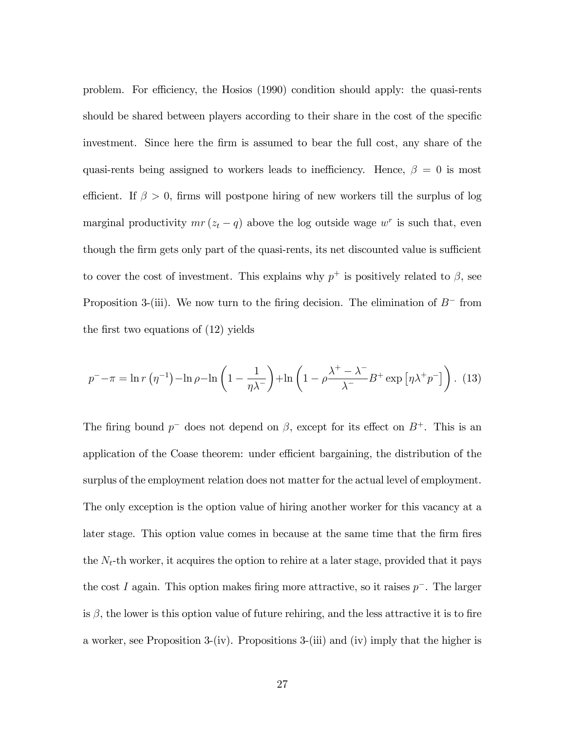problem. For efficiency, the Hosios (1990) condition should apply: the quasi-rents should be shared between players according to their share in the cost of the specific investment. Since here the firm is assumed to bear the full cost, any share of the quasi-rents being assigned to workers leads to inefficiency. Hence, $\beta = 0$ is most efficient. If $\beta > 0$, firms will postpone hiring of new workers till the surplus of log marginal productivity $mr(z_t - q)$ above the log outside wage $w^r$ is such that, even though the firm gets only part of the quasi-rents, its net discounted value is sufficient to cover the cost of investment. This explains why $p^+$ is positively related to $\beta$, see Proposition 3-(iii). We now turn to the firing decision. The elimination of $B^-$ from the first two equations of (12) yields

$$p^- - \pi = \ln r\left(\eta^{-1}\right) - \ln \rho - \ln\left(1 - \frac{1}{\eta\lambda^-}\right) + \ln\left(1 - \rho\frac{\lambda^+ - \lambda^-}{\lambda^-}B^+ \exp\left[\eta\lambda^+ p^-\right]\right). \quad (13)$$

The firing bound $p^-$ does not depend on $\beta$, except for its effect on $B^+$. This is an application of the Coase theorem: under efficient bargaining, the distribution of the surplus of the employment relation does not matter for the actual level of employment. The only exception is the option value of hiring another worker for this vacancy at a later stage. This option value comes in because at the same time that the firm fires the $N_t$-th worker, it acquires the option to rehire at a later stage, provided that it pays the cost $I$ again. This option makes firing more attractive, so it raises $p^-$. The larger is $\beta$, the lower is this option value of future rehiring, and the less attractive it is to fire a worker, see Proposition 3-(iv). Propositions 3-(iii) and (iv) imply that the higher is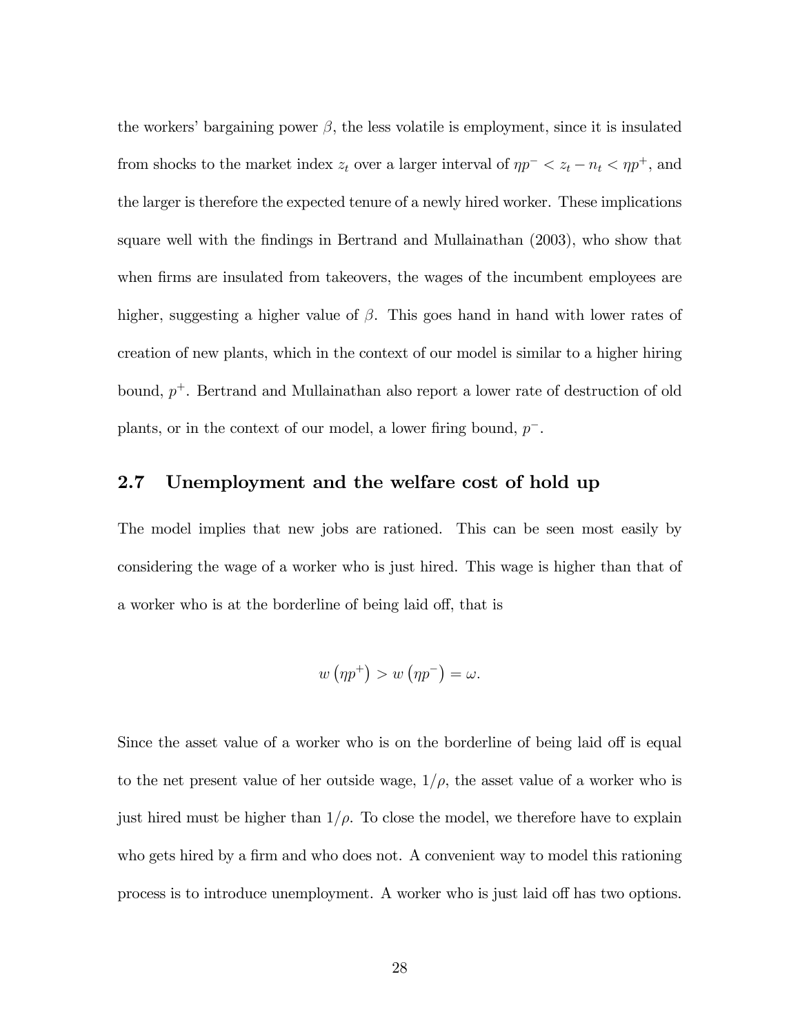the workers' bargaining power $\beta$, the less volatile is employment, since it is insulated from shocks to the market index $z_t$ over a larger interval of $\eta p^- < z_t - n_t < \eta p^+$, and the larger is therefore the expected tenure of a newly hired worker. These implications square well with the findings in Bertrand and Mullainathan (2003), who show that when firms are insulated from takeovers, the wages of the incumbent employees are higher, suggesting a higher value of $\beta$. This goes hand in hand with lower rates of creation of new plants, which in the context of our model is similar to a higher hiring bound, $p^+$. Bertrand and Mullainathan also report a lower rate of destruction of old plants, or in the context of our model, a lower firing bound, $p^-$.

## 2.7 Unemployment and the welfare cost of hold up

The model implies that new jobs are rationed. This can be seen most easily by considering the wage of a worker who is just hired. This wage is higher than that of a worker who is at the borderline of being laid off, that is

$$w\left(\eta p^+\right) > w\left(\eta p^-\right) = \omega.$$

Since the asset value of a worker who is on the borderline of being laid off is equal to the net present value of her outside wage, $1/\rho$, the asset value of a worker who is just hired must be higher than $1/\rho$. To close the model, we therefore have to explain who gets hired by a firm and who does not. A convenient way to model this rationing process is to introduce unemployment. A worker who is just laid off has two options.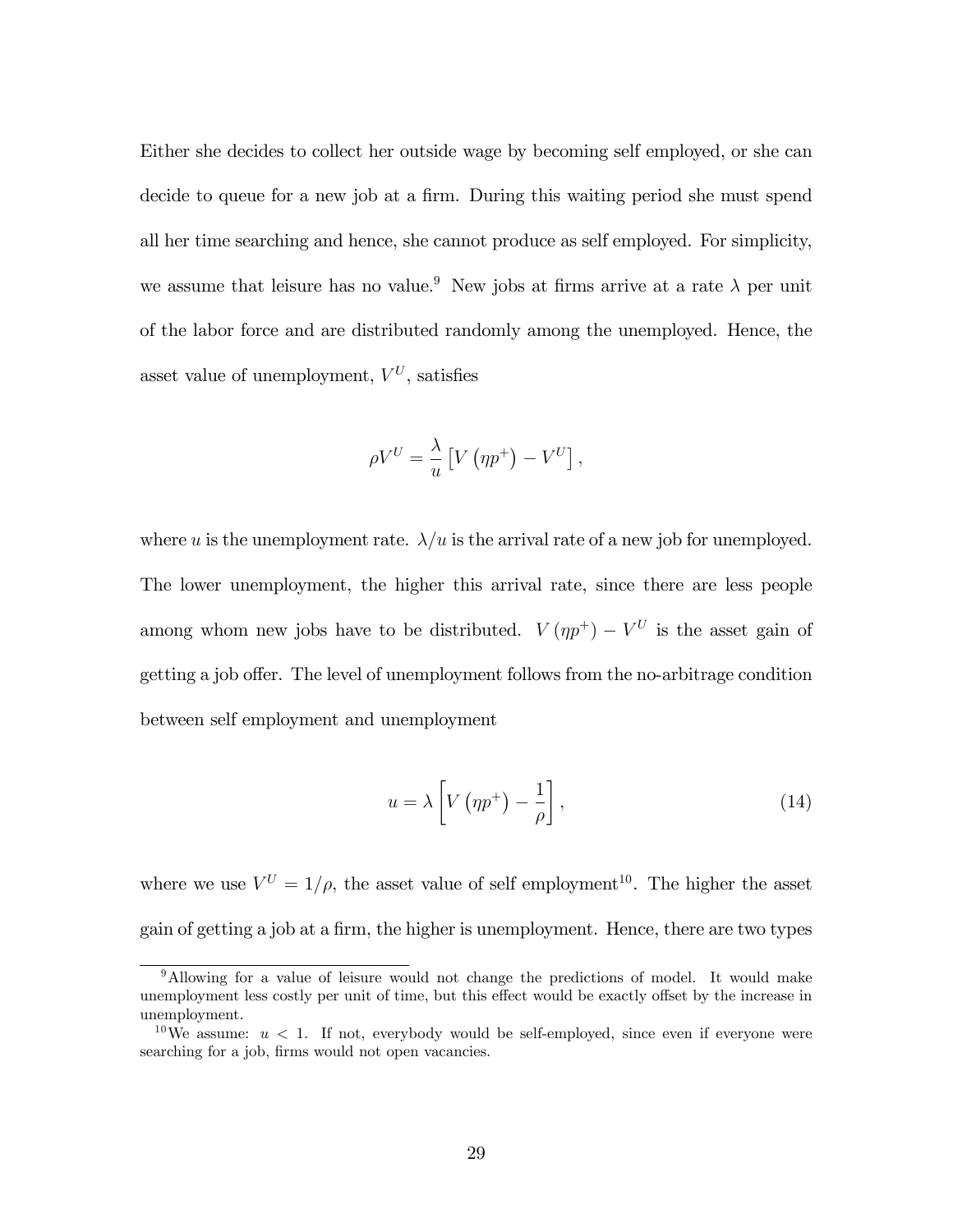Either she decides to collect her outside wage by becoming self employed, or she can decide to queue for a new job at a firm. During this waiting period she must spend all her time searching and hence, she cannot produce as self employed. For simplicity, we assume that leisure has no value.[9] New jobs at firms arrive at a rate $\lambda$ per unit of the labor force and are distributed randomly among the unemployed. Hence, the asset value of unemployment, $V^U$, satisfies

$$\rho V^U = \frac{\lambda}{u} \left[ V \left( \eta p^+ \right) - V^U \right],$$

where $u$ is the unemployment rate. $\lambda / u$ is the arrival rate of a new job for unemployed. The lower unemployment, the higher this arrival rate, since there are less people among whom new jobs have to be distributed. $V(\eta p^+) - V^U$ is the asset gain of getting a job offer. The level of unemployment follows from the no-arbitrage condition between self employment and unemployment

$$u = \lambda \left[ V \left( \eta p^+ \right) - \frac{1}{\rho} \right], \tag{14}$$

where we use $V^U = 1/\rho$, the asset value of self employment[10]. The higher the asset gain of getting a job at a firm, the higher is unemployment. Hence, there are two types

[9] Allowing for a value of leisure would not change the predictions of model. It would make unemployment less costly per unit of time, but this effect would be exactly offset by the increase in unemployment.

[10] We assume: $u < 1$. If not, everybody would be self-employed, since even if everyone were searching for a job, firms would not open vacancies.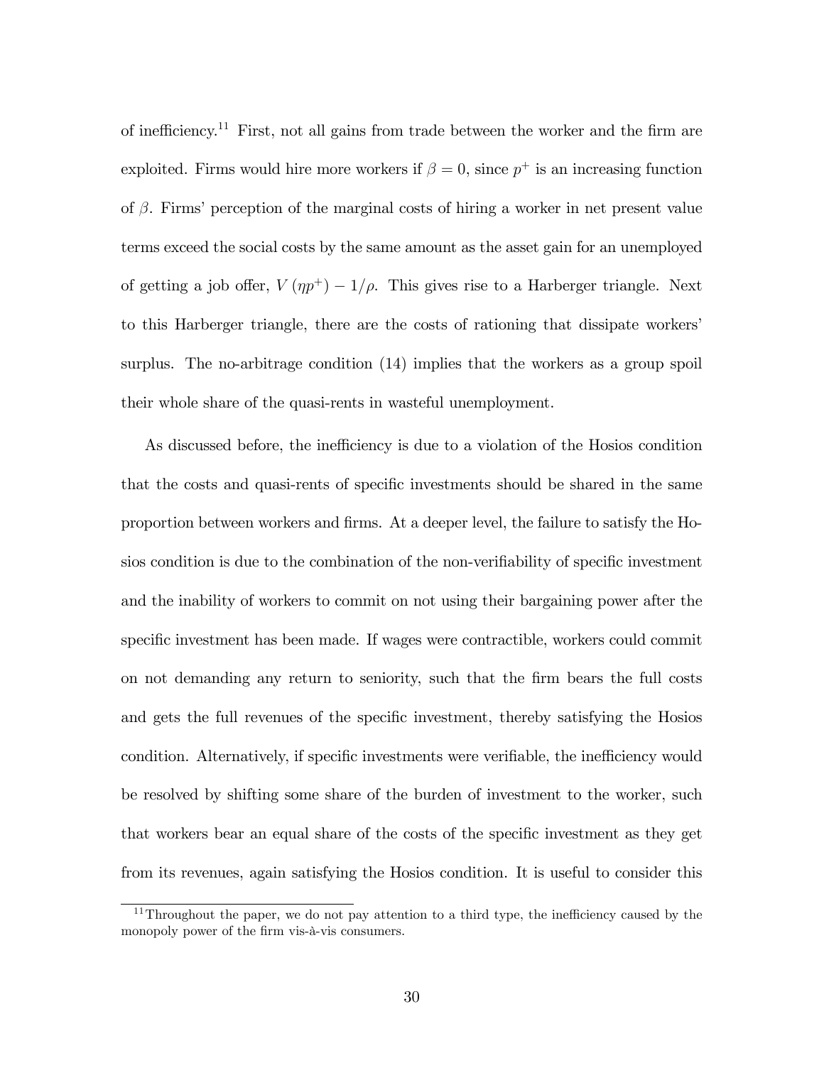of inefficiency.[11] First, not all gains from trade between the worker and the firm are exploited. Firms would hire more workers if $\beta = 0$, since $p^+$ is an increasing function of $\beta$. Firms' perception of the marginal costs of hiring a worker in net present value terms exceed the social costs by the same amount as the asset gain for an unemployed of getting a job offer, $V(\eta p^+) - 1/\rho$. This gives rise to a Harberger triangle. Next to this Harberger triangle, there are the costs of rationing that dissipate workers' surplus. The no-arbitrage condition (14) implies that the workers as a group spoil their whole share of the quasi-rents in wasteful unemployment.

As discussed before, the inefficiency is due to a violation of the Hosios condition that the costs and quasi-rents of specific investments should be shared in the same proportion between workers and firms. At a deeper level, the failure to satisfy the Hosios condition is due to the combination of the non-verifiability of specific investment and the inability of workers to commit on not using their bargaining power after the specific investment has been made. If wages were contractible, workers could commit on not demanding any return to seniority, such that the firm bears the full costs and gets the full revenues of the specific investment, thereby satisfying the Hosios condition. Alternatively, if specific investments were verifiable, the inefficiency would be resolved by shifting some share of the burden of investment to the worker, such that workers bear an equal share of the costs of the specific investment as they get from its revenues, again satisfying the Hosios condition. It is useful to consider this

[11] Throughout the paper, we do not pay attention to a third type, the inefficiency caused by the monopoly power of the firm vis-à-vis consumers.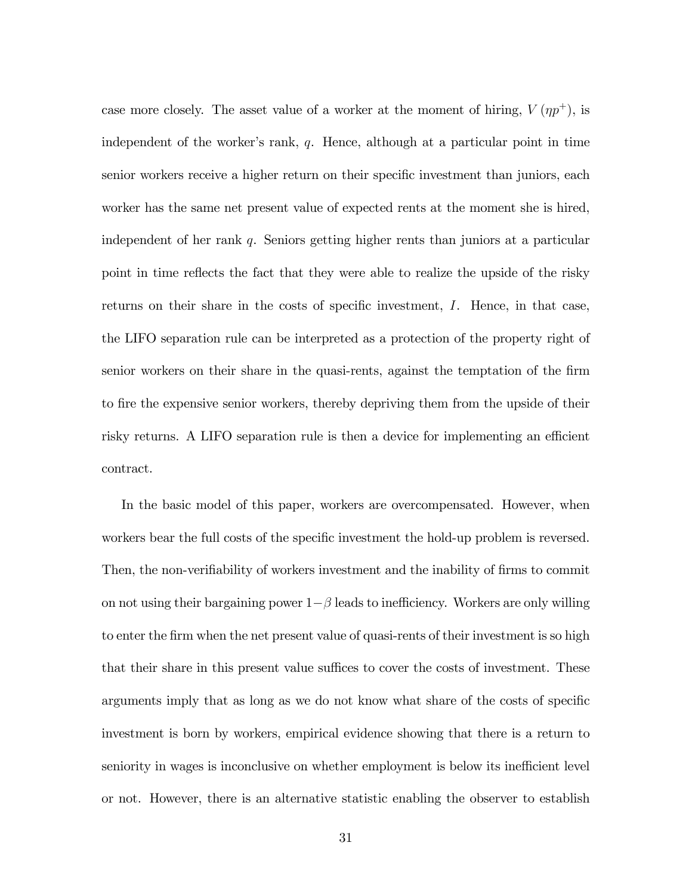case more closely. The asset value of a worker at the moment of hiring, $V(\eta p^+)$, is independent of the worker's rank, $q$. Hence, although at a particular point in time senior workers receive a higher return on their specific investment than juniors, each worker has the same net present value of expected rents at the moment she is hired, independent of her rank $q$. Seniors getting higher rents than juniors at a particular point in time reflects the fact that they were able to realize the upside of the risky returns on their share in the costs of specific investment, $I$. Hence, in that case, the LIFO separation rule can be interpreted as a protection of the property right of senior workers on their share in the quasi-rents, against the temptation of the firm to fire the expensive senior workers, thereby depriving them from the upside of their risky returns. A LIFO separation rule is then a device for implementing an efficient contract.

In the basic model of this paper, workers are overcompensated. However, when workers bear the full costs of the specific investment the hold-up problem is reversed. Then, the non-verifiability of workers investment and the inability of firms to commit on not using their bargaining power $1-\beta$ leads to inefficiency. Workers are only willing to enter the firm when the net present value of quasi-rents of their investment is so high that their share in this present value suffices to cover the costs of investment. These arguments imply that as long as we do not know what share of the costs of specific investment is born by workers, empirical evidence showing that there is a return to seniority in wages is inconclusive on whether employment is below its inefficient level or not. However, there is an alternative statistic enabling the observer to establish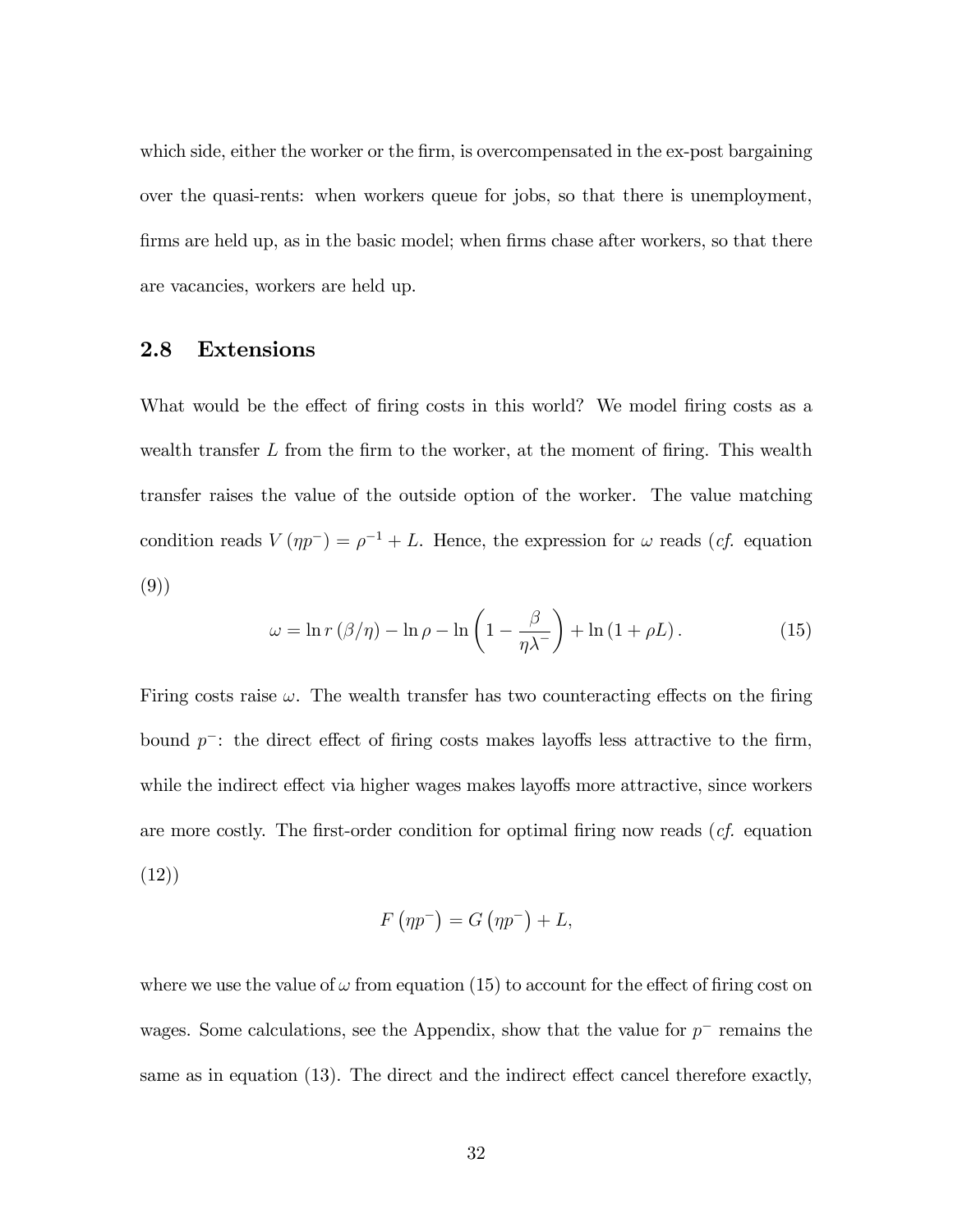which side, either the worker or the firm, is overcompensated in the ex-post bargaining over the quasi-rents: when workers queue for jobs, so that there is unemployment, firms are held up, as in the basic model; when firms chase after workers, so that there are vacancies, workers are held up.

## 2.8 Extensions

What would be the effect of firing costs in this world? We model firing costs as a wealth transfer $L$ from the firm to the worker, at the moment of firing. This wealth transfer raises the value of the outside option of the worker. The value matching condition reads $V(\eta p^-) = \rho^{-1} + L$. Hence, the expression for $\omega$ reads (*cf.* equation (9))

$$\omega = \ln r(\beta/\eta) - \ln \rho - \ln\left(1 - \frac{\beta}{\eta\lambda^-}\right) + \ln(1 + \rho L). \tag{15}$$

Firing costs raise $\omega$. The wealth transfer has two counteracting effects on the firing bound $p^-$: the direct effect of firing costs makes layoffs less attractive to the firm, while the indirect effect via higher wages makes layoffs more attractive, since workers are more costly. The first-order condition for optimal firing now reads (*cf.* equation (12))

$$F(\eta p^-) = G(\eta p^-) + L,$$

where we use the value of $\omega$ from equation (15) to account for the effect of firing cost on wages. Some calculations, see the Appendix, show that the value for $p^-$ remains the same as in equation (13). The direct and the indirect effect cancel therefore exactly,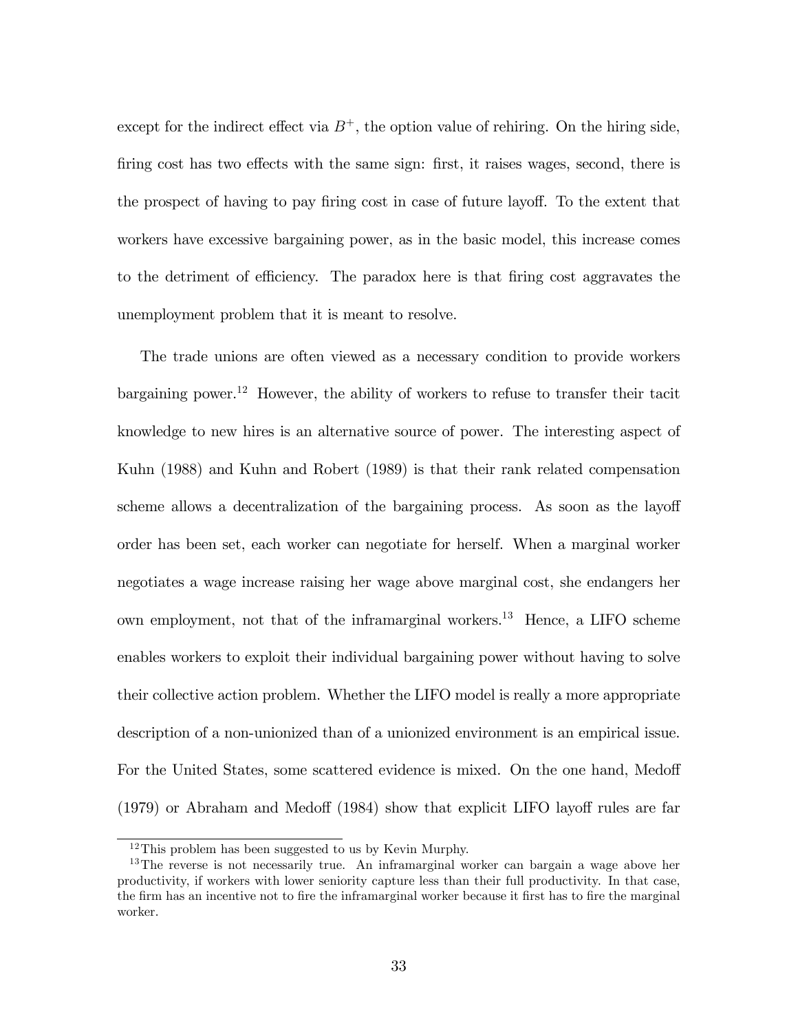except for the indirect effect via $B^+$, the option value of rehiring. On the hiring side, firing cost has two effects with the same sign: first, it raises wages, second, there is the prospect of having to pay firing cost in case of future layoff. To the extent that workers have excessive bargaining power, as in the basic model, this increase comes to the detriment of efficiency. The paradox here is that firing cost aggravates the unemployment problem that it is meant to resolve.

The trade unions are often viewed as a necessary condition to provide workers bargaining power.[12] However, the ability of workers to refuse to transfer their tacit knowledge to new hires is an alternative source of power. The interesting aspect of Kuhn (1988) and Kuhn and Robert (1989) is that their rank related compensation scheme allows a decentralization of the bargaining process. As soon as the layoff order has been set, each worker can negotiate for herself. When a marginal worker negotiates a wage increase raising her wage above marginal cost, she endangers her own employment, not that of the inframarginal workers.[13] Hence, a LIFO scheme enables workers to exploit their individual bargaining power without having to solve their collective action problem. Whether the LIFO model is really a more appropriate description of a non-unionized than of a unionized environment is an empirical issue. For the United States, some scattered evidence is mixed. On the one hand, Medoff (1979) or Abraham and Medoff (1984) show that explicit LIFO layoff rules are far

[12] This problem has been suggested to us by Kevin Murphy.

[13] The reverse is not necessarily true. An inframarginal worker can bargain a wage above her productivity, if workers with lower seniority capture less than their full productivity. In that case, the firm has an incentive not to fire the inframarginal worker because it first has to fire the marginal worker.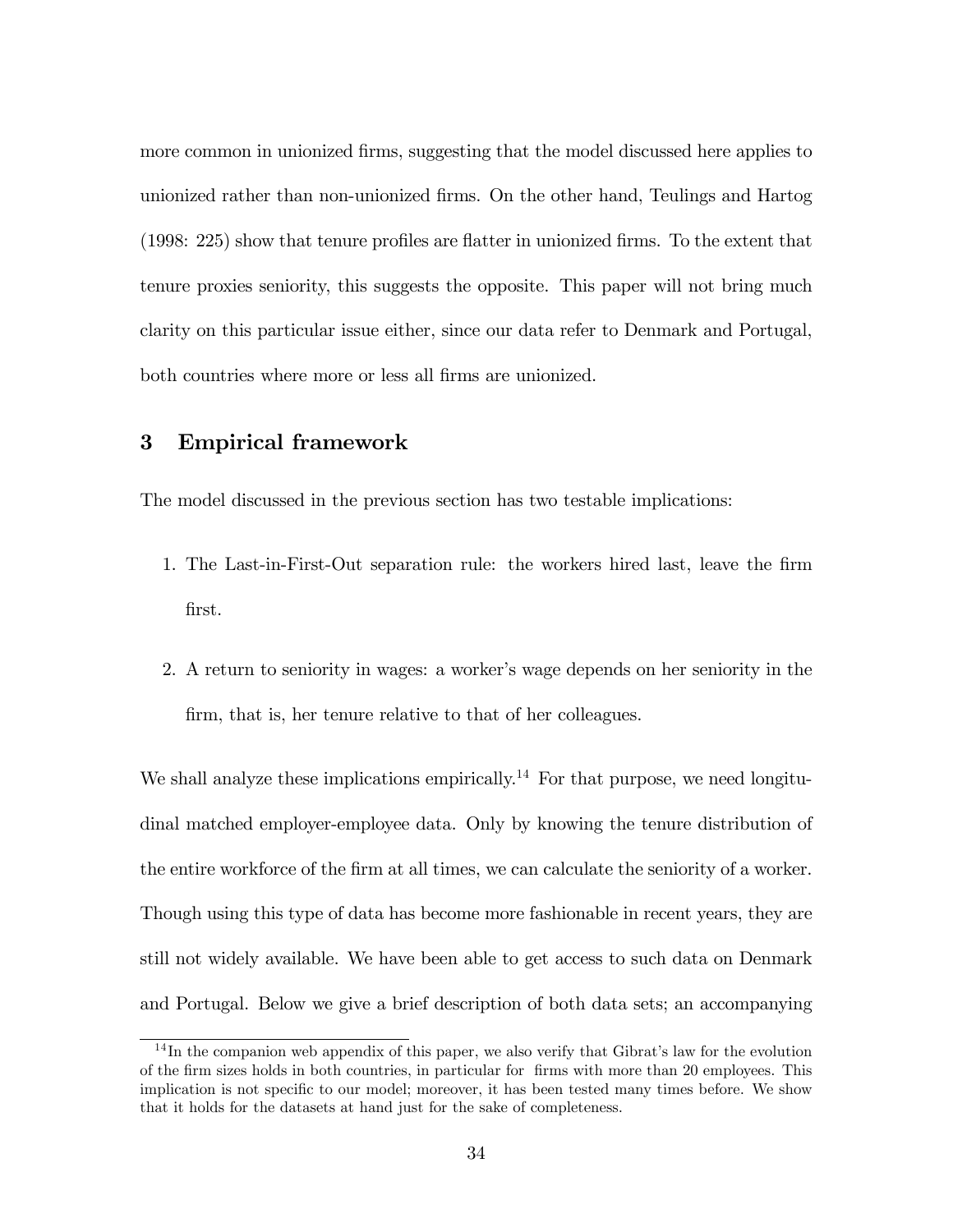more common in unionized firms, suggesting that the model discussed here applies to unionized rather than non-unionized firms. On the other hand, Teulings and Hartog (1998: 225) show that tenure profiles are flatter in unionized firms. To the extent that tenure proxies seniority, this suggests the opposite. This paper will not bring much clarity on this particular issue either, since our data refer to Denmark and Portugal, both countries where more or less all firms are unionized.

## 3 Empirical framework

The model discussed in the previous section has two testable implications:

1. The Last-in-First-Out separation rule: the workers hired last, leave the firm first.
2. A return to seniority in wages: a worker's wage depends on her seniority in the firm, that is, her tenure relative to that of her colleagues.

We shall analyze these implications empirically.[14] For that purpose, we need longitudinal matched employer-employee data. Only by knowing the tenure distribution of the entire workforce of the firm at all times, we can calculate the seniority of a worker. Though using this type of data has become more fashionable in recent years, they are still not widely available. We have been able to get access to such data on Denmark and Portugal. Below we give a brief description of both data sets; an accompanying

[14] In the companion web appendix of this paper, we also verify that Gibrat's law for the evolution of the firm sizes holds in both countries, in particular for firms with more than 20 employees. This implication is not specific to our model; moreover, it has been tested many times before. We show that it holds for the datasets at hand just for the sake of completeness.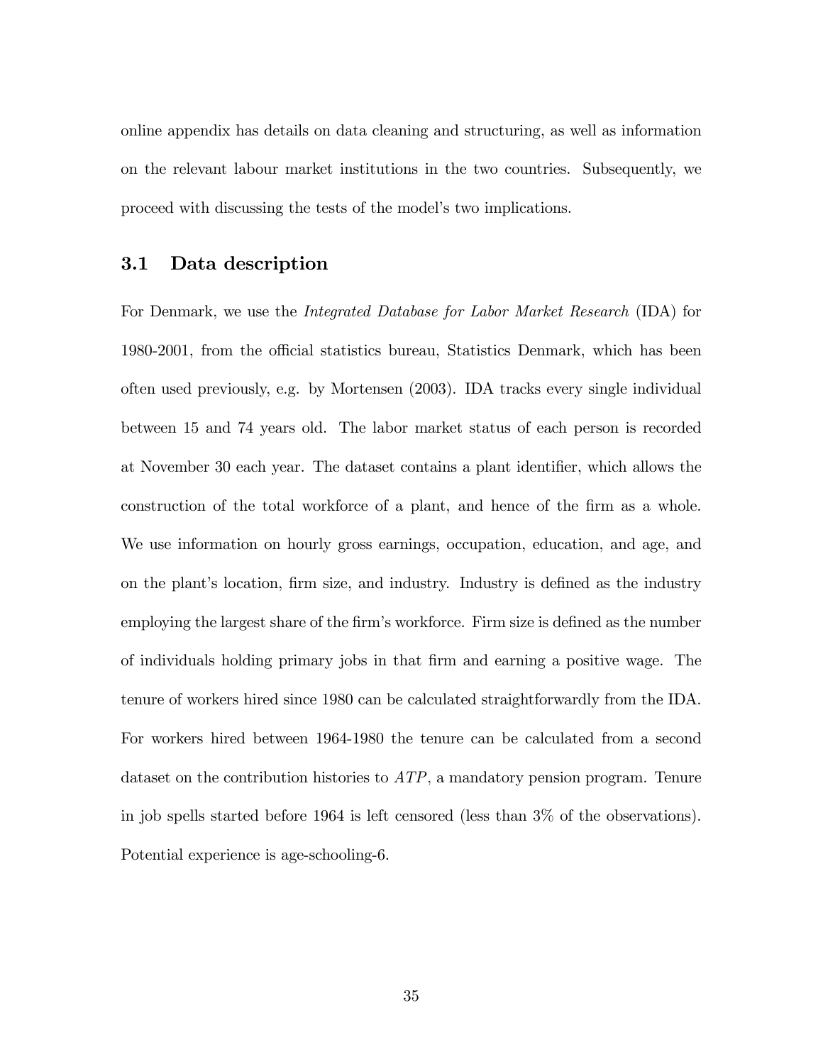online appendix has details on data cleaning and structuring, as well as information on the relevant labour market institutions in the two countries. Subsequently, we proceed with discussing the tests of the model's two implications.

## 3.1 Data description

For Denmark, we use the *Integrated Database for Labor Market Research* (IDA) for 1980-2001, from the official statistics bureau, Statistics Denmark, which has been often used previously, e.g. by Mortensen (2003). IDA tracks every single individual between 15 and 74 years old. The labor market status of each person is recorded at November 30 each year. The dataset contains a plant identifier, which allows the construction of the total workforce of a plant, and hence of the firm as a whole. We use information on hourly gross earnings, occupation, education, and age, and on the plant's location, firm size, and industry. Industry is defined as the industry employing the largest share of the firm's workforce. Firm size is defined as the number of individuals holding primary jobs in that firm and earning a positive wage. The tenure of workers hired since 1980 can be calculated straightforwardly from the IDA. For workers hired between 1964-1980 the tenure can be calculated from a second dataset on the contribution histories to *ATP*, a mandatory pension program. Tenure in job spells started before 1964 is left censored (less than 3% of the observations). Potential experience is age-schooling-6.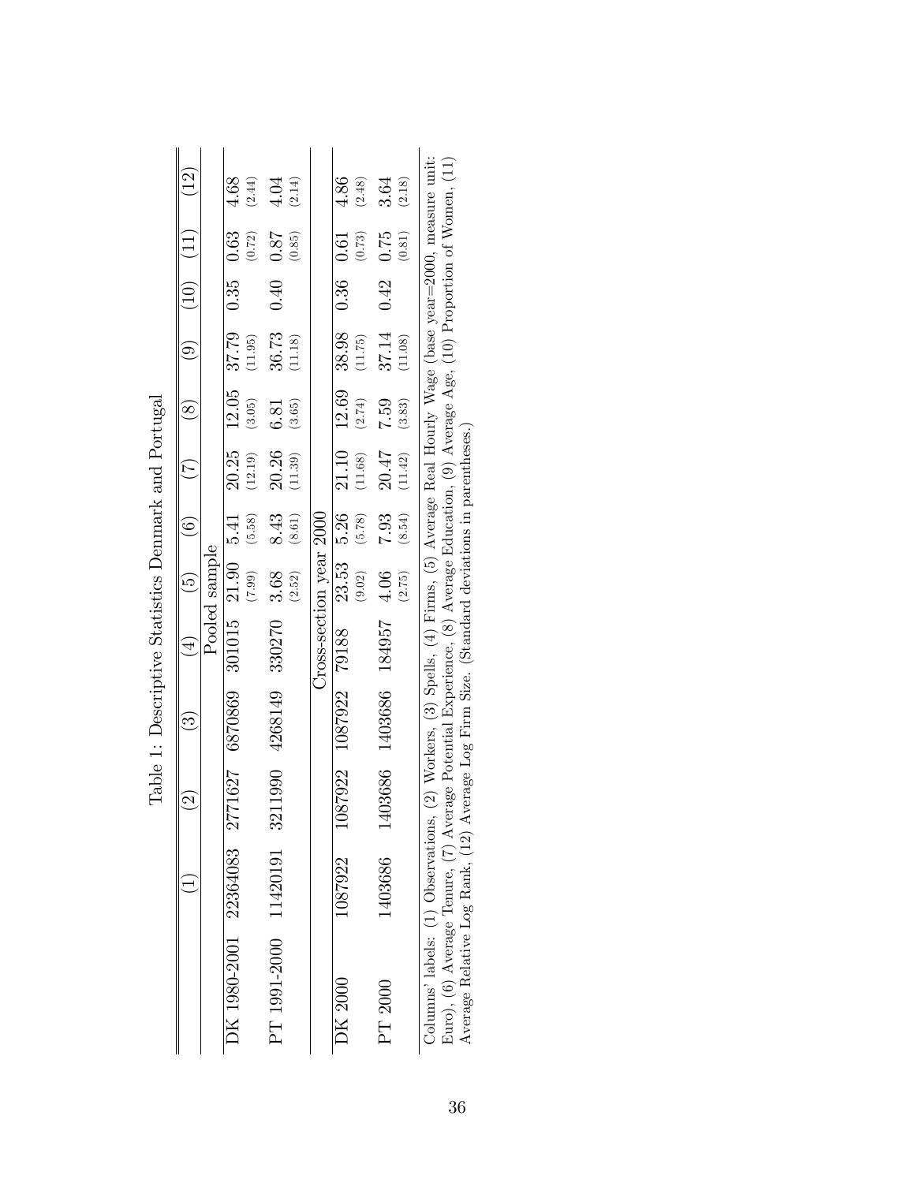Table 1: Descriptive Statistics Denmark and Portugal

| | (1) | (2) | (3) | (4) | (5) | (6) | (7) | (8) | (9) | (10) | (11) | (12) |
|---|---|---|---|---|---|---|---|---|---|---|---|---|
| | | | | Pooled sample | | | | | | | | |
| DK 1980-2001 | 22364083 | 2771627 | 6870869 | 301015 | 21.90 | 5.41 | 20.25 | 12.05 | 37.79 | 0.35 | 0.63 | 4.68 |
| | | | | | (7.99) | (5.58) | (12.19) | (3.05) | (11.95) | | (0.72) | (2.44) |
| PT 1991-2000 | 11420191 | 3211990 | 4268149 | 330270 | 3.68 | 8.43 | 20.26 | 6.81 | 36.73 | 0.40 | 0.87 | 4.04 |
| | | | | | (2.52) | (8.61) | (11.39) | (3.65) | (11.18) | | (0.85) | (2.14) |
| | | | | Cross-section year 2000 | | | | | | | | |
| DK 2000 | 1087922 | 1087922 | 1087922 | 79188 | 23.53 | 5.26 | 21.10 | 12.69 | 38.98 | 0.36 | 0.61 | 4.86 |
| | | | | | (9.02) | (5.78) | (11.68) | (2.74) | (11.75) | | (0.73) | (2.48) |
| PT 2000 | 1403686 | 1403686 | 1403686 | 184957 | 4.06 | 7.93 | 20.47 | 7.59 | 37.14 | 0.42 | 0.75 | 3.64 |
| | | | | | (2.75) | (8.54) | (11.42) | (3.83) | (11.08) | | (0.81) | (2.18) |

Columns' labels: (1) Observations, (2) Workers, (3) Spells, (4) Firms, (5) Average Real Hourly Wage (base year=2000, measure unit: Euro), (6) Average Tenure, (7) Average Potential Experience, (8) Average Education, (9) Average Age, (10) Proportion of Women, (11) Average Relative Log Rank, (12) Average Log Firm Size. (Standard deviations in parentheses.)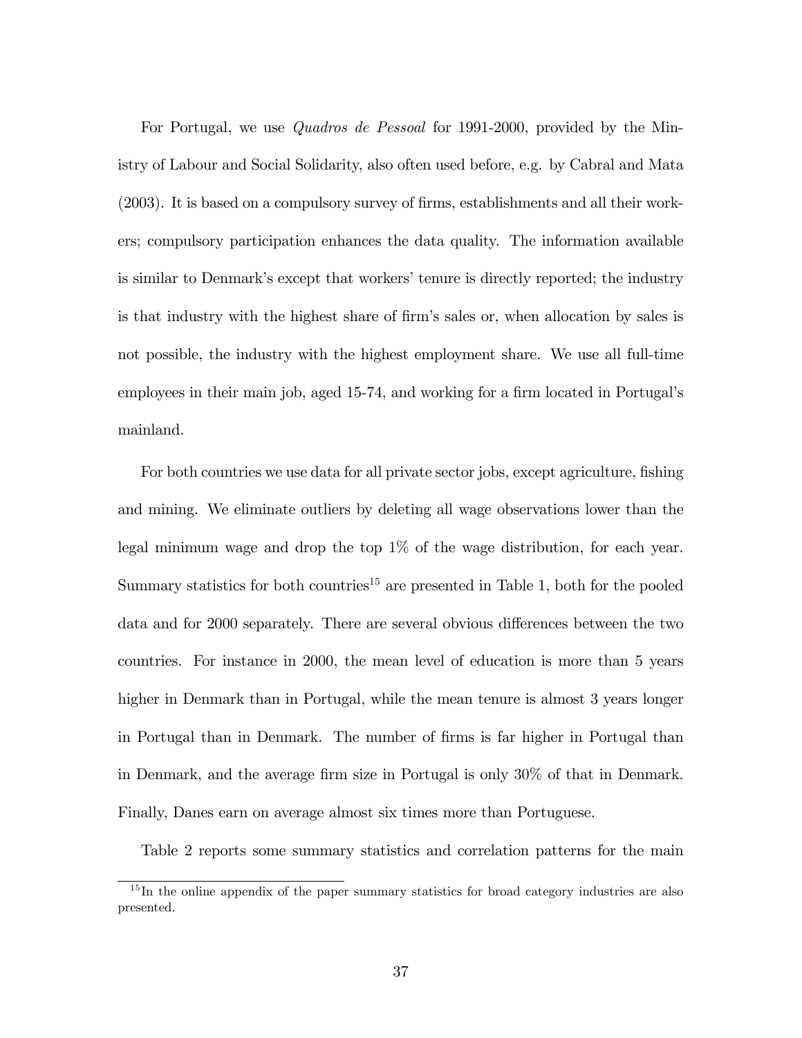For Portugal, we use *Quadros de Pessoal* for 1991-2000, provided by the Ministry of Labour and Social Solidarity, also often used before, e.g. by Cabral and Mata (2003). It is based on a compulsory survey of firms, establishments and all their workers; compulsory participation enhances the data quality. The information available is similar to Denmark's except that workers' tenure is directly reported; the industry is that industry with the highest share of firm's sales or, when allocation by sales is not possible, the industry with the highest employment share. We use all full-time employees in their main job, aged 15-74, and working for a firm located in Portugal's mainland.

For both countries we use data for all private sector jobs, except agriculture, fishing and mining. We eliminate outliers by deleting all wage observations lower than the legal minimum wage and drop the top 1% of the wage distribution, for each year. Summary statistics for both countries[15] are presented in Table 1, both for the pooled data and for 2000 separately. There are several obvious differences between the two countries. For instance in 2000, the mean level of education is more than 5 years higher in Denmark than in Portugal, while the mean tenure is almost 3 years longer in Portugal than in Denmark. The number of firms is far higher in Portugal than in Denmark, and the average firm size in Portugal is only 30% of that in Denmark. Finally, Danes earn on average almost six times more than Portuguese.

Table 2 reports some summary statistics and correlation patterns for the main

[15] In the online appendix of the paper summary statistics for broad category industries are also presented.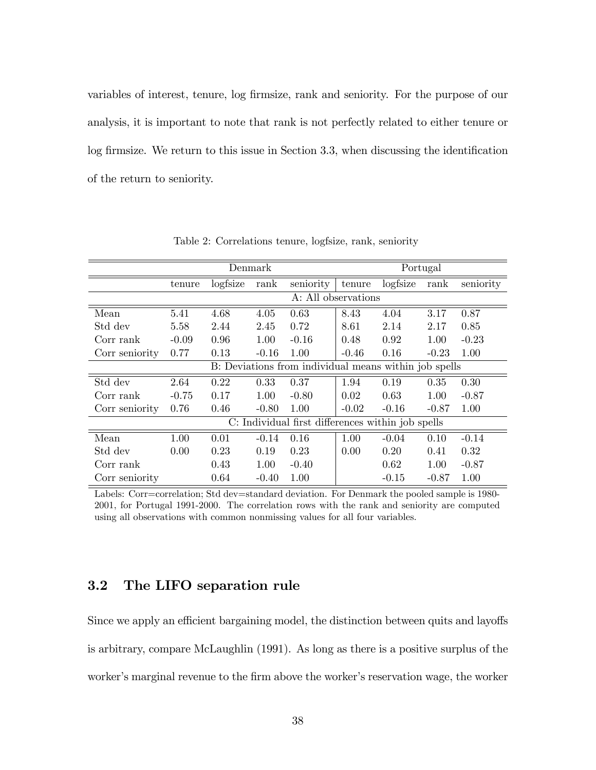variables of interest, tenure, log firmsize, rank and seniority. For the purpose of our analysis, it is important to note that rank is not perfectly related to either tenure or log firmsize. We return to this issue in Section 3.3, when discussing the identification of the return to seniority.

Table 2: Correlations tenure, logfsize, rank, seniority

| | Denmark | | | | Portugal | | | |
|---|---|---|---|---|---|---|---|---|
| | tenure | logfsize | rank | seniority | tenure | logfsize | rank | seniority |
| | A: All observations | | | | | | | |
| Mean | 5.41 | 4.68 | 4.05 | 0.63 | 8.43 | 4.04 | 3.17 | 0.87 |
| Std dev | 5.58 | 2.44 | 2.45 | 0.72 | 8.61 | 2.14 | 2.17 | 0.85 |
| Corr rank | -0.09 | 0.96 | 1.00 | -0.16 | 0.48 | 0.92 | 1.00 | -0.23 |
| Corr seniority | 0.77 | 0.13 | -0.16 | 1.00 | -0.46 | 0.16 | -0.23 | 1.00 |
| | B: Deviations from individual means within job spells | | | | | | | |
| Std dev | 2.64 | 0.22 | 0.33 | 0.37 | 1.94 | 0.19 | 0.35 | 0.30 |
| Corr rank | -0.75 | 0.17 | 1.00 | -0.80 | 0.02 | 0.63 | 1.00 | -0.87 |
| Corr seniority | 0.76 | 0.46 | -0.80 | 1.00 | -0.02 | -0.16 | -0.87 | 1.00 |
| | C: Individual first differences within job spells | | | | | | | |
| Mean | 1.00 | 0.01 | -0.14 | 0.16 | 1.00 | -0.04 | 0.10 | -0.14 |
| Std dev | 0.00 | 0.23 | 0.19 | 0.23 | 0.00 | 0.20 | 0.41 | 0.32 |
| Corr rank | | 0.43 | 1.00 | -0.40 | | 0.62 | 1.00 | -0.87 |
| Corr seniority | | 0.64 | -0.40 | 1.00 | | -0.15 | -0.87 | 1.00 |

Labels: Corr=correlation; Std dev=standard deviation. For Denmark the pooled sample is 1980-2001, for Portugal 1991-2000. The correlation rows with the rank and seniority are computed using all observations with common nonmissing values for all four variables.

## 3.2 The LIFO separation rule

Since we apply an efficient bargaining model, the distinction between quits and layoffs is arbitrary, compare McLaughlin (1991). As long as there is a positive surplus of the worker's marginal revenue to the firm above the worker's reservation wage, the worker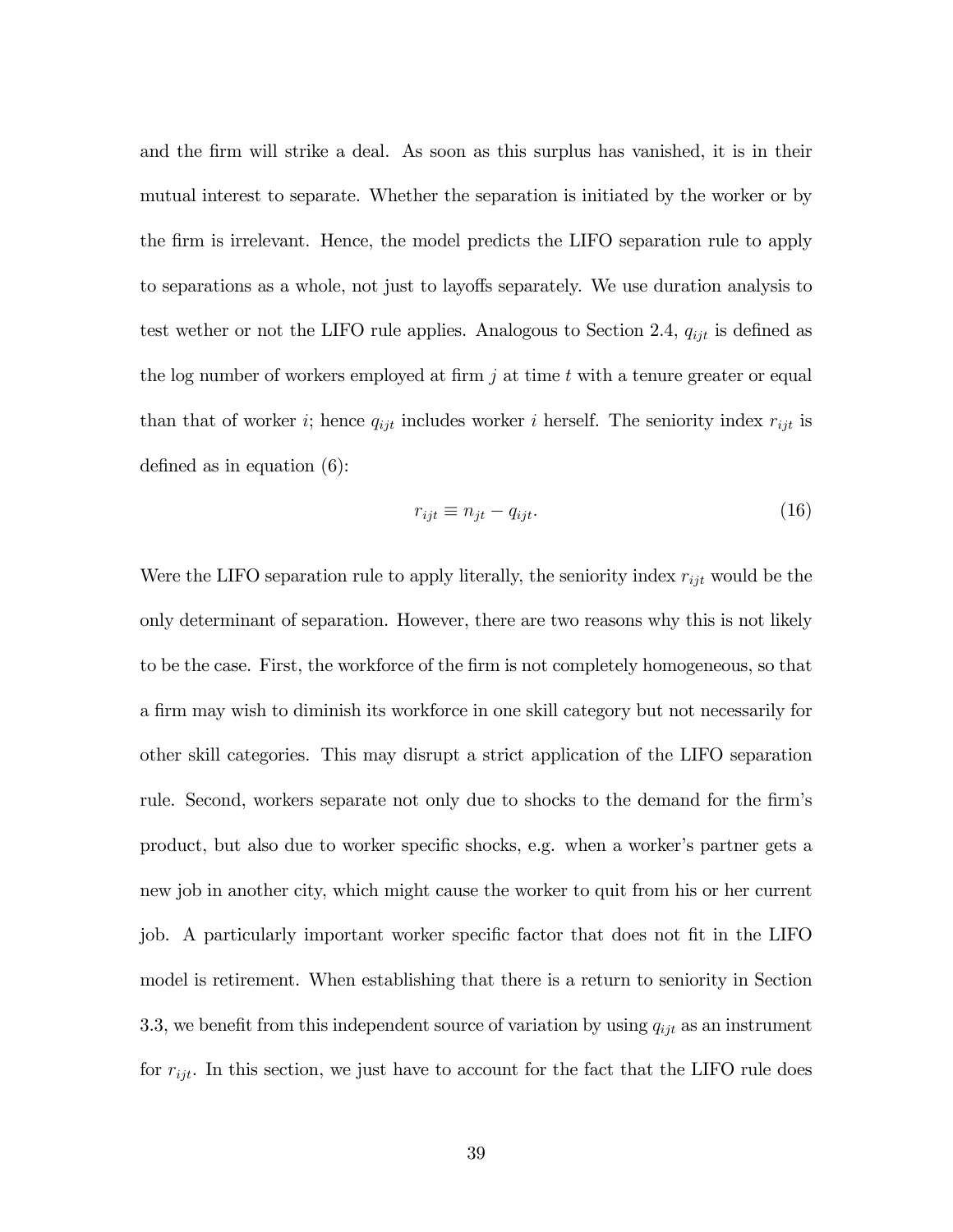and the firm will strike a deal. As soon as this surplus has vanished, it is in their mutual interest to separate. Whether the separation is initiated by the worker or by the firm is irrelevant. Hence, the model predicts the LIFO separation rule to apply to separations as a whole, not just to layoffs separately. We use duration analysis to test wether or not the LIFO rule applies. Analogous to Section 2.4, $q_{ijt}$ is defined as the log number of workers employed at firm $j$ at time $t$ with a tenure greater or equal than that of worker $i$; hence $q_{ijt}$ includes worker $i$ herself. The seniority index $r_{ijt}$ is defined as in equation (6):

$$r_{ijt} \equiv n_{jt} - q_{ijt}. \tag{16}$$

Were the LIFO separation rule to apply literally, the seniority index $r_{ijt}$ would be the only determinant of separation. However, there are two reasons why this is not likely to be the case. First, the workforce of the firm is not completely homogeneous, so that a firm may wish to diminish its workforce in one skill category but not necessarily for other skill categories. This may disrupt a strict application of the LIFO separation rule. Second, workers separate not only due to shocks to the demand for the firm's product, but also due to worker specific shocks, e.g. when a worker's partner gets a new job in another city, which might cause the worker to quit from his or her current job. A particularly important worker specific factor that does not fit in the LIFO model is retirement. When establishing that there is a return to seniority in Section 3.3, we benefit from this independent source of variation by using $q_{ijt}$ as an instrument for $r_{ijt}$. In this section, we just have to account for the fact that the LIFO rule does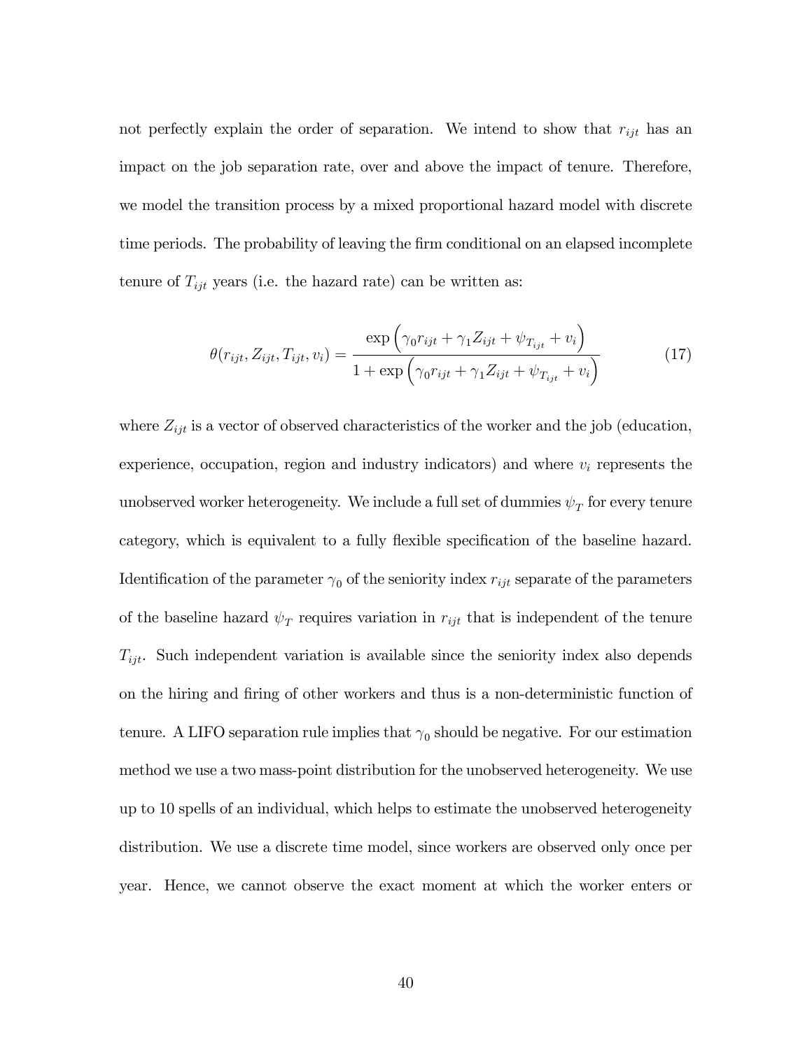not perfectly explain the order of separation. We intend to show that $r_{ijt}$ has an impact on the job separation rate, over and above the impact of tenure. Therefore, we model the transition process by a mixed proportional hazard model with discrete time periods. The probability of leaving the firm conditional on an elapsed incomplete tenure of $T_{ijt}$ years (i.e. the hazard rate) can be written as:

$$\theta(r_{ijt}, Z_{ijt}, T_{ijt}, v_i) = \frac{\exp\left(\gamma_0 r_{ijt} + \gamma_1 Z_{ijt} + \psi_{T_{ijt}} + v_i\right)}{1 + \exp\left(\gamma_0 r_{ijt} + \gamma_1 Z_{ijt} + \psi_{T_{ijt}} + v_i\right)} \tag{17}$$

where $Z_{ijt}$ is a vector of observed characteristics of the worker and the job (education, experience, occupation, region and industry indicators) and where $v_i$ represents the unobserved worker heterogeneity. We include a full set of dummies $\psi_T$ for every tenure category, which is equivalent to a fully flexible specification of the baseline hazard. Identification of the parameter $\gamma_0$ of the seniority index $r_{ijt}$ separate of the parameters of the baseline hazard $\psi_T$ requires variation in $r_{ijt}$ that is independent of the tenure $T_{ijt}$. Such independent variation is available since the seniority index also depends on the hiring and firing of other workers and thus is a non-deterministic function of tenure. A LIFO separation rule implies that $\gamma_0$ should be negative. For our estimation method we use a two mass-point distribution for the unobserved heterogeneity. We use up to 10 spells of an individual, which helps to estimate the unobserved heterogeneity distribution. We use a discrete time model, since workers are observed only once per year. Hence, we cannot observe the exact moment at which the worker enters or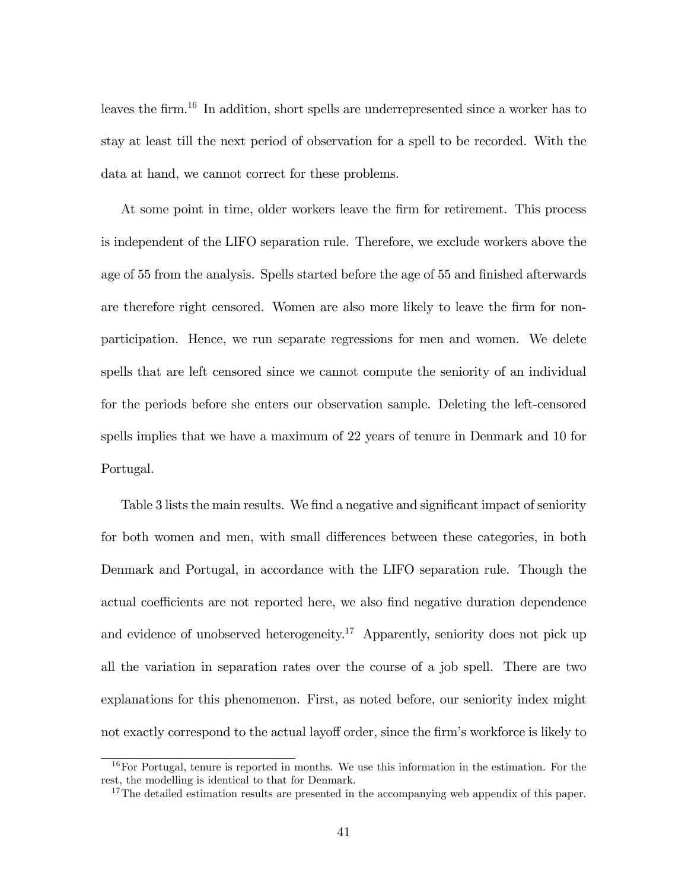leaves the firm.[16] In addition, short spells are underrepresented since a worker has to stay at least till the next period of observation for a spell to be recorded. With the data at hand, we cannot correct for these problems.

At some point in time, older workers leave the firm for retirement. This process is independent of the LIFO separation rule. Therefore, we exclude workers above the age of 55 from the analysis. Spells started before the age of 55 and finished afterwards are therefore right censored. Women are also more likely to leave the firm for non-participation. Hence, we run separate regressions for men and women. We delete spells that are left censored since we cannot compute the seniority of an individual for the periods before she enters our observation sample. Deleting the left-censored spells implies that we have a maximum of 22 years of tenure in Denmark and 10 for Portugal.

Table 3 lists the main results. We find a negative and significant impact of seniority for both women and men, with small differences between these categories, in both Denmark and Portugal, in accordance with the LIFO separation rule. Though the actual coefficients are not reported here, we also find negative duration dependence and evidence of unobserved heterogeneity.[17] Apparently, seniority does not pick up all the variation in separation rates over the course of a job spell. There are two explanations for this phenomenon. First, as noted before, our seniority index might not exactly correspond to the actual layoff order, since the firm's workforce is likely to

[16] For Portugal, tenure is reported in months. We use this information in the estimation. For the rest, the modelling is identical to that for Denmark.

[17] The detailed estimation results are presented in the accompanying web appendix of this paper.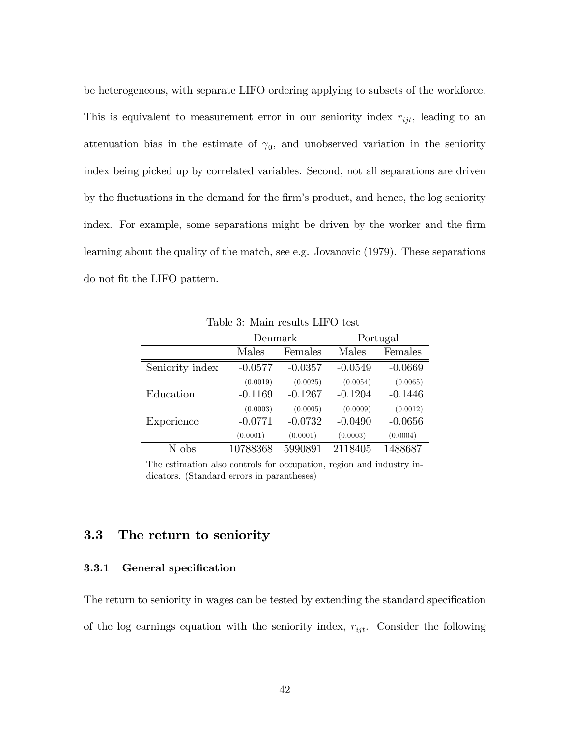be heterogeneous, with separate LIFO ordering applying to subsets of the workforce. This is equivalent to measurement error in our seniority index $r_{ijt}$, leading to an attenuation bias in the estimate of $\gamma_0$, and unobserved variation in the seniority index being picked up by correlated variables. Second, not all separations are driven by the fluctuations in the demand for the firm's product, and hence, the log seniority index. For example, some separations might be driven by the worker and the firm learning about the quality of the match, see e.g. Jovanovic (1979). These separations do not fit the LIFO pattern.

Table 3: Main results LIFO test

| | Denmark | | Portugal | |
|---|---|---|---|---|
| | Males | Females | Males | Females |
| Seniority index | -0.0577 | -0.0357 | -0.0549 | -0.0669 |
| | (0.0019) | (0.0025) | (0.0054) | (0.0065) |
| Education | -0.1169 | -0.1267 | -0.1204 | -0.1446 |
| | (0.0003) | (0.0005) | (0.0009) | (0.0012) |
| Experience | -0.0771 | -0.0732 | -0.0490 | -0.0656 |
| | (0.0001) | (0.0001) | (0.0003) | (0.0004) |
| N obs | 10788368 | 5990891 | 2118405 | 1488687 |

The estimation also controls for occupation, region and industry indicators. (Standard errors in parantheses)

## 3.3 The return to seniority

### 3.3.1 General specification

The return to seniority in wages can be tested by extending the standard specification of the log earnings equation with the seniority index, $r_{ijt}$. Consider the following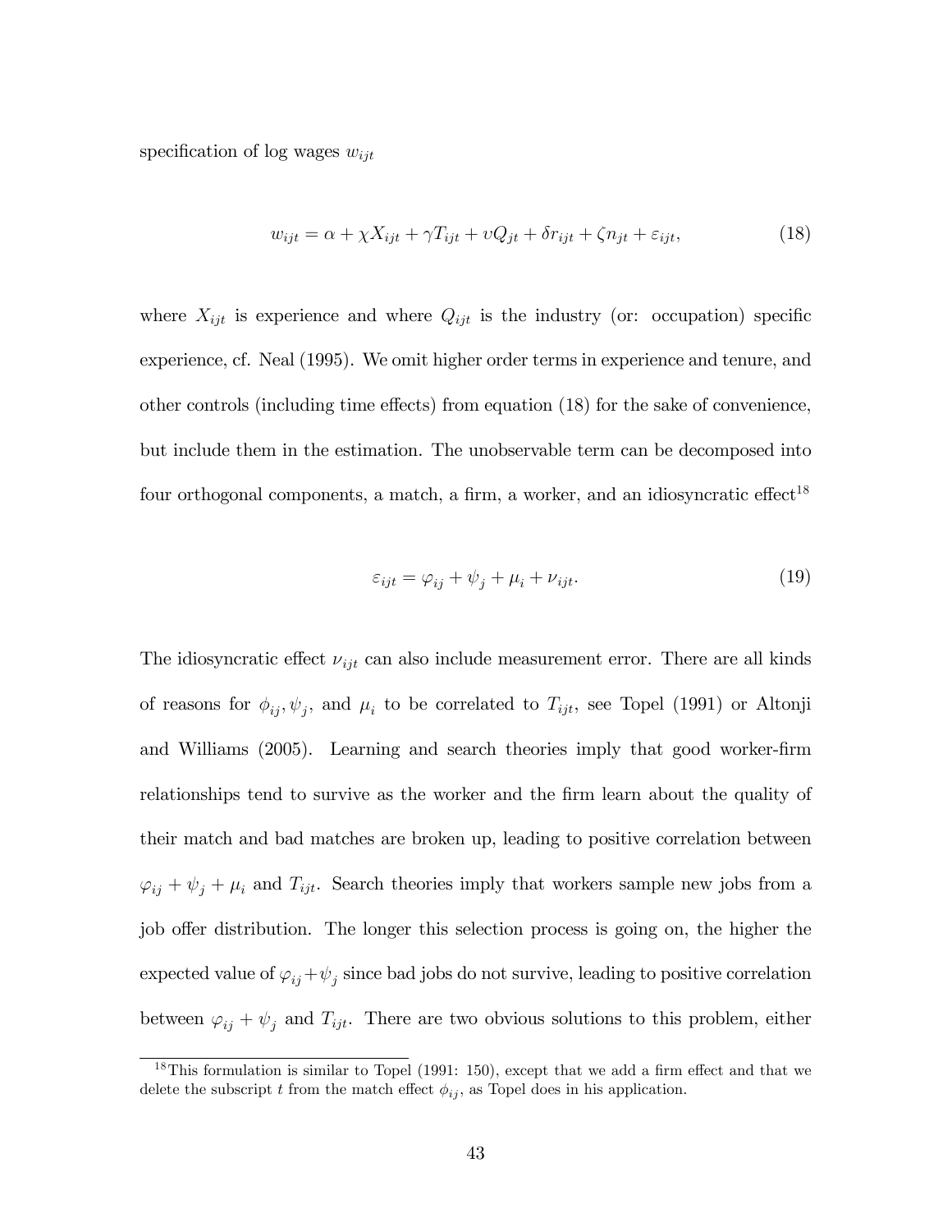specification of log wages $w_{ijt}$

$$w_{ijt} = \alpha + \chi X_{ijt} + \gamma T_{ijt} + \upsilon Q_{jt} + \delta r_{ijt} + \zeta n_{jt} + \varepsilon_{ijt}, \tag{18}$$

where $X_{ijt}$ is experience and where $Q_{ijt}$ is the industry (or: occupation) specific experience, cf. Neal (1995). We omit higher order terms in experience and tenure, and other controls (including time effects) from equation (18) for the sake of convenience, but include them in the estimation. The unobservable term can be decomposed into four orthogonal components, a match, a firm, a worker, and an idiosyncratic effect[18]

$$\varepsilon_{ijt} = \varphi_{ij} + \psi_j + \mu_i + \nu_{ijt}. \tag{19}$$

The idiosyncratic effect $\nu_{ijt}$ can also include measurement error. There are all kinds of reasons for $\phi_{ij}, \psi_j$, and $\mu_i$ to be correlated to $T_{ijt}$, see Topel (1991) or Altonji and Williams (2005). Learning and search theories imply that good worker-firm relationships tend to survive as the worker and the firm learn about the quality of their match and bad matches are broken up, leading to positive correlation between $\varphi_{ij} + \psi_j + \mu_i$ and $T_{ijt}$. Search theories imply that workers sample new jobs from a job offer distribution. The longer this selection process is going on, the higher the expected value of $\varphi_{ij} + \psi_j$ since bad jobs do not survive, leading to positive correlation between $\varphi_{ij} + \psi_j$ and $T_{ijt}$. There are two obvious solutions to this problem, either

[18] This formulation is similar to Topel (1991: 150), except that we add a firm effect and that we delete the subscript $t$ from the match effect $\phi_{ij}$, as Topel does in his application.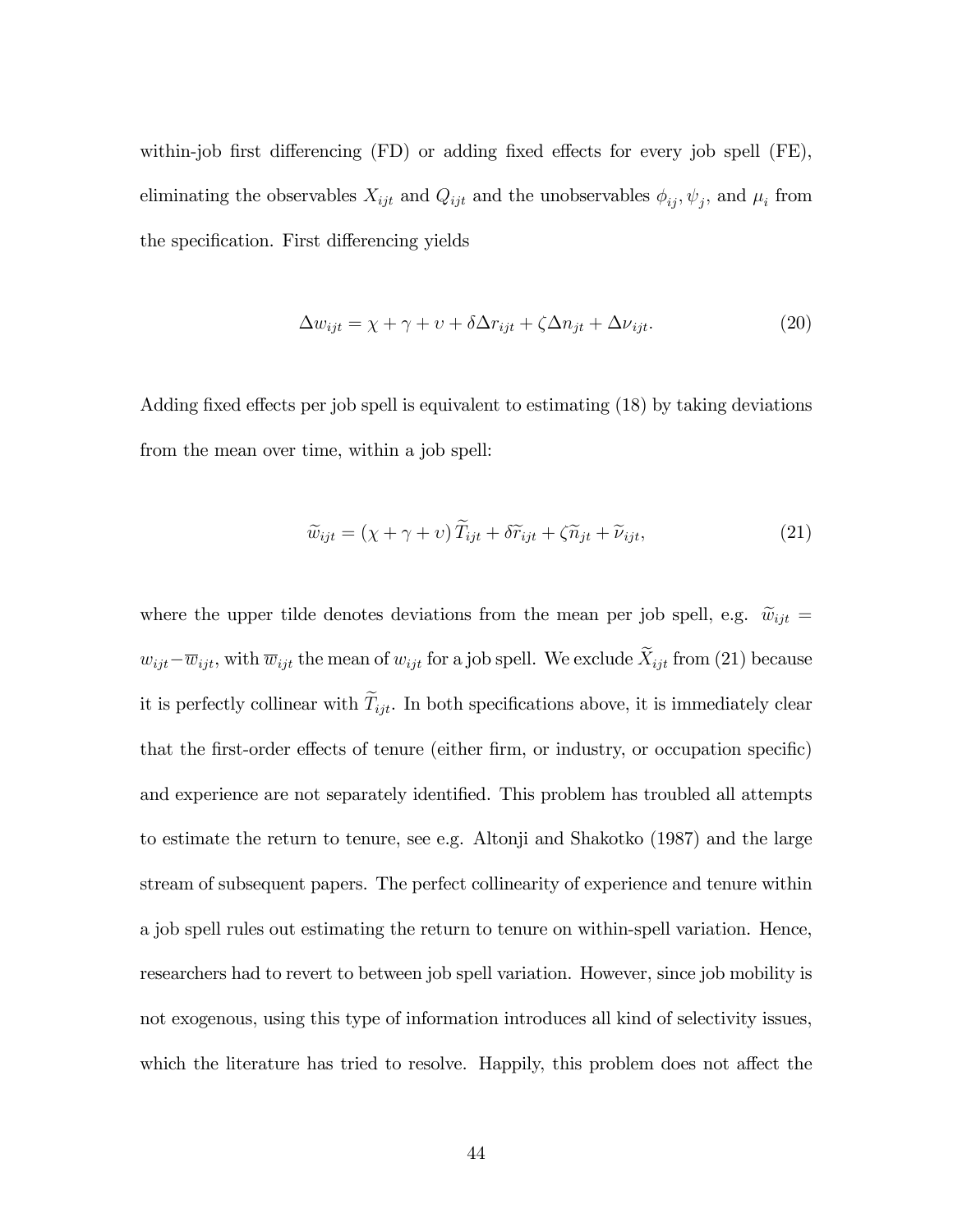within-job first differencing (FD) or adding fixed effects for every job spell (FE), eliminating the observables $X_{ijt}$ and $Q_{ijt}$ and the unobservables $\phi_{ij}, \psi_j$, and $\mu_i$ from the specification. First differencing yields

$$\Delta w_{ijt} = \chi + \gamma + \upsilon + \delta \Delta r_{ijt} + \zeta \Delta n_{jt} + \Delta \nu_{ijt}. \tag{20}$$

Adding fixed effects per job spell is equivalent to estimating (18) by taking deviations from the mean over time, within a job spell:

$$\widetilde{w}_{ijt} = (\chi + \gamma + \upsilon) \widetilde{T}_{ijt} + \delta \widetilde{r}_{ijt} + \zeta \widetilde{n}_{jt} + \widetilde{\nu}_{ijt}, \tag{21}$$

where the upper tilde denotes deviations from the mean per job spell, e.g. $\widetilde{w}_{ijt} = w_{ijt} - \overline{w}_{ijt}$, with $\overline{w}_{ijt}$ the mean of $w_{ijt}$ for a job spell. We exclude $\widetilde{X}_{ijt}$ from (21) because it is perfectly collinear with $\widetilde{T}_{ijt}$. In both specifications above, it is immediately clear that the first-order effects of tenure (either firm, or industry, or occupation specific) and experience are not separately identified. This problem has troubled all attempts to estimate the return to tenure, see e.g. Altonji and Shakotko (1987) and the large stream of subsequent papers. The perfect collinearity of experience and tenure within a job spell rules out estimating the return to tenure on within-spell variation. Hence, researchers had to revert to between job spell variation. However, since job mobility is not exogenous, using this type of information introduces all kind of selectivity issues, which the literature has tried to resolve. Happily, this problem does not affect the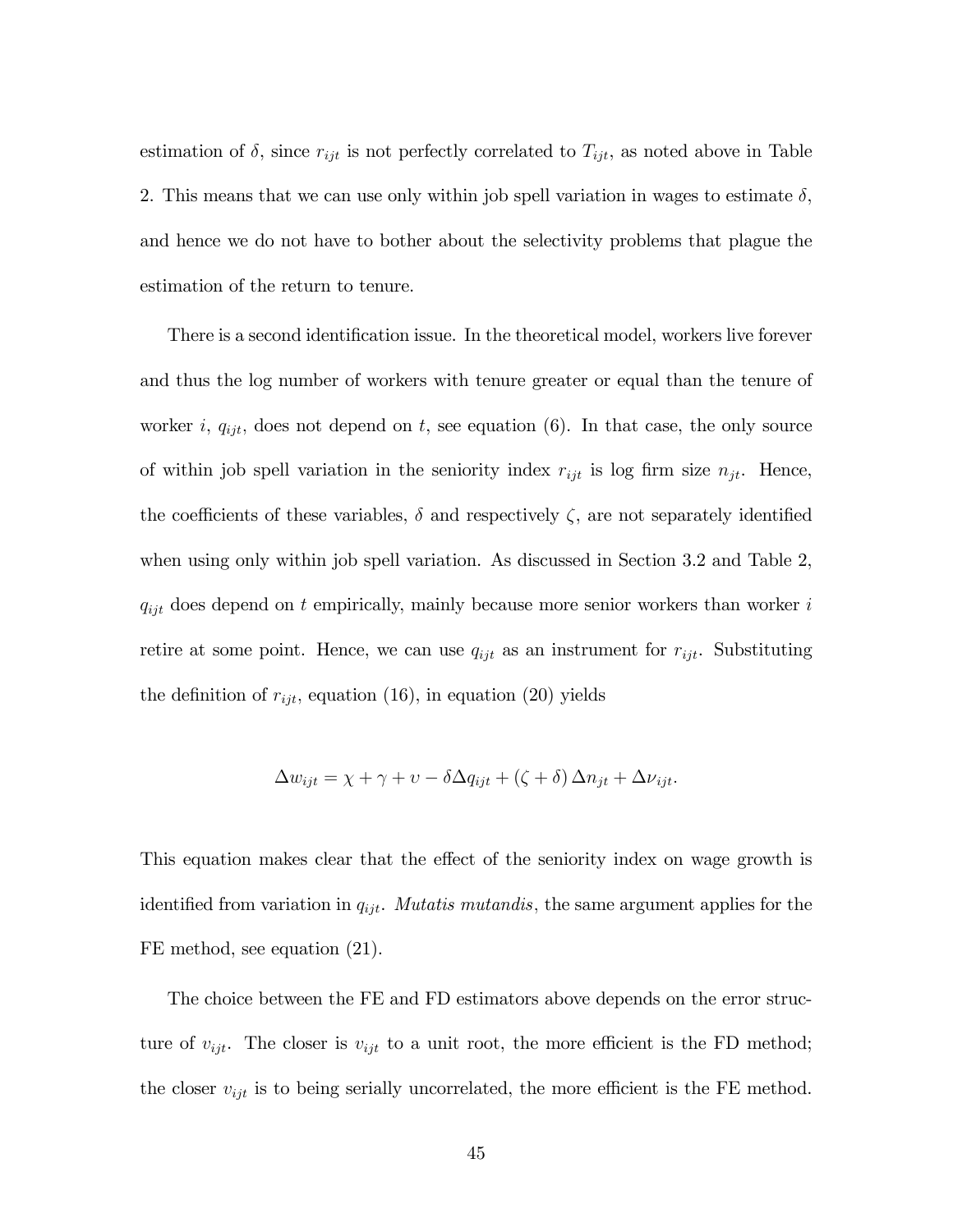estimation of $\delta$, since $r_{ijt}$ is not perfectly correlated to $T_{ijt}$, as noted above in Table 2. This means that we can use only within job spell variation in wages to estimate $\delta$, and hence we do not have to bother about the selectivity problems that plague the estimation of the return to tenure.

There is a second identification issue. In the theoretical model, workers live forever and thus the log number of workers with tenure greater or equal than the tenure of worker $i$, $q_{ijt}$, does not depend on $t$, see equation (6). In that case, the only source of within job spell variation in the seniority index $r_{ijt}$ is log firm size $n_{jt}$. Hence, the coefficients of these variables, $\delta$ and respectively $\zeta$, are not separately identified when using only within job spell variation. As discussed in Section 3.2 and Table 2, $q_{ijt}$ does depend on $t$ empirically, mainly because more senior workers than worker $i$ retire at some point. Hence, we can use $q_{ijt}$ as an instrument for $r_{ijt}$. Substituting the definition of $r_{ijt}$, equation (16), in equation (20) yields

$$\Delta w_{ijt} = \chi + \gamma + \upsilon - \delta \Delta q_{ijt} + (\zeta + \delta) \Delta n_{jt} + \Delta \nu_{ijt}.$$

This equation makes clear that the effect of the seniority index on wage growth is identified from variation in $q_{ijt}$. *Mutatis mutandis*, the same argument applies for the FE method, see equation (21).

The choice between the FE and FD estimators above depends on the error structure of $v_{ijt}$. The closer is $v_{ijt}$ to a unit root, the more efficient is the FD method; the closer $v_{ijt}$ is to being serially uncorrelated, the more efficient is the FE method.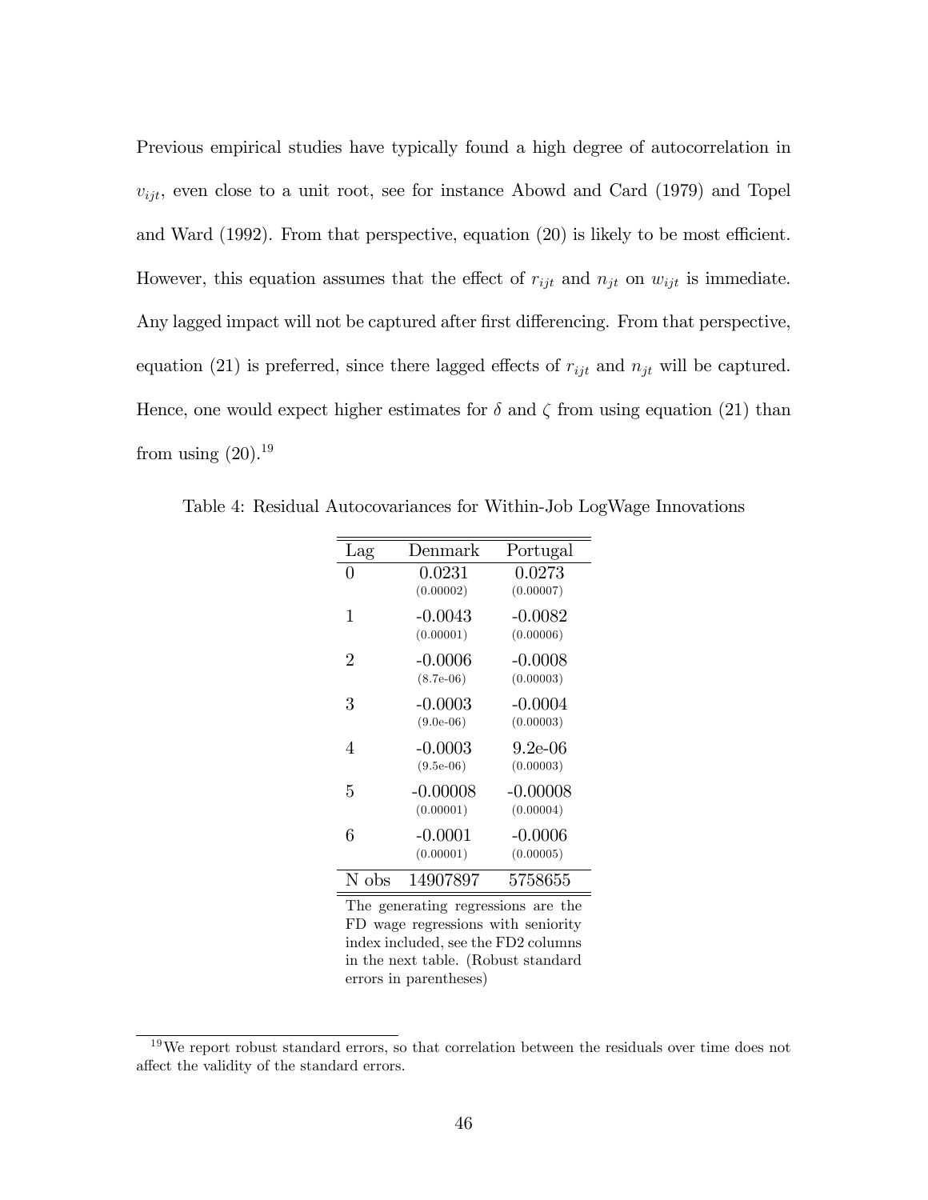Previous empirical studies have typically found a high degree of autocorrelation in $v_{ijt}$, even close to a unit root, see for instance Abowd and Card (1979) and Topel and Ward (1992). From that perspective, equation (20) is likely to be most efficient. However, this equation assumes that the effect of $r_{ijt}$ and $n_{jt}$ on $w_{ijt}$ is immediate. Any lagged impact will not be captured after first differencing. From that perspective, equation (21) is preferred, since there lagged effects of $r_{ijt}$ and $n_{jt}$ will be captured. Hence, one would expect higher estimates for $\delta$ and $\zeta$ from using equation (21) than from using (20).[19]

Table 4: Residual Autocovariances for Within-Job LogWage Innovations

| Lag | Denmark | Portugal |
|---|---|---|
| 0 | 0.0231 | 0.0273 |
| | (0.00002) | (0.00007) |
| 1 | -0.0043 | -0.0082 |
| | (0.00001) | (0.00006) |
| 2 | -0.0006 | -0.0008 |
| | (8.7e-06) | (0.00003) |
| 3 | -0.0003 | -0.0004 |
| | (9.0e-06) | (0.00003) |
| 4 | -0.0003 | 9.2e-06 |
| | (9.5e-06) | (0.00003) |
| 5 | -0.00008 | -0.00008 |
| | (0.00001) | (0.00004) |
| 6 | -0.0001 | -0.0006 |
| | (0.00001) | (0.00005) |
| N obs | 14907897 | 5758655 |

The generating regressions are the FD wage regressions with seniority index included, see the FD2 columns in the next table. (Robust standard errors in parentheses)

[19] We report robust standard errors, so that correlation between the residuals over time does not affect the validity of the standard errors.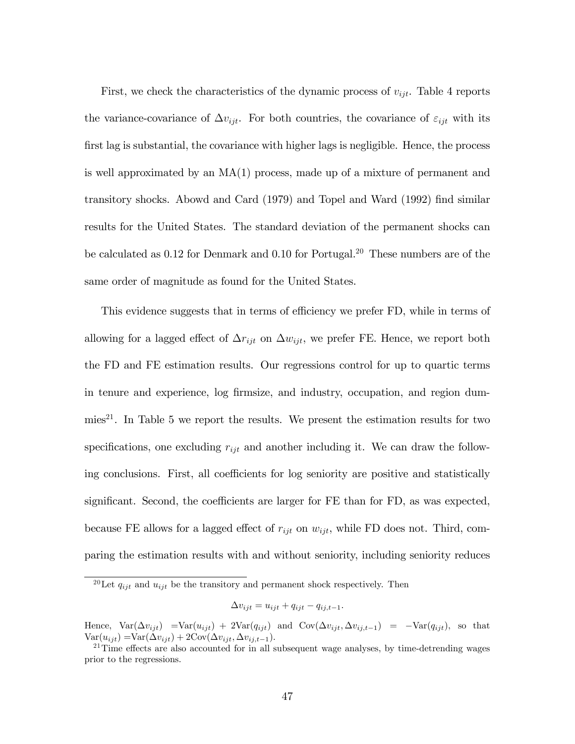First, we check the characteristics of the dynamic process of $v_{ijt}$. Table 4 reports the variance-covariance of $\Delta v_{ijt}$. For both countries, the covariance of $\varepsilon_{ijt}$ with its first lag is substantial, the covariance with higher lags is negligible. Hence, the process is well approximated by an MA(1) process, made up of a mixture of permanent and transitory shocks. Abowd and Card (1979) and Topel and Ward (1992) find similar results for the United States. The standard deviation of the permanent shocks can be calculated as 0.12 for Denmark and 0.10 for Portugal.[20] These numbers are of the same order of magnitude as found for the United States.

This evidence suggests that in terms of efficiency we prefer FD, while in terms of allowing for a lagged effect of $\Delta r_{ijt}$ on $\Delta w_{ijt}$, we prefer FE. Hence, we report both the FD and FE estimation results. Our regressions control for up to quartic terms in tenure and experience, log firmsize, and industry, occupation, and region dummies[21]. In Table 5 we report the results. We present the estimation results for two specifications, one excluding $r_{ijt}$ and another including it. We can draw the following conclusions. First, all coefficients for log seniority are positive and statistically significant. Second, the coefficients are larger for FE than for FD, as was expected, because FE allows for a lagged effect of $r_{ijt}$ on $w_{ijt}$, while FD does not. Third, comparing the estimation results with and without seniority, including seniority reduces

---

[20] Let $q_{ijt}$ and $u_{ijt}$ be the transitory and permanent shock respectively. Then

$$\Delta v_{ijt} = u_{ijt} + q_{ijt} - q_{ij,t-1}.$$

Hence, $\mathrm{Var}(\Delta v_{ijt}) = \mathrm{Var}(u_{ijt}) + 2\mathrm{Var}(q_{ijt})$ and $\mathrm{Cov}(\Delta v_{ijt}, \Delta v_{ij,t-1}) = -\mathrm{Var}(q_{ijt})$, so that $\mathrm{Var}(u_{ijt}) = \mathrm{Var}(\Delta v_{ijt}) + 2\mathrm{Cov}(\Delta v_{ijt}, \Delta v_{ij,t-1})$.

[21] Time effects are also accounted for in all subsequent wage analyses, by time-detrending wages prior to the regressions.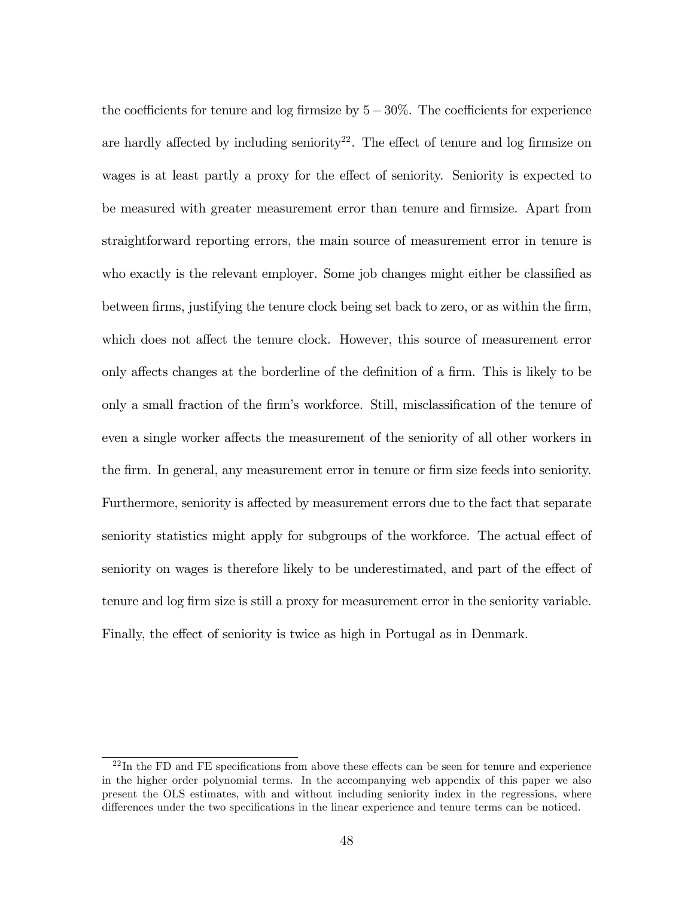the coefficients for tenure and log firmsize by $5 - 30\%$. The coefficients for experience are hardly affected by including seniority[22]. The effect of tenure and log firmsize on wages is at least partly a proxy for the effect of seniority. Seniority is expected to be measured with greater measurement error than tenure and firmsize. Apart from straightforward reporting errors, the main source of measurement error in tenure is who exactly is the relevant employer. Some job changes might either be classified as between firms, justifying the tenure clock being set back to zero, or as within the firm, which does not affect the tenure clock. However, this source of measurement error only affects changes at the borderline of the definition of a firm. This is likely to be only a small fraction of the firm's workforce. Still, misclassification of the tenure of even a single worker affects the measurement of the seniority of all other workers in the firm. In general, any measurement error in tenure or firm size feeds into seniority. Furthermore, seniority is affected by measurement errors due to the fact that separate seniority statistics might apply for subgroups of the workforce. The actual effect of seniority on wages is therefore likely to be underestimated, and part of the effect of tenure and log firm size is still a proxy for measurement error in the seniority variable. Finally, the effect of seniority is twice as high in Portugal as in Denmark.

[22] In the FD and FE specifications from above these effects can be seen for tenure and experience in the higher order polynomial terms. In the accompanying web appendix of this paper we also present the OLS estimates, with and without including seniority index in the regressions, where differences under the two specifications in the linear experience and tenure terms can be noticed.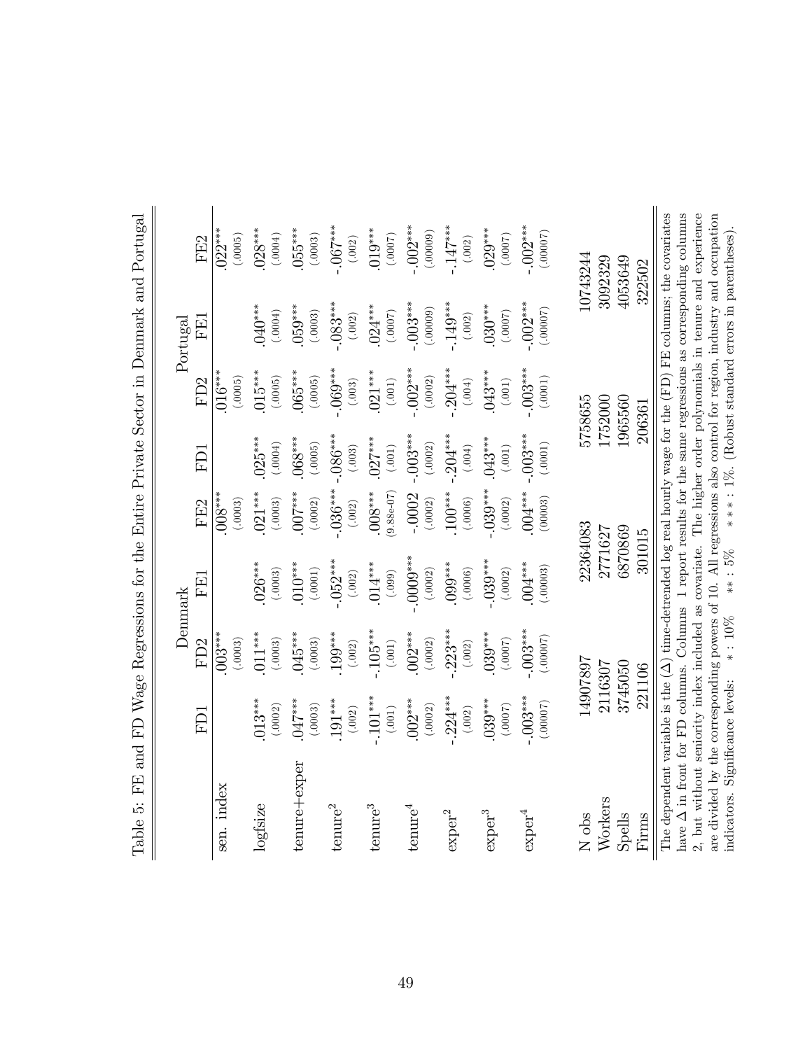Table 5: FE and FD Wage Regressions for the Entire Private Sector in Denmark and Portugal

| | Denmark | | | | Portugal | | | |
|---|---|---|---|---|---|---|---|---|
| | FD1 | FD2 | FE1 | FE2 | FD1 | FD2 | FE1 | FE2 |
| sen. index | | .003*** (.0003) | | .008*** (.0003) | | .016*** (.0005) | | .022*** (.0005) |
| logfsize | .013*** (.0002) | .011*** (.0003) | .026*** (.0003) | .021*** (.0003) | .025*** (.0004) | .015*** (.0005) | .040*** (.0004) | .028*** (.0004) |
| tenure+exper | .047*** (.0003) | .045*** (.0003) | .010*** (.0001) | .007*** (.0002) | .068*** (.0005) | .065*** (.0005) | .059*** (.0003) | .055*** (.0003) |
| tenure$^2$ | .191*** (.002) | .199*** (.002) | -.052*** (.002) | -.036*** (.002) | -.086*** (.003) | -.069*** (.003) | -.083*** (.002) | -.067*** (.002) |
| tenure$^3$ | -.101*** (.001) | -.105*** (.001) | .014*** (.099) | .008*** (9.88e-07) | .027*** (.001) | .021*** (.001) | .024*** (.0007) | .019*** (.0007) |
| tenure$^4$ | .002*** (.0002) | .002*** (.0002) | -.0009*** (.0002) | -.0002 (.0002) | -.003*** (.0002) | -.002*** (.0002) | -.003*** (.00009) | -.002*** (.00009) |
| exper$^2$ | -.224*** (.002) | -.223*** (.002) | .099*** (.0006) | .100*** (.0006) | -.204*** (.004) | -.204*** (.004) | -.149*** (.002) | -.147*** (.002) |
| exper$^3$ | .039*** (.0007) | .039*** (.0007) | -.039*** (.0002) | -.039*** (.0002) | .043*** (.001) | .043*** (.001) | .030*** (.0007) | .029*** (.0007) |
| exper$^4$ | -.003*** (.00007) | -.003*** (.00007) | .004*** (.00003) | .004*** (00003) | -.003*** (.0001) | -.003*** (.0001) | -.002*** (.00007) | -.002*** (.00007) |
| N obs | 14907897 | | 22364083 | | 5758655 | | 10743244 | |
| Workers | 2116307 | | 2771627 | | 1752000 | | 3092329 | |
| Spells | 3745050 | | 6870869 | | 1965560 | | 4053649 | |
| Firms | 221106 | | 301015 | | 206361 | | 322502 | |

The dependent variable is the (Δ) time-detrended log real hourly wage for the (FD) FE columns; the covariates have Δ in front for FD columns. Columns 1 report results for the same regressions as corresponding columns 2, but without seniority index included as covariate. The higher order polynomials in tenure and experience are divided by the corresponding powers of 10. All regressions also control for region, industry and occupation indicators. Significance levels: * : 10% ** : 5% * * * : 1%. (Robust standard errors in parentheses).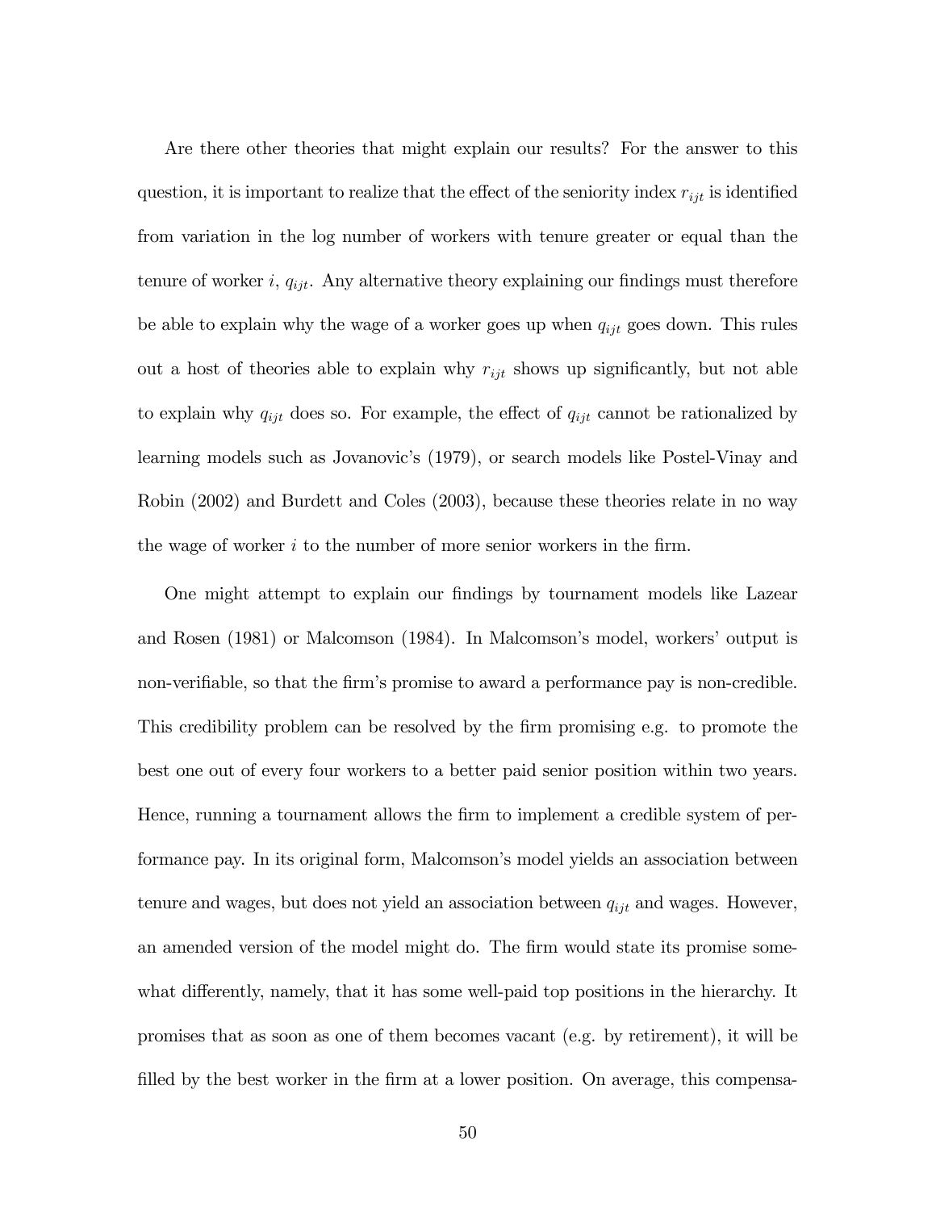Are there other theories that might explain our results? For the answer to this question, it is important to realize that the effect of the seniority index $r_{ijt}$ is identified from variation in the log number of workers with tenure greater or equal than the tenure of worker $i$, $q_{ijt}$. Any alternative theory explaining our findings must therefore be able to explain why the wage of a worker goes up when $q_{ijt}$ goes down. This rules out a host of theories able to explain why $r_{ijt}$ shows up significantly, but not able to explain why $q_{ijt}$ does so. For example, the effect of $q_{ijt}$ cannot be rationalized by learning models such as Jovanovic's (1979), or search models like Postel-Vinay and Robin (2002) and Burdett and Coles (2003), because these theories relate in no way the wage of worker $i$ to the number of more senior workers in the firm.

One might attempt to explain our findings by tournament models like Lazear and Rosen (1981) or Malcomson (1984). In Malcomson's model, workers' output is non-verifiable, so that the firm's promise to award a performance pay is non-credible. This credibility problem can be resolved by the firm promising e.g. to promote the best one out of every four workers to a better paid senior position within two years. Hence, running a tournament allows the firm to implement a credible system of performance pay. In its original form, Malcomson's model yields an association between tenure and wages, but does not yield an association between $q_{ijt}$ and wages. However, an amended version of the model might do. The firm would state its promise somewhat differently, namely, that it has some well-paid top positions in the hierarchy. It promises that as soon as one of them becomes vacant (e.g. by retirement), it will be filled by the best worker in the firm at a lower position. On average, this compensa-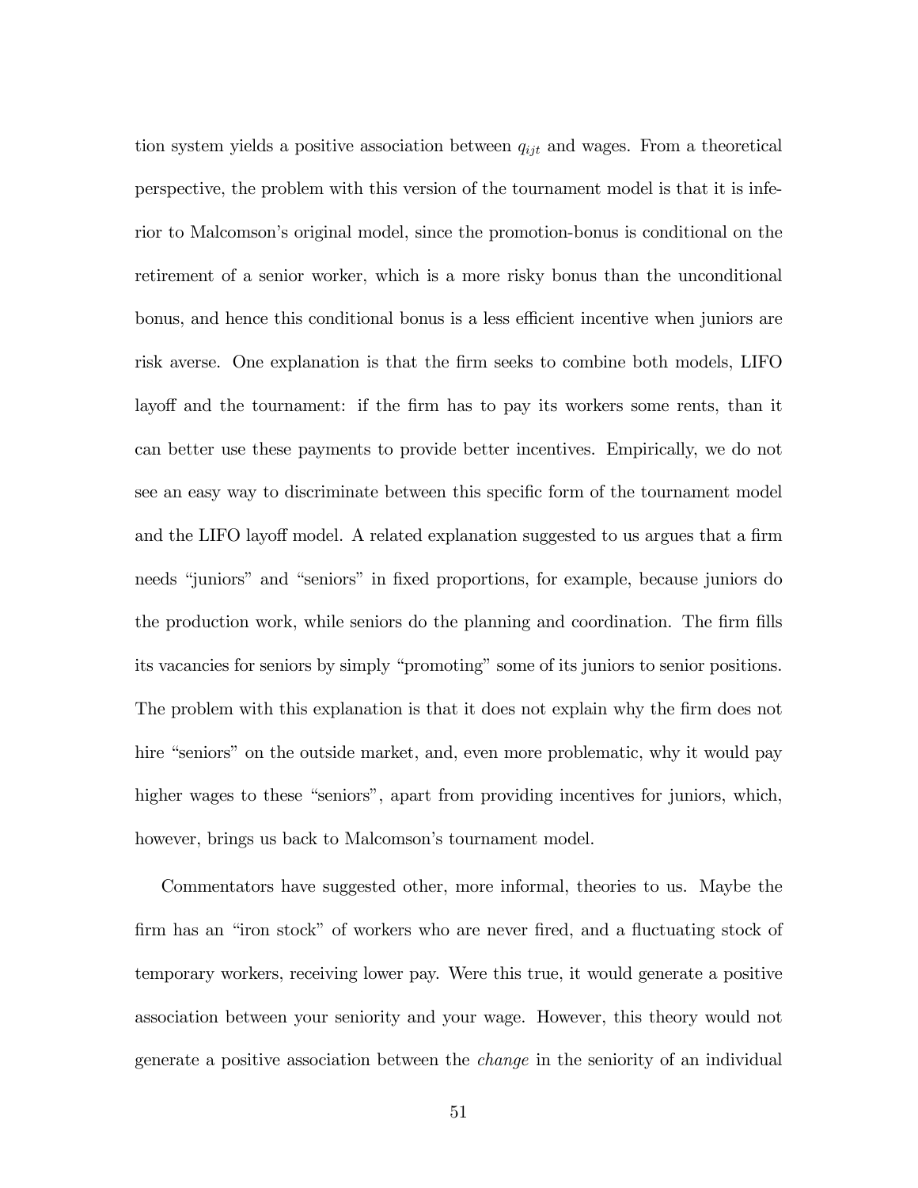tion system yields a positive association between $q_{ijt}$ and wages. From a theoretical perspective, the problem with this version of the tournament model is that it is inferior to Malcomson's original model, since the promotion-bonus is conditional on the retirement of a senior worker, which is a more risky bonus than the unconditional bonus, and hence this conditional bonus is a less efficient incentive when juniors are risk averse. One explanation is that the firm seeks to combine both models, LIFO layoff and the tournament: if the firm has to pay its workers some rents, than it can better use these payments to provide better incentives. Empirically, we do not see an easy way to discriminate between this specific form of the tournament model and the LIFO layoff model. A related explanation suggested to us argues that a firm needs "juniors" and "seniors" in fixed proportions, for example, because juniors do the production work, while seniors do the planning and coordination. The firm fills its vacancies for seniors by simply "promoting" some of its juniors to senior positions. The problem with this explanation is that it does not explain why the firm does not hire "seniors" on the outside market, and, even more problematic, why it would pay higher wages to these "seniors", apart from providing incentives for juniors, which, however, brings us back to Malcomson's tournament model.

Commentators have suggested other, more informal, theories to us. Maybe the firm has an "iron stock" of workers who are never fired, and a fluctuating stock of temporary workers, receiving lower pay. Were this true, it would generate a positive association between your seniority and your wage. However, this theory would not generate a positive association between the *change* in the seniority of an individual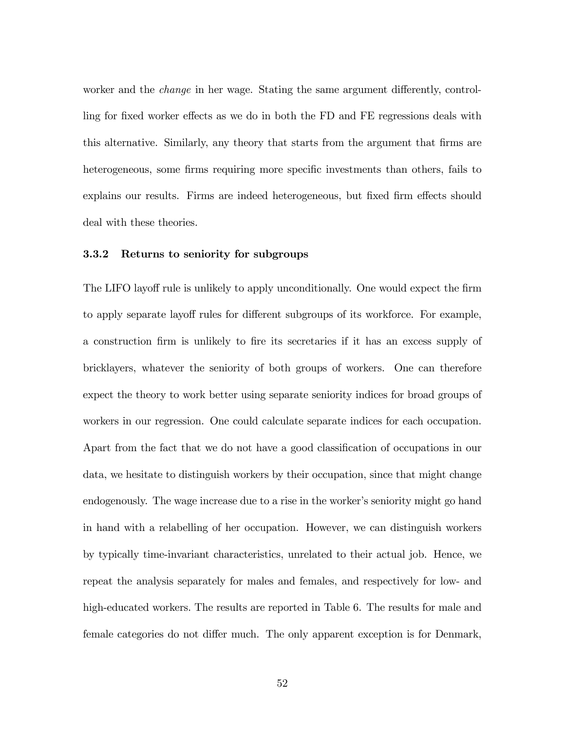worker and the *change* in her wage. Stating the same argument differently, controlling for fixed worker effects as we do in both the FD and FE regressions deals with this alternative. Similarly, any theory that starts from the argument that firms are heterogeneous, some firms requiring more specific investments than others, fails to explains our results. Firms are indeed heterogeneous, but fixed firm effects should deal with these theories.

### 3.3.2 Returns to seniority for subgroups

The LIFO layoff rule is unlikely to apply unconditionally. One would expect the firm to apply separate layoff rules for different subgroups of its workforce. For example, a construction firm is unlikely to fire its secretaries if it has an excess supply of bricklayers, whatever the seniority of both groups of workers. One can therefore expect the theory to work better using separate seniority indices for broad groups of workers in our regression. One could calculate separate indices for each occupation. Apart from the fact that we do not have a good classification of occupations in our data, we hesitate to distinguish workers by their occupation, since that might change endogenously. The wage increase due to a rise in the worker's seniority might go hand in hand with a relabelling of her occupation. However, we can distinguish workers by typically time-invariant characteristics, unrelated to their actual job. Hence, we repeat the analysis separately for males and females, and respectively for low- and high-educated workers. The results are reported in Table 6. The results for male and female categories do not differ much. The only apparent exception is for Denmark,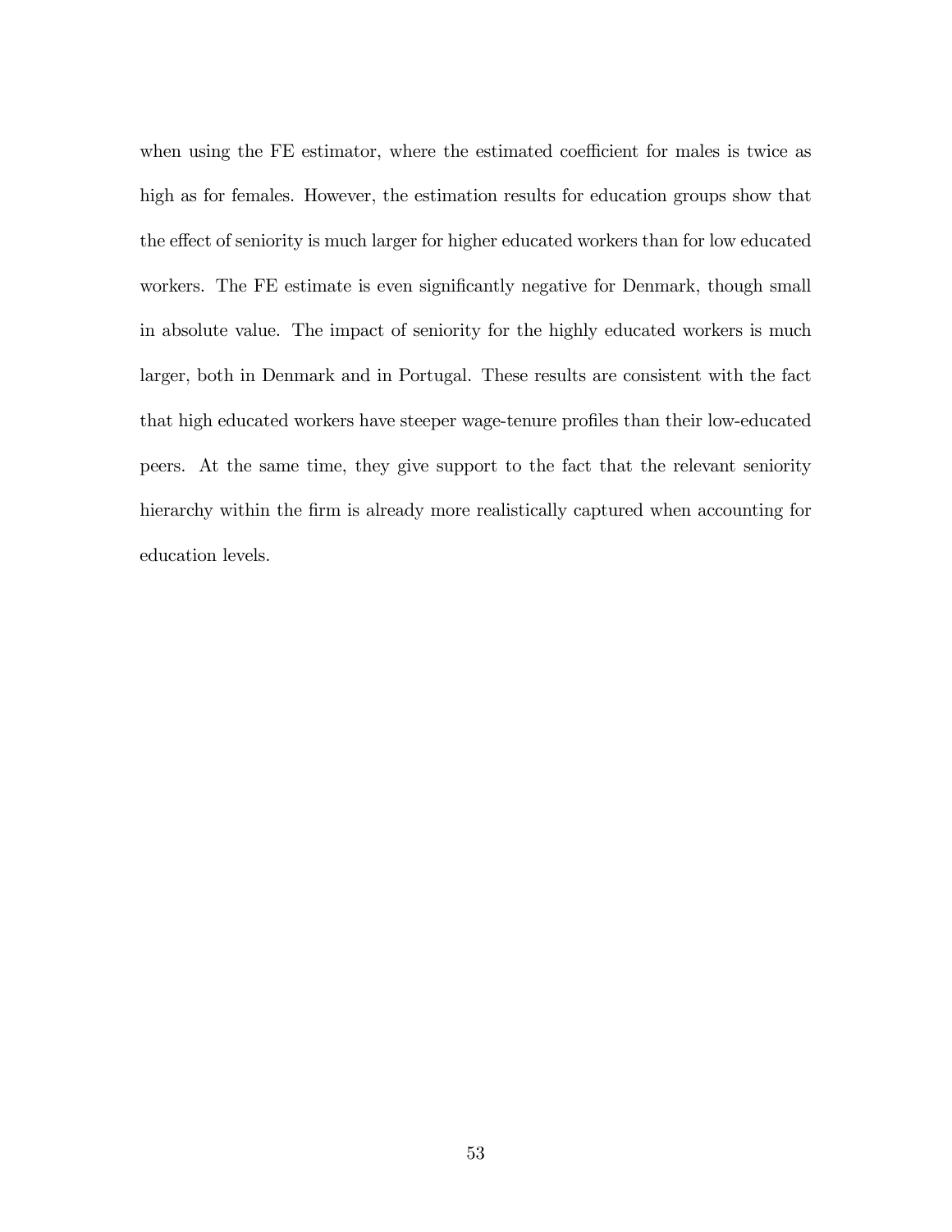when using the FE estimator, where the estimated coefficient for males is twice as high as for females. However, the estimation results for education groups show that the effect of seniority is much larger for higher educated workers than for low educated workers. The FE estimate is even significantly negative for Denmark, though small in absolute value. The impact of seniority for the highly educated workers is much larger, both in Denmark and in Portugal. These results are consistent with the fact that high educated workers have steeper wage-tenure profiles than their low-educated peers. At the same time, they give support to the fact that the relevant seniority hierarchy within the firm is already more realistically captured when accounting for education levels.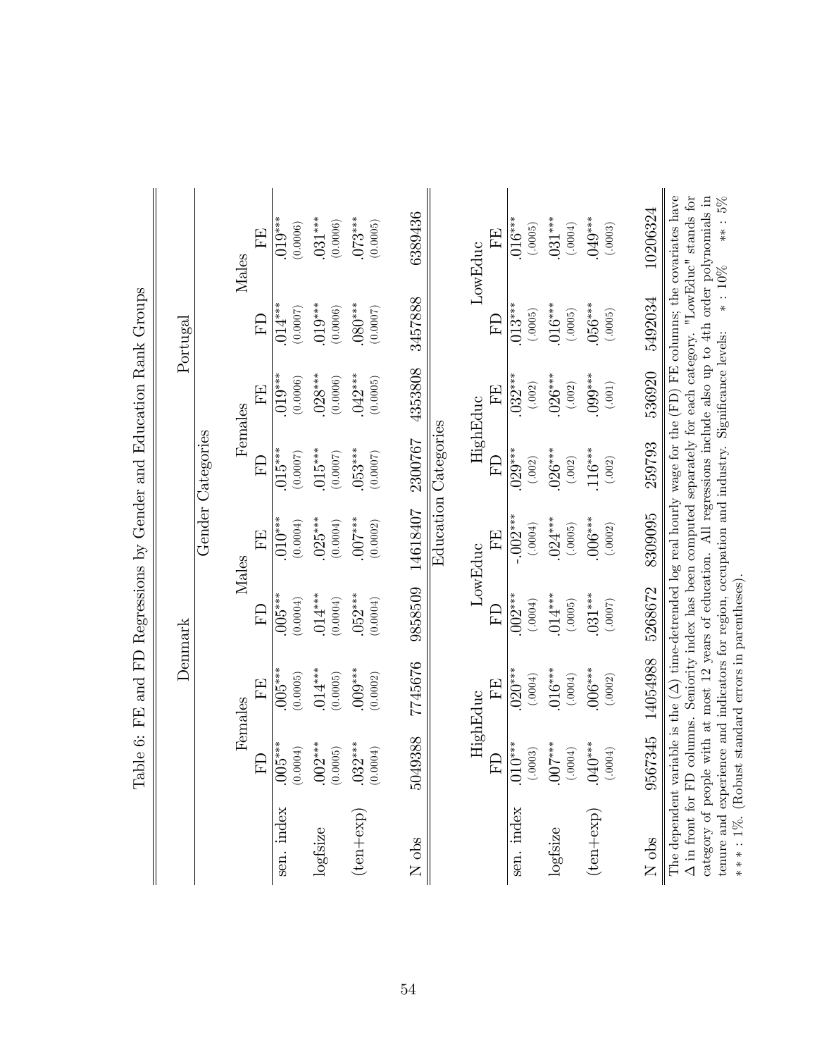Table 6: FE and FD Regressions by Gender and Education Rank Groups

| | Denmark | | | | Portugal | | | |
|---|---|---|---|---|---|---|---|---|
| | Gender Categories | | | | | | | |
| | Females | | Males | | Females | | Males | |
| | FD | FE | FD | FE | FD | FE | FD | FE |
| sen. index | .005*** (0.0004) | .005*** (0.0005) | .005*** (0.0004) | .010*** (0.0004) | .015*** (0.0007) | .019*** (0.0006) | .014*** (0.0007) | .019*** (0.0006) |
| logfsize | .002*** (0.0005) | .014*** (0.0005) | .014*** (0.0004) | .025*** (0.0004) | .015*** (0.0007) | .028*** (0.0006) | .019*** (0.0006) | .031*** (0.0006) |
| (ten+exp) | .032*** (0.0004) | .009*** (0.0002) | .052*** (0.0004) | .007*** (0.0002) | .053*** (0.0007) | .042*** (0.0005) | .080*** (0.0007) | .073*** (0.0005) |
| N obs | 5049388 | 7745676 | 9858509 | 14618407 | 2300767 | 4353808 | 3457888 | 6389436 |
| | Education Categories | | | | | | | |
| | HighEduc | | LowEduc | | HighEduc | | LowEduc | |
| | FD | FE | FD | FE | FD | FE | FD | FE |
| sen. index | .010*** (.0003) | .020*** (.0004) | .002*** (.0004) | -.002*** (.0004) | .029*** (.002) | .032*** (.002) | .013*** (.0005) | .016*** (.0005) |
| logfsize | .007*** (.0004) | .016*** (.0004) | .014*** (.0005) | .024*** (.0005) | .026*** (.002) | .026*** (.002) | .016*** (.0005) | .031*** (.0004) |
| (ten+exp) | .040*** (.0004) | .006*** (.0002) | .031*** (.0007) | .006*** (.0002) | .116*** (.002) | .099*** (.001) | .056*** (.0005) | .049*** (.0003) |
| N obs | 9567345 | 14054988 | 5268672 | 8309095 | 259793 | 536920 | 5492034 | 10206324 |

The dependent variable is the ($\Delta$) time-detrended log real hourly wage for the (FD) FE columns; the covariates have $\Delta$ in front for FD columns. Seniority index has been computed separately for each category. "LowEduc" stands for category of people with at most 12 years of education. All regressions include also up to 4th order polynomials in tenure and experience and indicators for region, occupation and industry. Significance levels: $*$ : 10% $**$ : 5% $***$ : 1%. (Robust standard errors in parentheses).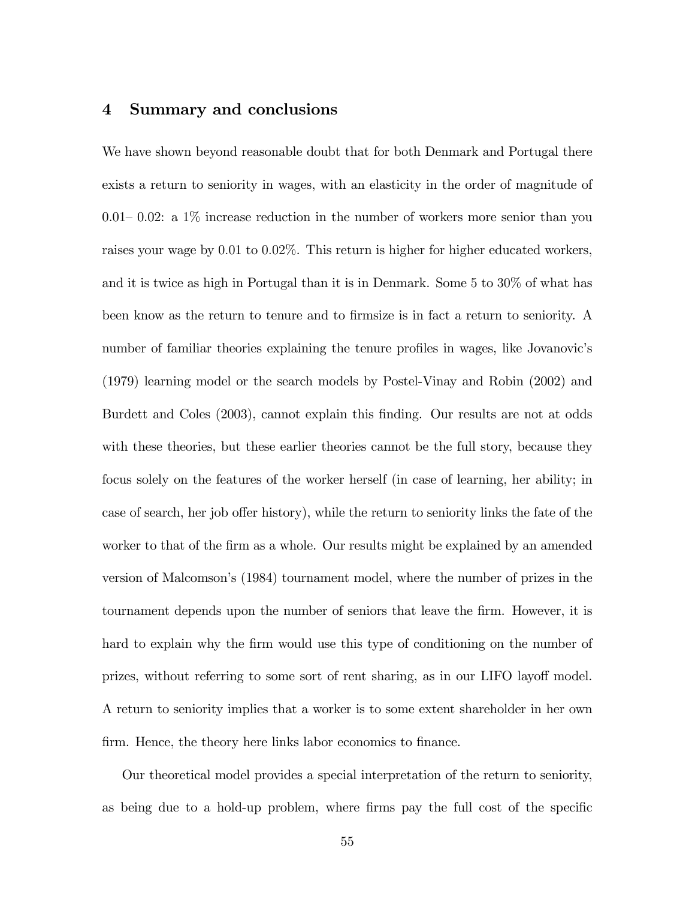## 4 Summary and conclusions

We have shown beyond reasonable doubt that for both Denmark and Portugal there exists a return to seniority in wages, with an elasticity in the order of magnitude of 0.01– 0.02: a 1% increase reduction in the number of workers more senior than you raises your wage by 0.01 to 0.02%. This return is higher for higher educated workers, and it is twice as high in Portugal than it is in Denmark. Some 5 to 30% of what has been know as the return to tenure and to firmsize is in fact a return to seniority. A number of familiar theories explaining the tenure profiles in wages, like Jovanovic's (1979) learning model or the search models by Postel-Vinay and Robin (2002) and Burdett and Coles (2003), cannot explain this finding. Our results are not at odds with these theories, but these earlier theories cannot be the full story, because they focus solely on the features of the worker herself (in case of learning, her ability; in case of search, her job offer history), while the return to seniority links the fate of the worker to that of the firm as a whole. Our results might be explained by an amended version of Malcomson's (1984) tournament model, where the number of prizes in the tournament depends upon the number of seniors that leave the firm. However, it is hard to explain why the firm would use this type of conditioning on the number of prizes, without referring to some sort of rent sharing, as in our LIFO layoff model. A return to seniority implies that a worker is to some extent shareholder in her own firm. Hence, the theory here links labor economics to finance.

Our theoretical model provides a special interpretation of the return to seniority, as being due to a hold-up problem, where firms pay the full cost of the specific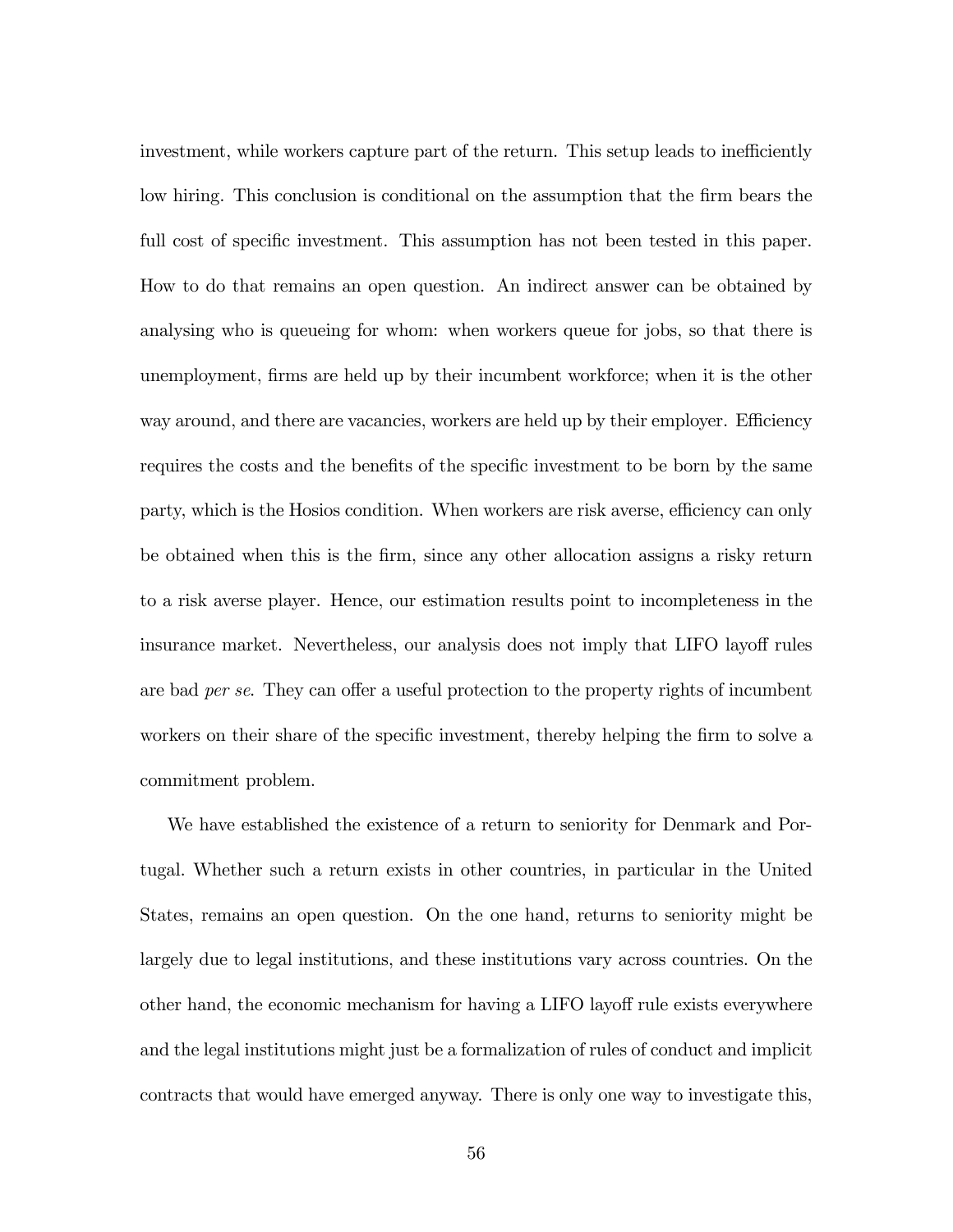investment, while workers capture part of the return. This setup leads to inefficiently low hiring. This conclusion is conditional on the assumption that the firm bears the full cost of specific investment. This assumption has not been tested in this paper. How to do that remains an open question. An indirect answer can be obtained by analysing who is queueing for whom: when workers queue for jobs, so that there is unemployment, firms are held up by their incumbent workforce; when it is the other way around, and there are vacancies, workers are held up by their employer. Efficiency requires the costs and the benefits of the specific investment to be born by the same party, which is the Hosios condition. When workers are risk averse, efficiency can only be obtained when this is the firm, since any other allocation assigns a risky return to a risk averse player. Hence, our estimation results point to incompleteness in the insurance market. Nevertheless, our analysis does not imply that LIFO layoff rules are bad *per se*. They can offer a useful protection to the property rights of incumbent workers on their share of the specific investment, thereby helping the firm to solve a commitment problem.

We have established the existence of a return to seniority for Denmark and Portugal. Whether such a return exists in other countries, in particular in the United States, remains an open question. On the one hand, returns to seniority might be largely due to legal institutions, and these institutions vary across countries. On the other hand, the economic mechanism for having a LIFO layoff rule exists everywhere and the legal institutions might just be a formalization of rules of conduct and implicit contracts that would have emerged anyway. There is only one way to investigate this,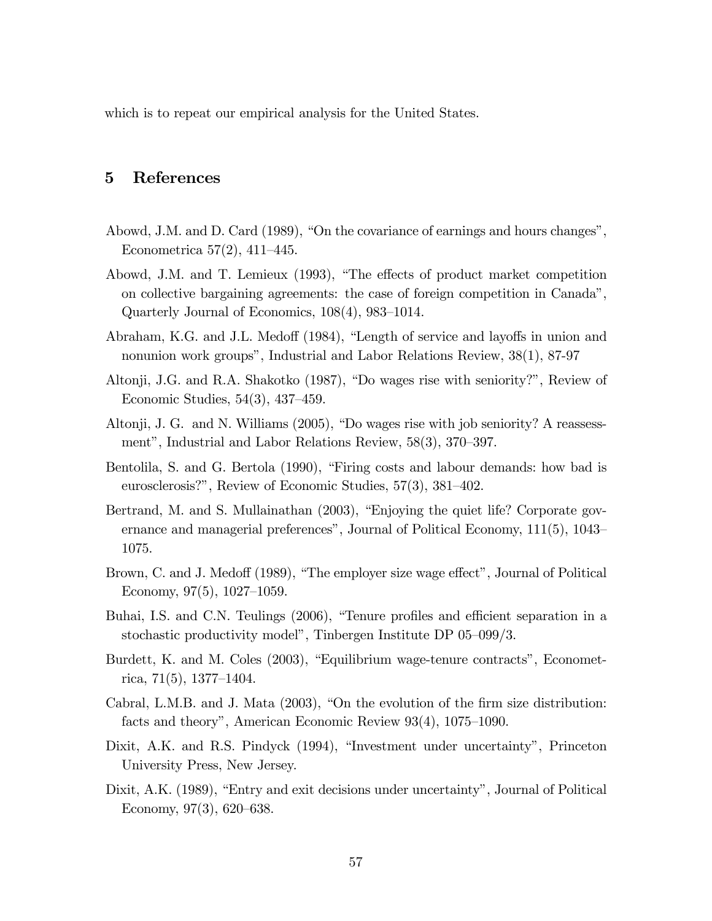which is to repeat our empirical analysis for the United States.

## 5 References

Abowd, J.M. and D. Card (1989), "On the covariance of earnings and hours changes", Econometrica 57(2), 411–445.

Abowd, J.M. and T. Lemieux (1993), "The effects of product market competition on collective bargaining agreements: the case of foreign competition in Canada", Quarterly Journal of Economics, 108(4), 983–1014.

Abraham, K.G. and J.L. Medoff (1984), "Length of service and layoffs in union and nonunion work groups", Industrial and Labor Relations Review, 38(1), 87-97

Altonji, J.G. and R.A. Shakotko (1987), "Do wages rise with seniority?", Review of Economic Studies, 54(3), 437–459.

Altonji, J. G. and N. Williams (2005), "Do wages rise with job seniority? A reassessment", Industrial and Labor Relations Review, 58(3), 370–397.

Bentolila, S. and G. Bertola (1990), "Firing costs and labour demands: how bad is eurosclerosis?", Review of Economic Studies, 57(3), 381–402.

Bertrand, M. and S. Mullainathan (2003), "Enjoying the quiet life? Corporate governance and managerial preferences", Journal of Political Economy, 111(5), 1043–1075.

Brown, C. and J. Medoff (1989), "The employer size wage effect", Journal of Political Economy, 97(5), 1027–1059.

Buhai, I.S. and C.N. Teulings (2006), "Tenure profiles and efficient separation in a stochastic productivity model", Tinbergen Institute DP 05–099/3.

Burdett, K. and M. Coles (2003), "Equilibrium wage-tenure contracts", Econometrica, 71(5), 1377–1404.

Cabral, L.M.B. and J. Mata (2003), "On the evolution of the firm size distribution: facts and theory", American Economic Review 93(4), 1075–1090.

Dixit, A.K. and R.S. Pindyck (1994), "Investment under uncertainty", Princeton University Press, New Jersey.

Dixit, A.K. (1989), "Entry and exit decisions under uncertainty", Journal of Political Economy, 97(3), 620–638.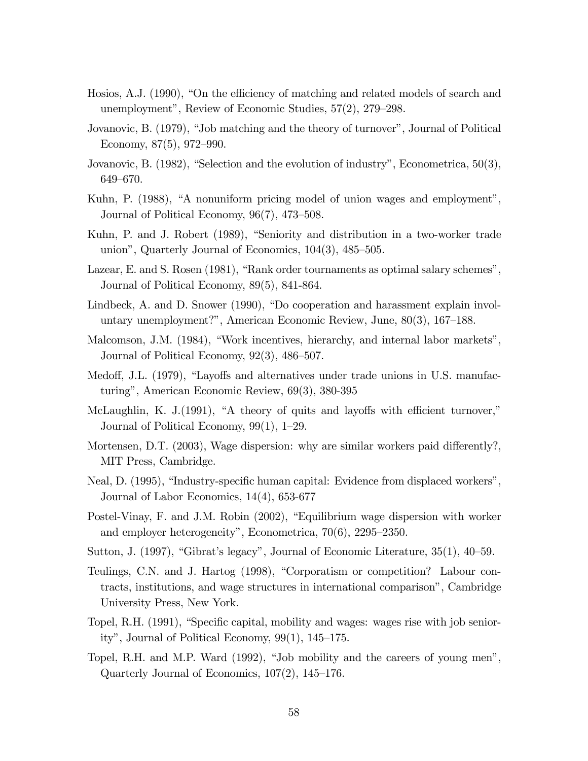Hosios, A.J. (1990), "On the efficiency of matching and related models of search and unemployment", Review of Economic Studies, 57(2), 279–298.

Jovanovic, B. (1979), "Job matching and the theory of turnover", Journal of Political Economy, 87(5), 972–990.

Jovanovic, B. (1982), "Selection and the evolution of industry", Econometrica, 50(3), 649–670.

Kuhn, P. (1988), "A nonuniform pricing model of union wages and employment", Journal of Political Economy, 96(7), 473–508.

Kuhn, P. and J. Robert (1989), "Seniority and distribution in a two-worker trade union", Quarterly Journal of Economics, 104(3), 485–505.

Lazear, E. and S. Rosen (1981), "Rank order tournaments as optimal salary schemes", Journal of Political Economy, 89(5), 841-864.

Lindbeck, A. and D. Snower (1990), "Do cooperation and harassment explain involuntary unemployment?", American Economic Review, June, 80(3), 167–188.

Malcomson, J.M. (1984), "Work incentives, hierarchy, and internal labor markets", Journal of Political Economy, 92(3), 486–507.

Medoff, J.L. (1979), "Layoffs and alternatives under trade unions in U.S. manufacturing", American Economic Review, 69(3), 380-395

McLaughlin, K. J.(1991), "A theory of quits and layoffs with efficient turnover," Journal of Political Economy, 99(1), 1–29.

Mortensen, D.T. (2003), Wage dispersion: why are similar workers paid differently?, MIT Press, Cambridge.

Neal, D. (1995), "Industry-specific human capital: Evidence from displaced workers", Journal of Labor Economics, 14(4), 653-677

Postel-Vinay, F. and J.M. Robin (2002), "Equilibrium wage dispersion with worker and employer heterogeneity", Econometrica, 70(6), 2295–2350.

Sutton, J. (1997), "Gibrat's legacy", Journal of Economic Literature, 35(1), 40–59.

Teulings, C.N. and J. Hartog (1998), "Corporatism or competition? Labour contracts, institutions, and wage structures in international comparison", Cambridge University Press, New York.

Topel, R.H. (1991), "Specific capital, mobility and wages: wages rise with job seniority", Journal of Political Economy, 99(1), 145–175.

Topel, R.H. and M.P. Ward (1992), "Job mobility and the careers of young men", Quarterly Journal of Economics, 107(2), 145–176.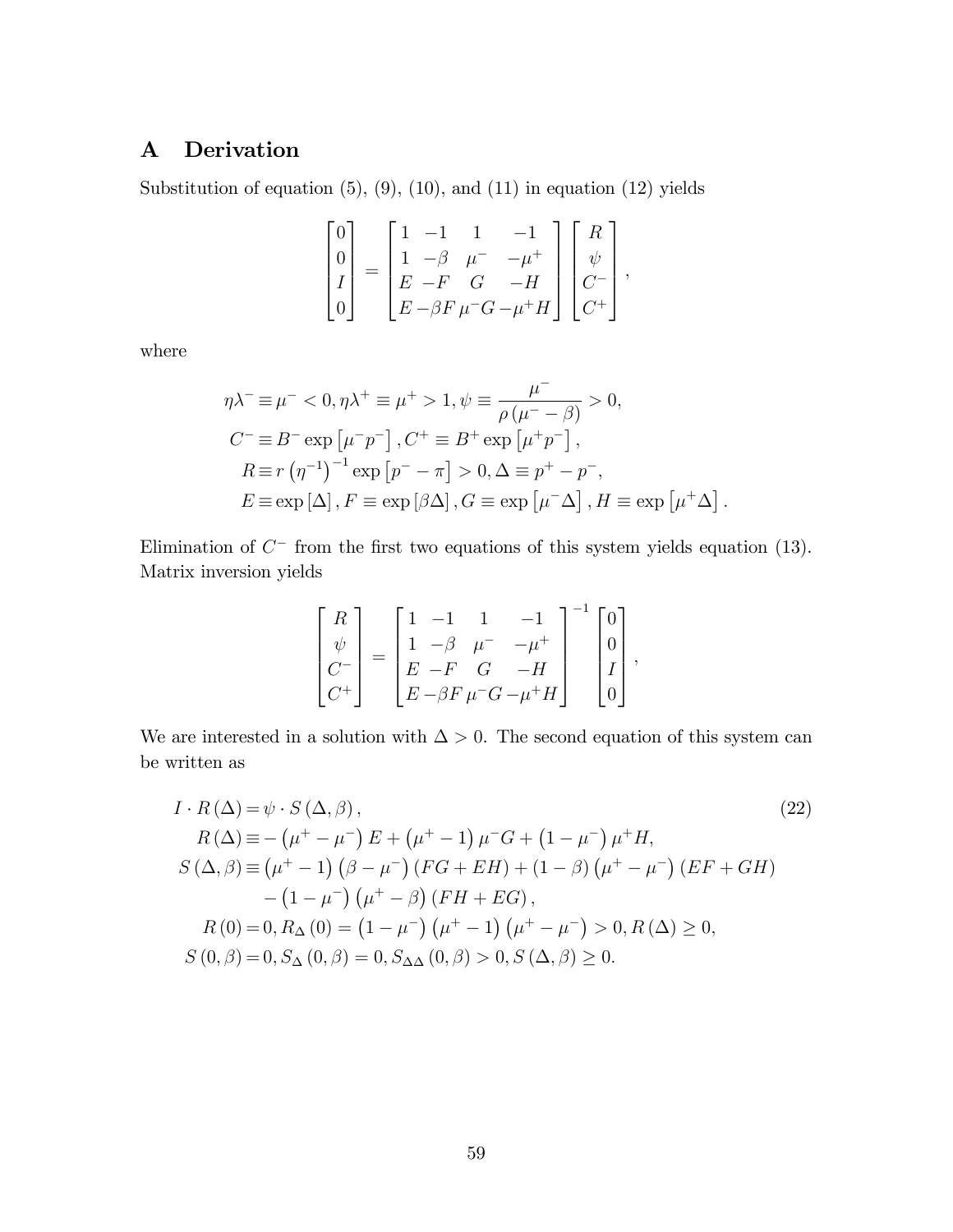# A Derivation

Substitution of equation (5), (9), (10), and (11) in equation (12) yields

$$
\begin{bmatrix} 0 \\ 0 \\ I \\ 0 \end{bmatrix} = \begin{bmatrix} 1 & -1 & 1 & -1 \\ 1 & -\beta & \mu^- & -\mu^+ \\ E & -F & G & -H \\ E & -\beta F & \mu^- G & -\mu^+ H \end{bmatrix} \begin{bmatrix} R \\ \psi \\ C^- \\ C^+ \end{bmatrix},
$$

where

$$
\begin{aligned}
\eta\lambda^- \equiv \mu^- < 0, \eta\lambda^+ \equiv \mu^+ > 1, \psi \equiv \frac{\mu^-}{\rho(\mu^- - \beta)} > 0, \\
C^- \equiv B^- \exp\left[\mu^- p^-\right], C^+ \equiv B^+ \exp\left[\mu^+ p^-\right], \\
R \equiv r\left(\eta^{-1}\right)^{-1} \exp\left[p^- - \pi\right] > 0, \Delta \equiv p^+ - p^-, \\
E \equiv \exp[\Delta], F \equiv \exp[\beta\Delta], G \equiv \exp\left[\mu^-\Delta\right], H \equiv \exp\left[\mu^+\Delta\right].
\end{aligned}
$$

Elimination of $C^-$ from the first two equations of this system yields equation (13). Matrix inversion yields

$$
\begin{bmatrix} R \\ \psi \\ C^- \\ C^+ \end{bmatrix} = \begin{bmatrix} 1 & -1 & 1 & -1 \\ 1 & -\beta & \mu^- & -\mu^+ \\ E & -F & G & -H \\ E & -\beta F & \mu^- G & -\mu^+ H \end{bmatrix}^{-1} \begin{bmatrix} 0 \\ 0 \\ I \\ 0 \end{bmatrix},
$$

We are interested in a solution with $\Delta > 0$. The second equation of this system can be written as

$$
\begin{aligned}
I \cdot R(\Delta) &= \psi \cdot S(\Delta, \beta), \qquad (22) \\
R(\Delta) &\equiv -\left(\mu^+ - \mu^-\right) E + \left(\mu^+ - 1\right)\mu^- G + \left(1 - \mu^-\right)\mu^+ H, \\
S(\Delta, \beta) &\equiv \left(\mu^+ - 1\right)\left(\beta - \mu^-\right)(FG + EH) + (1 - \beta)\left(\mu^+ - \mu^-\right)(EF + GH) \\
&\quad - \left(1 - \mu^-\right)\left(\mu^+ - \beta\right)(FH + EG), \\
R(0) &= 0, R_\Delta(0) = \left(1 - \mu^-\right)\left(\mu^+ - 1\right)\left(\mu^+ - \mu^-\right) > 0, R(\Delta) \geq 0, \\
S(0, \beta) &= 0, S_\Delta(0, \beta) = 0, S_{\Delta\Delta}(0, \beta) > 0, S(\Delta, \beta) \geq 0.
\end{aligned}
$$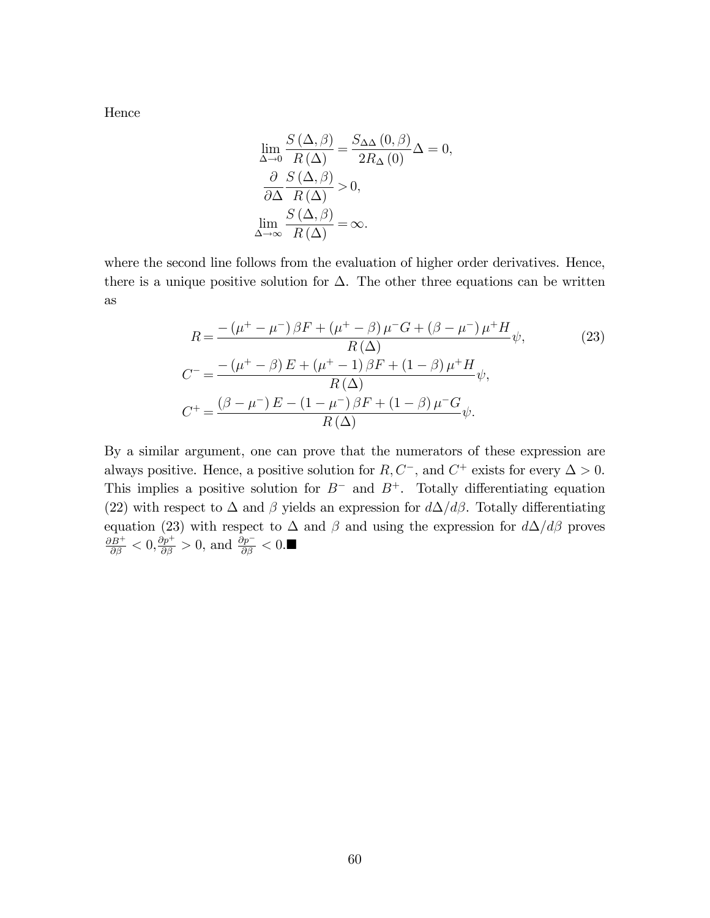Hence

$$
\begin{aligned}
\lim_{\Delta \to 0} \frac{S(\Delta, \beta)}{R(\Delta)} &= \frac{S_{\Delta\Delta}(0, \beta)}{2R_{\Delta}(0)} \Delta = 0, \\
\frac{\partial}{\partial \Delta} \frac{S(\Delta, \beta)}{R(\Delta)} &> 0, \\
\lim_{\Delta \to \infty} \frac{S(\Delta, \beta)}{R(\Delta)} &= \infty.
\end{aligned}
$$

where the second line follows from the evaluation of higher order derivatives. Hence, there is a unique positive solution for $\Delta$. The other three equations can be written as

$$
\begin{aligned}
R &= \frac{-(\mu^+ - \mu^-)\beta F + (\mu^+ - \beta)\mu^- G + (\beta - \mu^-)\mu^+ H}{R(\Delta)} \psi, \\
C^- &= \frac{-(\mu^+ - \beta) E + (\mu^+ - 1)\beta F + (1 - \beta)\mu^+ H}{R(\Delta)} \psi, \\
C^+ &= \frac{(\beta - \mu^-) E - (1 - \mu^-)\beta F + (1 - \beta)\mu^- G}{R(\Delta)} \psi.
\end{aligned} \tag{23}
$$

By a similar argument, one can prove that the numerators of these expression are always positive. Hence, a positive solution for $R, C^-$, and $C^+$ exists for every $\Delta > 0$. This implies a positive solution for $B^-$ and $B^+$. Totally differentiating equation (22) with respect to $\Delta$ and $\beta$ yields an expression for $d\Delta/d\beta$. Totally differentiating equation (23) with respect to $\Delta$ and $\beta$ and using the expression for $d\Delta/d\beta$ proves $\frac{\partial B^+}{\partial \beta} < 0, \frac{\partial p^+}{\partial \beta} > 0$, and $\frac{\partial p^-}{\partial \beta} < 0$.■